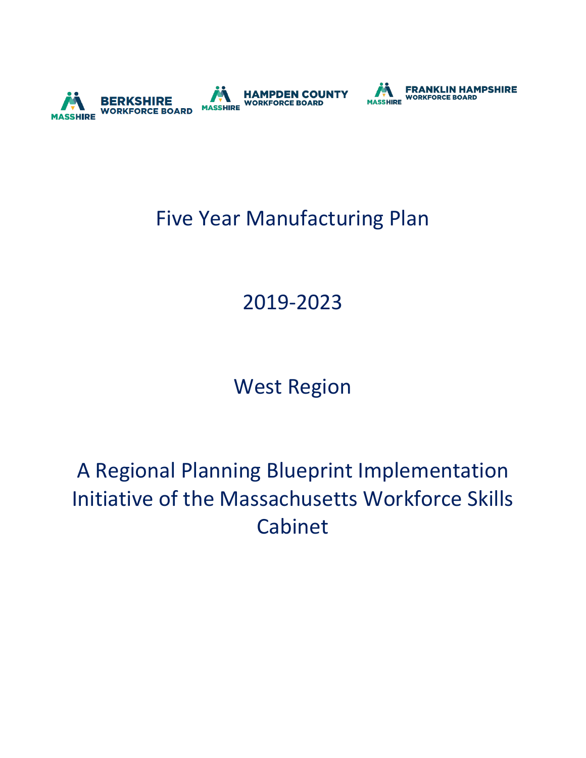MASSHIRE BERKSHIRE WORKFORCE BOARD | MASSHIRE HAMPDEN COUNTY WORKFORCE BOARD | MASSHIRE FRANKLIN HAMPSHIRE WORKFORCE BOARD

# Five Year Manufacturing Plan

# 2019-2023

# West Region

# A Regional Planning Blueprint Implementation Initiative of the Massachusetts Workforce Skills Cabinet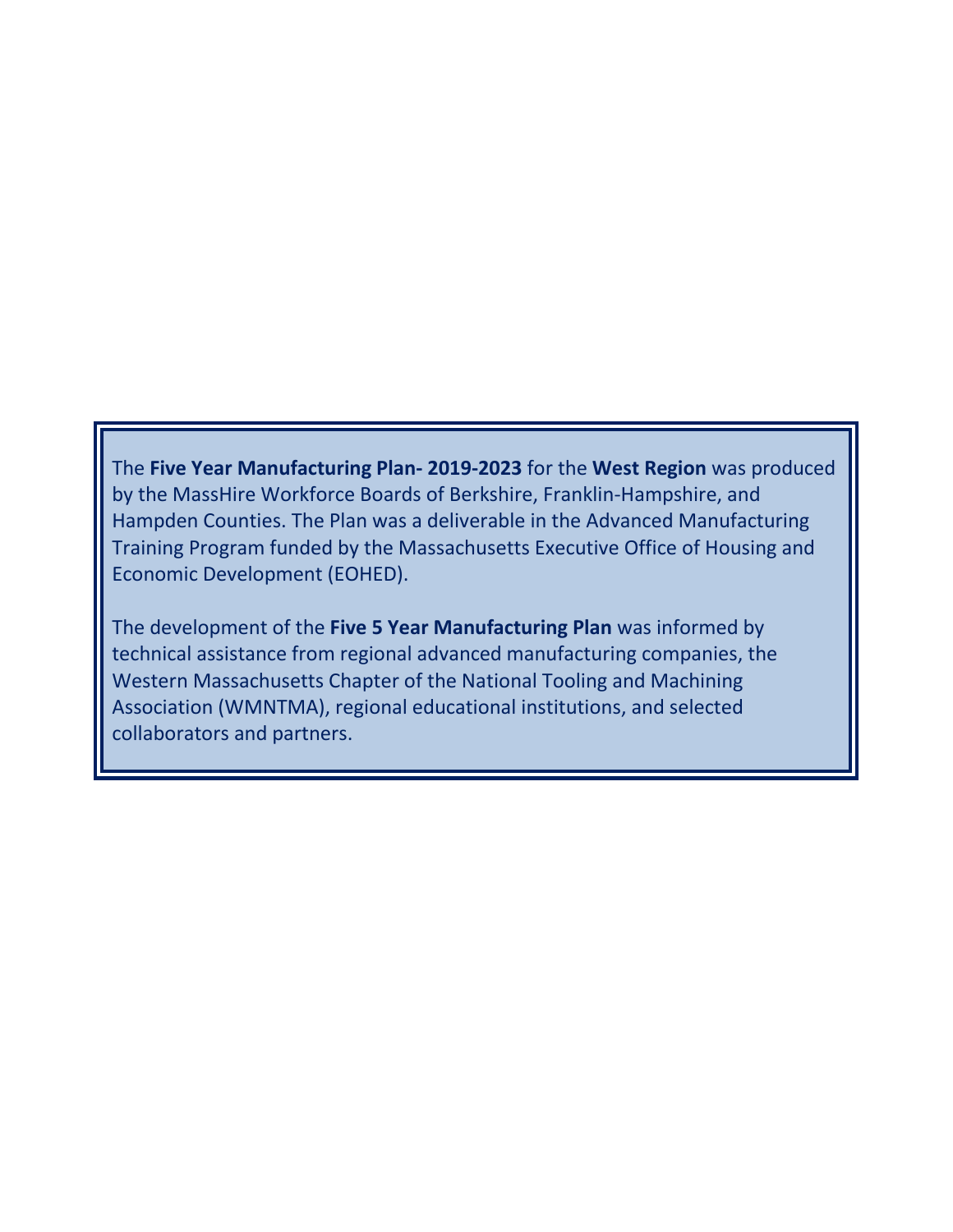The **Five Year Manufacturing Plan- 2019-2023** for the **West Region** was produced by the MassHire Workforce Boards of Berkshire, Franklin-Hampshire, and Hampden Counties. The Plan was a deliverable in the Advanced Manufacturing Training Program funded by the Massachusetts Executive Office of Housing and Economic Development (EOHED).

The development of the **Five 5 Year Manufacturing Plan** was informed by technical assistance from regional advanced manufacturing companies, the Western Massachusetts Chapter of the National Tooling and Machining Association (WMNTMA), regional educational institutions, and selected collaborators and partners.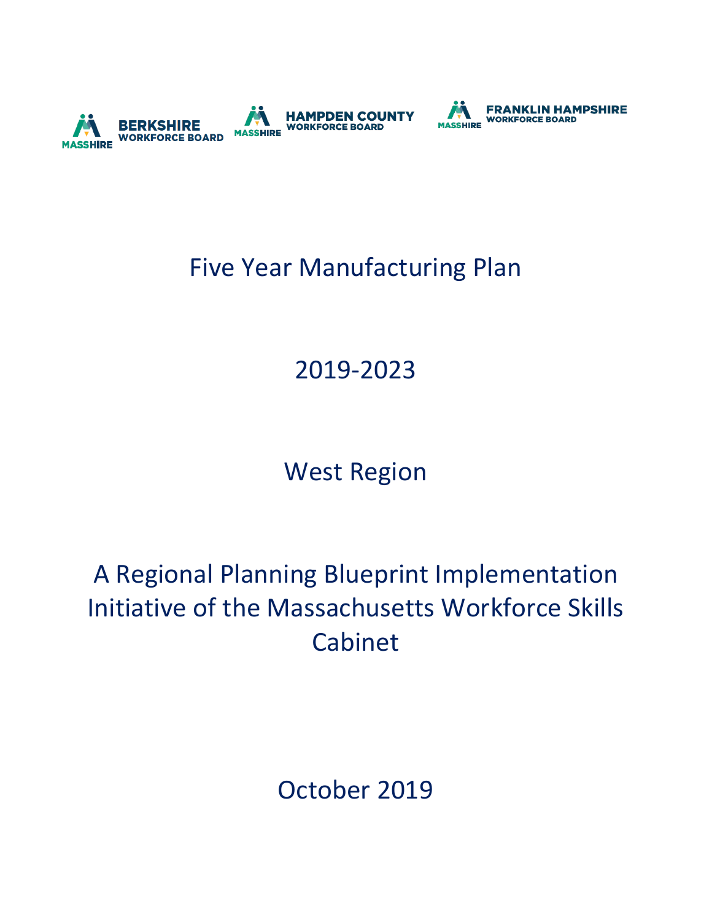MASSHIRE BERKSHIRE WORKFORCE BOARD

MASSHIRE HAMPDEN COUNTY WORKFORCE BOARD

MASSHIRE FRANKLIN HAMPSHIRE WORKFORCE BOARD

# Five Year Manufacturing Plan

## 2019-2023

## West Region

## A Regional Planning Blueprint Implementation Initiative of the Massachusetts Workforce Skills Cabinet

October 2019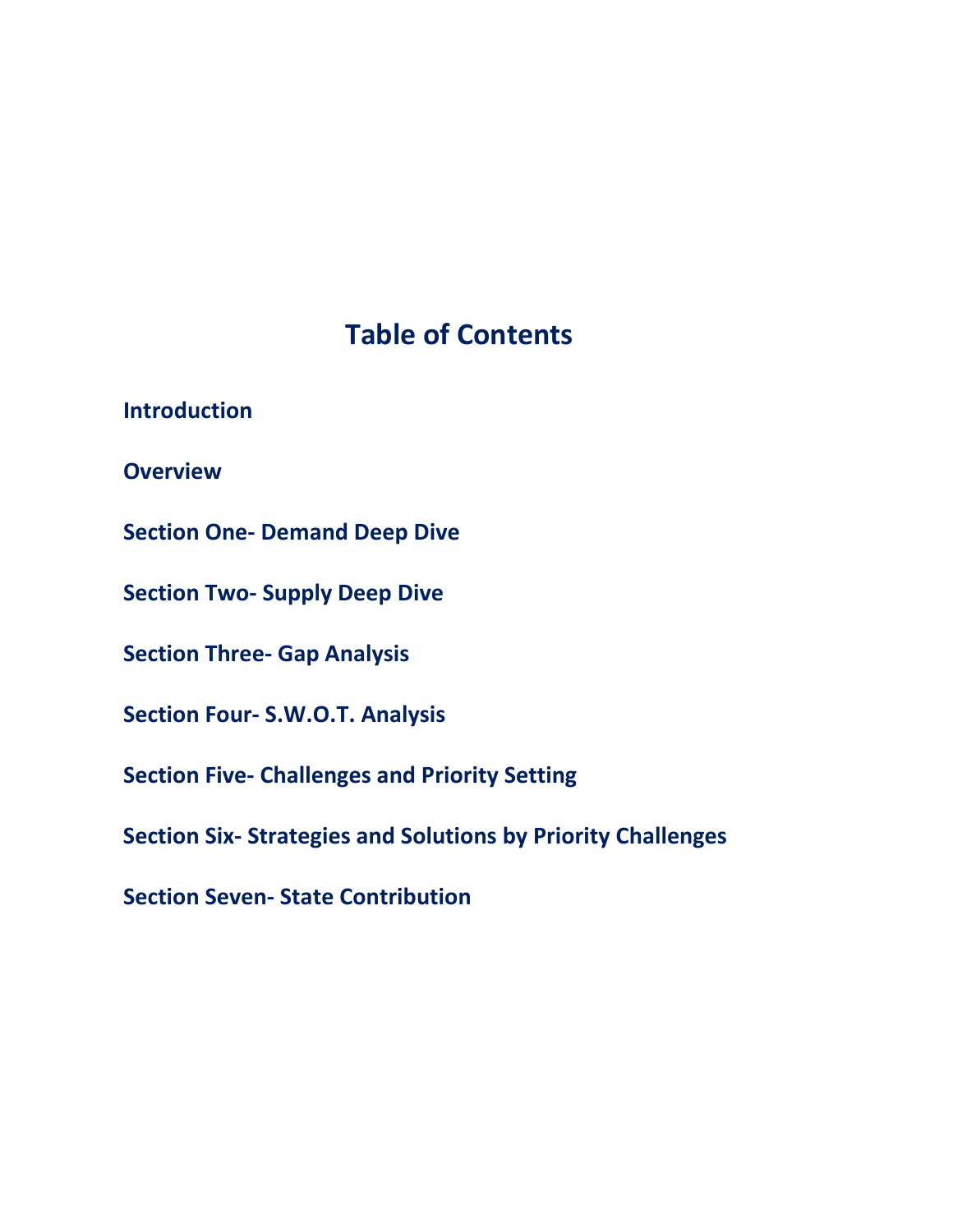# Table of Contents

**Introduction**

**Overview**

**Section One- Demand Deep Dive**

**Section Two- Supply Deep Dive**

**Section Three- Gap Analysis**

**Section Four- S.W.O.T. Analysis**

**Section Five- Challenges and Priority Setting**

**Section Six- Strategies and Solutions by Priority Challenges**

**Section Seven- State Contribution**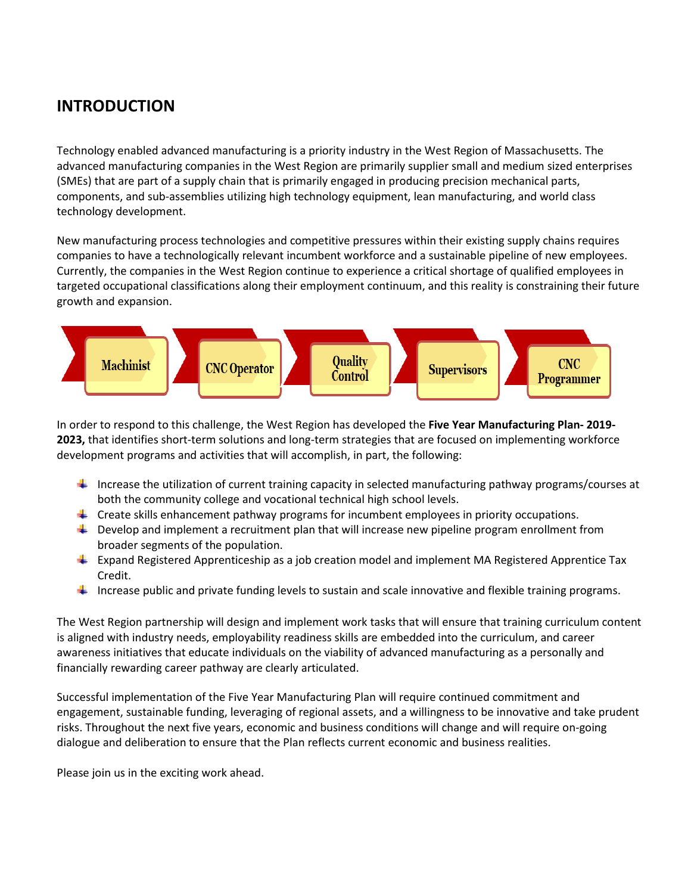## INTRODUCTION

Technology enabled advanced manufacturing is a priority industry in the West Region of Massachusetts. The advanced manufacturing companies in the West Region are primarily supplier small and medium sized enterprises (SMEs) that are part of a supply chain that is primarily engaged in producing precision mechanical parts, components, and sub-assemblies utilizing high technology equipment, lean manufacturing, and world class technology development.

New manufacturing process technologies and competitive pressures within their existing supply chains requires companies to have a technologically relevant incumbent workforce and a sustainable pipeline of new employees. Currently, the companies in the West Region continue to experience a critical shortage of qualified employees in targeted occupational classifications along their employment continuum, and this reality is constraining their future growth and expansion.

Machinist → CNC Operator → Quality Control → Supervisors → CNC Programmer

In order to respond to this challenge, the West Region has developed the **Five Year Manufacturing Plan- 2019-2023,** that identifies short-term solutions and long-term strategies that are focused on implementing workforce development programs and activities that will accomplish, in part, the following:

- Increase the utilization of current training capacity in selected manufacturing pathway programs/courses at both the community college and vocational technical high school levels.
- Create skills enhancement pathway programs for incumbent employees in priority occupations.
- Develop and implement a recruitment plan that will increase new pipeline program enrollment from broader segments of the population.
- Expand Registered Apprenticeship as a job creation model and implement MA Registered Apprentice Tax Credit.
- Increase public and private funding levels to sustain and scale innovative and flexible training programs.

The West Region partnership will design and implement work tasks that will ensure that training curriculum content is aligned with industry needs, employability readiness skills are embedded into the curriculum, and career awareness initiatives that educate individuals on the viability of advanced manufacturing as a personally and financially rewarding career pathway are clearly articulated.

Successful implementation of the Five Year Manufacturing Plan will require continued commitment and engagement, sustainable funding, leveraging of regional assets, and a willingness to be innovative and take prudent risks. Throughout the next five years, economic and business conditions will change and will require on-going dialogue and deliberation to ensure that the Plan reflects current economic and business realities.

Please join us in the exciting work ahead.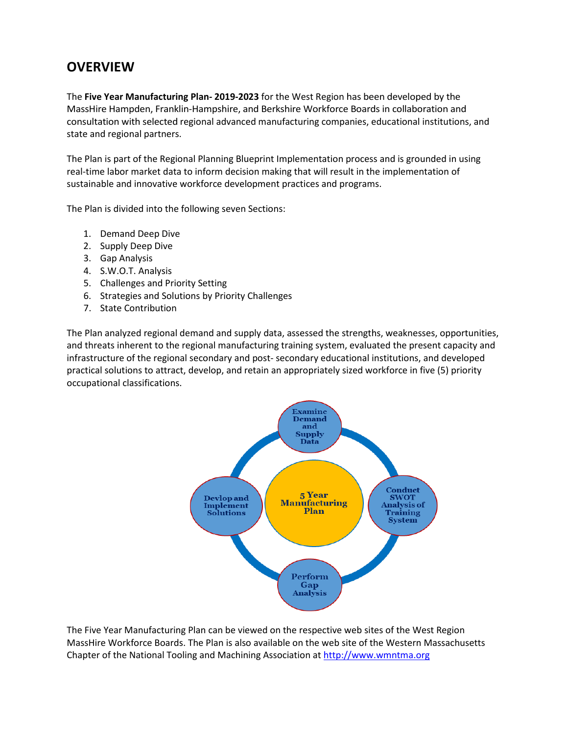## OVERVIEW

The **Five Year Manufacturing Plan- 2019-2023** for the West Region has been developed by the MassHire Hampden, Franklin-Hampshire, and Berkshire Workforce Boards in collaboration and consultation with selected regional advanced manufacturing companies, educational institutions, and state and regional partners.

The Plan is part of the Regional Planning Blueprint Implementation process and is grounded in using real-time labor market data to inform decision making that will result in the implementation of sustainable and innovative workforce development practices and programs.

The Plan is divided into the following seven Sections:

1. Demand Deep Dive
2. Supply Deep Dive
3. Gap Analysis
4. S.W.O.T. Analysis
5. Challenges and Priority Setting
6. Strategies and Solutions by Priority Challenges
7. State Contribution

The Plan analyzed regional demand and supply data, assessed the strengths, weaknesses, opportunities, and threats inherent to the regional manufacturing training system, evaluated the present capacity and infrastructure of the regional secondary and post- secondary educational institutions, and developed practical solutions to attract, develop, and retain an appropriately sized workforce in five (5) priority occupational classifications.

- 5 Year Manufacturing Plan
  - Examine Demand and Supply Data
  - Conduct SWOT Analysis of Training System
  - Perform Gap Analysis
  - Devlop and Implement Solutions

The Five Year Manufacturing Plan can be viewed on the respective web sites of the West Region MassHire Workforce Boards. The Plan is also available on the web site of the Western Massachusetts Chapter of the National Tooling and Machining Association at http://www.wmntma.org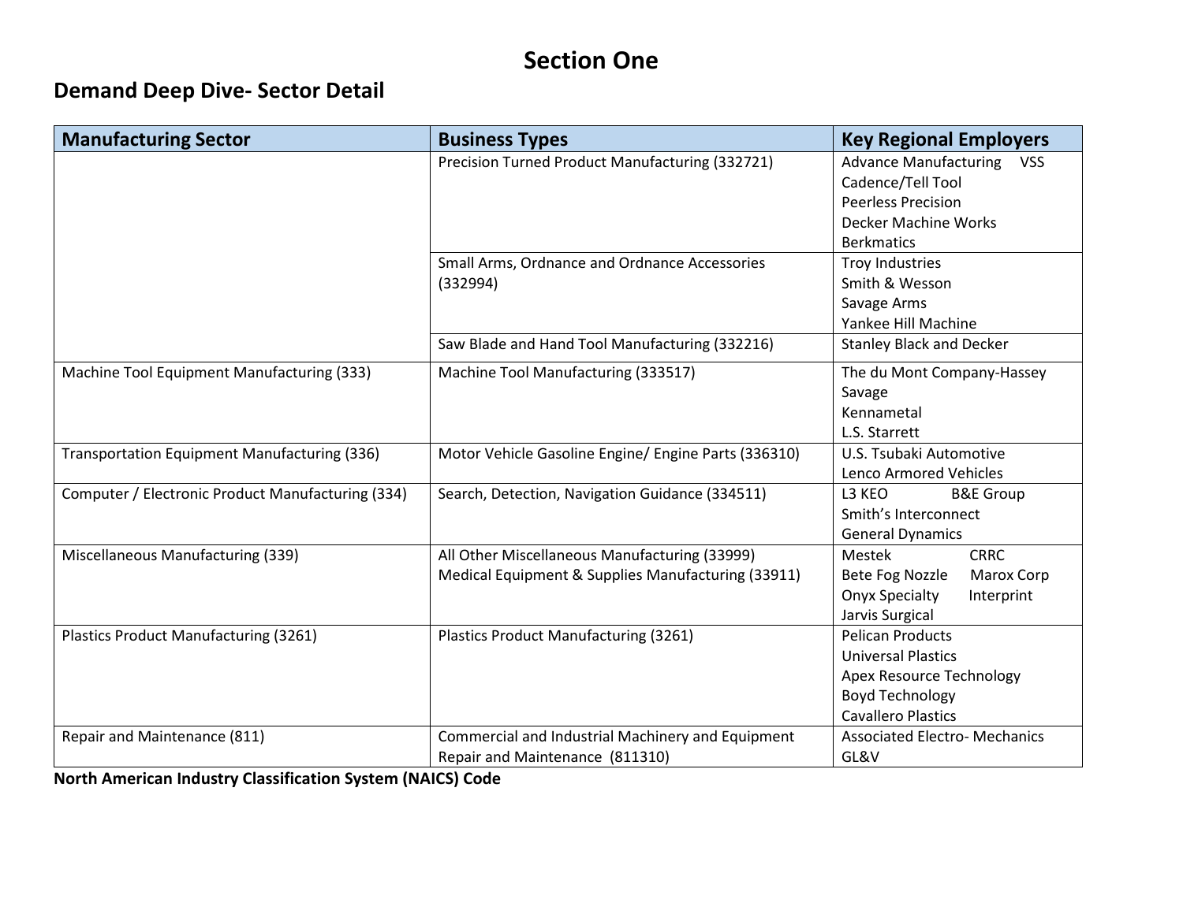# Section One

## Demand Deep Dive- Sector Detail

| Manufacturing Sector | Business Types | Key Regional Employers |
|---|---|---|
| | Precision Turned Product Manufacturing (332721) | Advance Manufacturing VSS<br>Cadence/Tell Tool<br>Peerless Precision<br>Decker Machine Works<br>Berkmatics |
| | Small Arms, Ordnance and Ordnance Accessories (332994) | Troy Industries<br>Smith & Wesson<br>Savage Arms<br>Yankee Hill Machine |
| | Saw Blade and Hand Tool Manufacturing (332216) | Stanley Black and Decker |
| Machine Tool Equipment Manufacturing (333) | Machine Tool Manufacturing (333517) | The du Mont Company-Hassey Savage<br>Kennametal<br>L.S. Starrett |
| Transportation Equipment Manufacturing (336) | Motor Vehicle Gasoline Engine/ Engine Parts (336310) | U.S. Tsubaki Automotive<br>Lenco Armored Vehicles |
| Computer / Electronic Product Manufacturing (334) | Search, Detection, Navigation Guidance (334511) | L3 KEO B&E Group<br>Smith's Interconnect<br>General Dynamics |
| Miscellaneous Manufacturing (339) | All Other Miscellaneous Manufacturing (33999)<br>Medical Equipment & Supplies Manufacturing (33911) | Mestek CRRC<br>Bete Fog Nozzle Marox Corp<br>Onyx Specialty Interprint<br>Jarvis Surgical |
| Plastics Product Manufacturing (3261) | Plastics Product Manufacturing (3261) | Pelican Products<br>Universal Plastics<br>Apex Resource Technology<br>Boyd Technology<br>Cavallero Plastics |
| Repair and Maintenance (811) | Commercial and Industrial Machinery and Equipment Repair and Maintenance (811310) | Associated Electro- Mechanics<br>GL&V |

**North American Industry Classification System (NAICS) Code**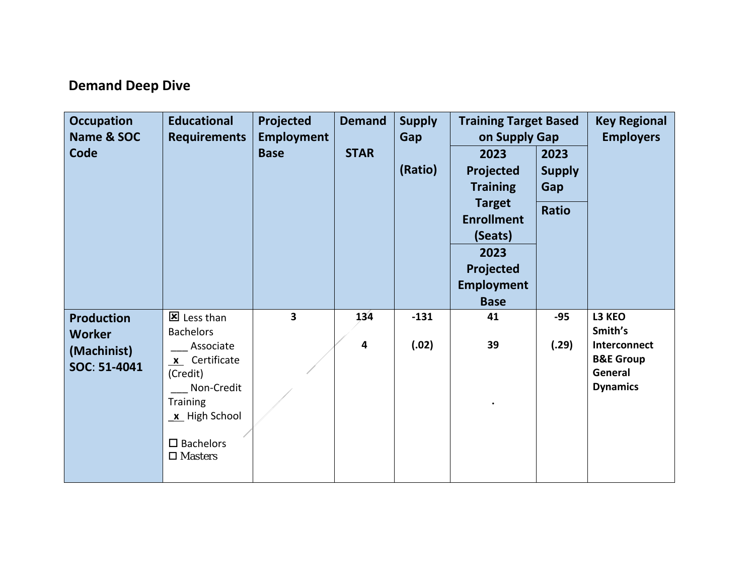## Demand Deep Dive

| Occupation Name & SOC Code | Educational Requirements | Projected Employment Base | Demand STAR | Supply Gap (Ratio) | Training Target Based on Supply Gap | | Key Regional Employers |
|---|---|---|---|---|---|---|---|
| | | | | | 2023 Projected Training Target Enrollment (Seats) / 2023 Projected Employment Base | 2023 Supply Gap / Ratio | |
| **Production Worker (Machinist) SOC: 51-4041** | ☒ Less than Bachelors<br>___ Associate<br>_x_ Certificate (Credit)<br>___ Non-Credit Training<br>_x_ High School<br><br>☐ Bachelors<br>☐ Masters | **3** | **134**<br><br>**4** | **-131**<br><br>**(.02)** | **41**<br><br>**39** | **-95**<br><br>**(.29)** | **L3 KEO**<br>**Smith's Interconnect**<br>**B&E Group**<br>**General Dynamics** |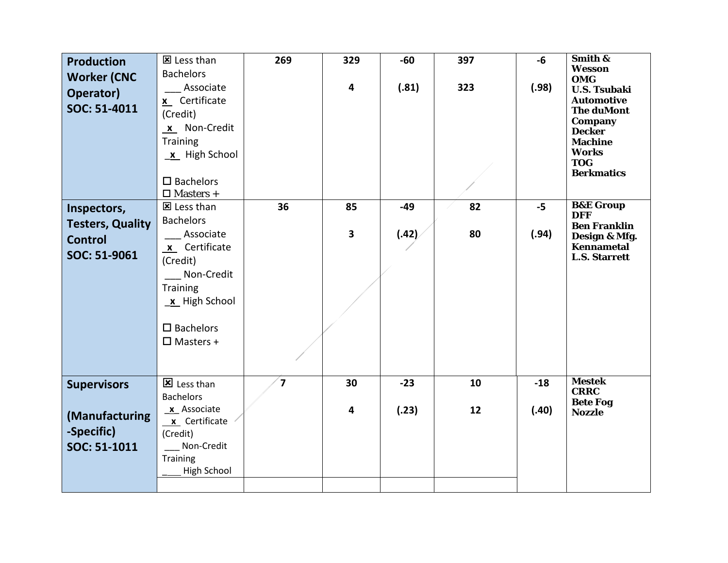| | | | | | | | |
|---|---|---|---|---|---|---|---|
| **Production Worker (CNC Operator) SOC: 51-4011** | ☒ Less than Bachelors<br>___ Associate<br>x Certificate (Credit)<br>x Non-Credit Training<br>x High School<br><br>☐ Bachelors<br>☐ Masters + | **269** | **329**<br><br>**4** | **-60**<br><br>**(.81)** | **397**<br><br>**323** | **-6**<br><br>**(.98)** | **Smith & Wesson**<br>**OMG**<br>**U.S. Tsubaki Automotive**<br>**The duMont Company**<br>**Decker Machine Works**<br>**TOG**<br>**Berkmatics** |
| **Inspectors, Testers, Quality Control SOC: 51-9061** | ☒ Less than Bachelors<br>___ Associate<br>x Certificate (Credit)<br>___ Non-Credit Training<br>x High School<br><br>☐ Bachelors<br>☐ Masters + | **36** | **85**<br><br>**3** | **-49**<br><br>**(.42)** | **82**<br><br>**80** | **-5**<br><br>**(.94)** | **B&E Group**<br>**DFF**<br>**Ben Franklin Design & Mfg.**<br>**Kennametal**<br>**L.S. Starrett** |
| **Supervisors (Manufacturing -Specific) SOC: 51-1011** | ☒ Less than Bachelors<br>x Associate<br>x Certificate (Credit)<br>___ Non-Credit Training<br>____ High School | **7** | **30**<br><br>**4** | **-23**<br><br>**(.23)** | **10**<br><br>**12** | **-18**<br><br>**(.40)** | **Mestek**<br>**CRRC**<br>**Bete Fog Nozzle** |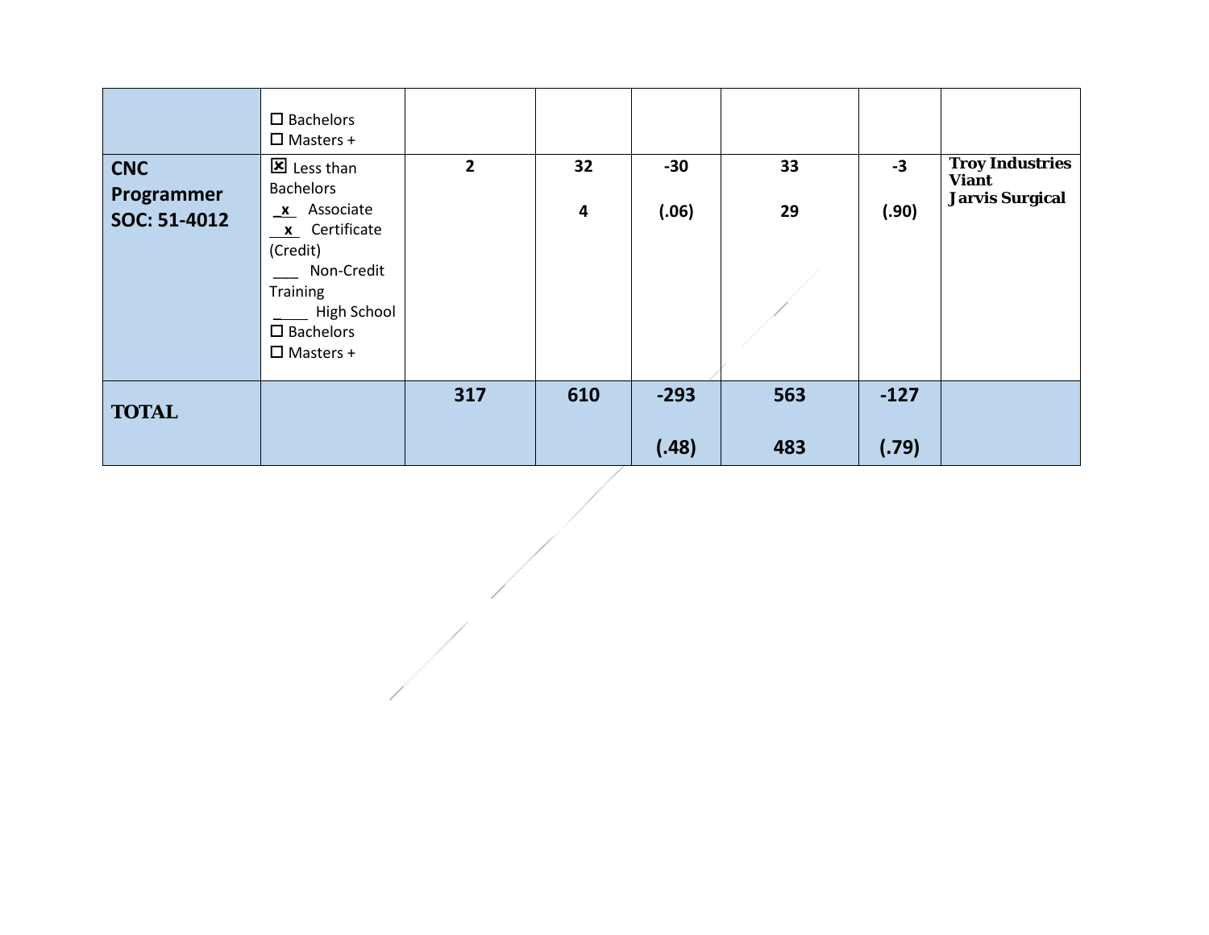| | | | | | | | |
|---|---|---|---|---|---|---|---|
| | ☐ Bachelors<br>☐ Masters + | | | | | | |
| **CNC Programmer SOC: 51-4012** | ☒ Less than Bachelors<br>_x_ Associate<br>_x_ Certificate (Credit)<br>___ Non-Credit Training<br>_____ High School<br>☐ Bachelors<br>☐ Masters + | **2** | **32**<br><br>**4** | **-30**<br><br>**(.06)** | **33**<br><br>**29** | **-3**<br><br>**(.90)** | **Troy Industries**<br>**Viant**<br>**Jarvis Surgical** |
| **TOTAL** | | **317** | **610** | **-293**<br><br>**(.48)** | **563**<br><br>**483** | **-127**<br><br>**(.79)** | |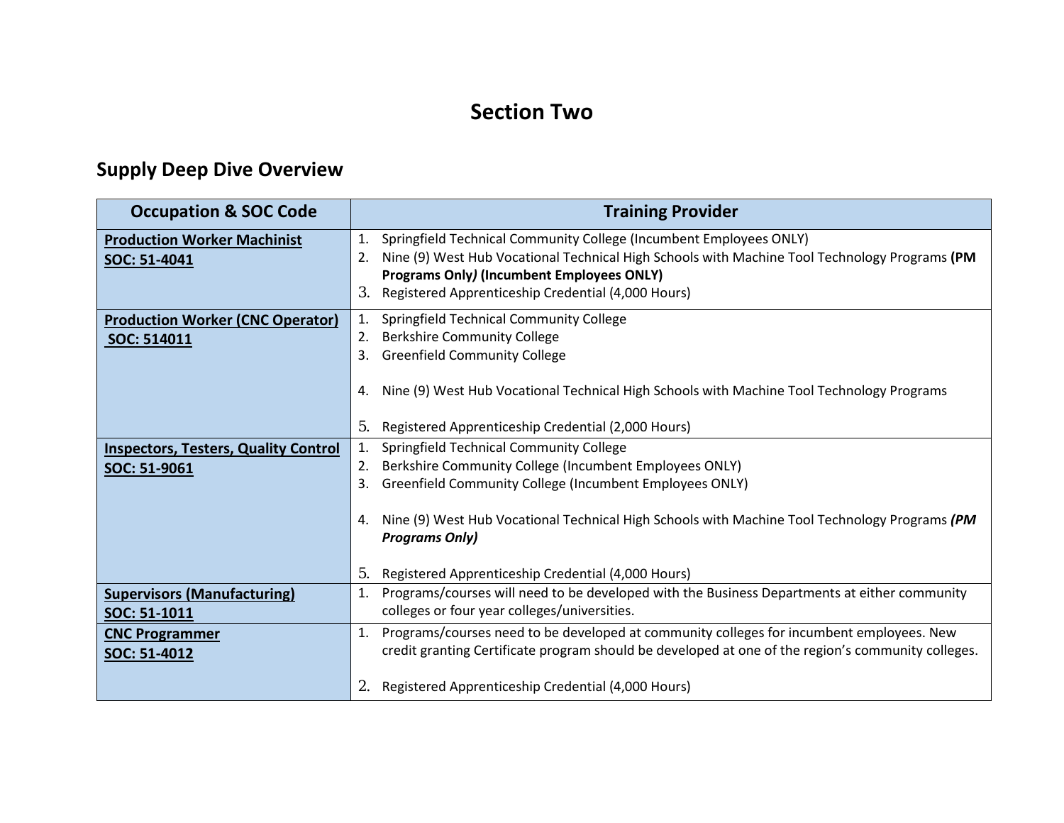# Section Two

## Supply Deep Dive Overview

| Occupation & SOC Code | Training Provider |
|---|---|
| **Production Worker Machinist**<br>**SOC: 51-4041** | 1. Springfield Technical Community College (Incumbent Employees ONLY)<br>2. Nine (9) West Hub Vocational Technical High Schools with Machine Tool Technology Programs **(PM Programs Only) (Incumbent Employees ONLY)**<br>3. Registered Apprenticeship Credential (4,000 Hours) |
| **Production Worker (CNC Operator)**<br>**SOC: 514011** | 1. Springfield Technical Community College<br>2. Berkshire Community College<br>3. Greenfield Community College<br>4. Nine (9) West Hub Vocational Technical High Schools with Machine Tool Technology Programs<br>5. Registered Apprenticeship Credential (2,000 Hours) |
| **Inspectors, Testers, Quality Control**<br>**SOC: 51-9061** | 1. Springfield Technical Community College<br>2. Berkshire Community College (Incumbent Employees ONLY)<br>3. Greenfield Community College (Incumbent Employees ONLY)<br>4. Nine (9) West Hub Vocational Technical High Schools with Machine Tool Technology Programs ***(PM Programs Only)***<br>5. Registered Apprenticeship Credential (4,000 Hours) |
| **Supervisors (Manufacturing)**<br>**SOC: 51-1011** | 1. Programs/courses will need to be developed with the Business Departments at either community colleges or four year colleges/universities. |
| **CNC Programmer**<br>**SOC: 51-4012** | 1. Programs/courses need to be developed at community colleges for incumbent employees. New credit granting Certificate program should be developed at one of the region's community colleges.<br>2. Registered Apprenticeship Credential (4,000 Hours) |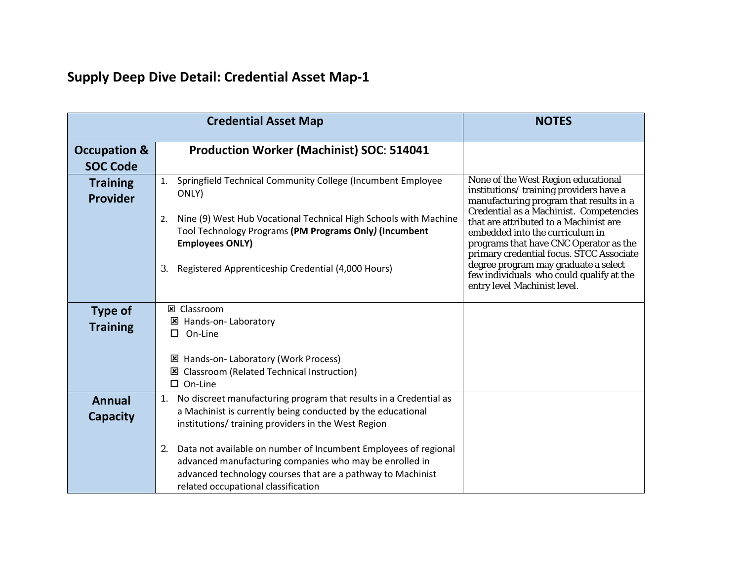## Supply Deep Dive Detail: Credential Asset Map-1

| Credential Asset Map | | NOTES |
|---|---|---|
| **Occupation & SOC Code** | **Production Worker (Machinist) SOC: 514041** | |
| **Training Provider** | 1. Springfield Technical Community College (Incumbent Employee ONLY)<br><br>2. Nine (9) West Hub Vocational Technical High Schools with Machine Tool Technology Programs **(PM Programs Only) (Incumbent Employees ONLY)**<br><br>3. Registered Apprenticeship Credential (4,000 Hours) | None of the West Region educational institutions/ training providers have a manufacturing program that results in a Credential as a Machinist. Competencies that are attributed to a Machinist are embedded into the curriculum in programs that have CNC Operator as the primary credential focus. STCC Associate degree program may graduate a select few individuals who could qualify at the entry level Machinist level. |
| **Type of Training** | ☒ Classroom<br>☒ Hands-on- Laboratory<br>☐ On-Line<br><br>☒ Hands-on- Laboratory (Work Process)<br>☒ Classroom (Related Technical Instruction)<br>☐ On-Line | |
| **Annual Capacity** | 1. No discreet manufacturing program that results in a Credential as a Machinist is currently being conducted by the educational institutions/ training providers in the West Region<br><br>2. Data not available on number of Incumbent Employees of regional advanced manufacturing companies who may be enrolled in advanced technology courses that are a pathway to Machinist related occupational classification | |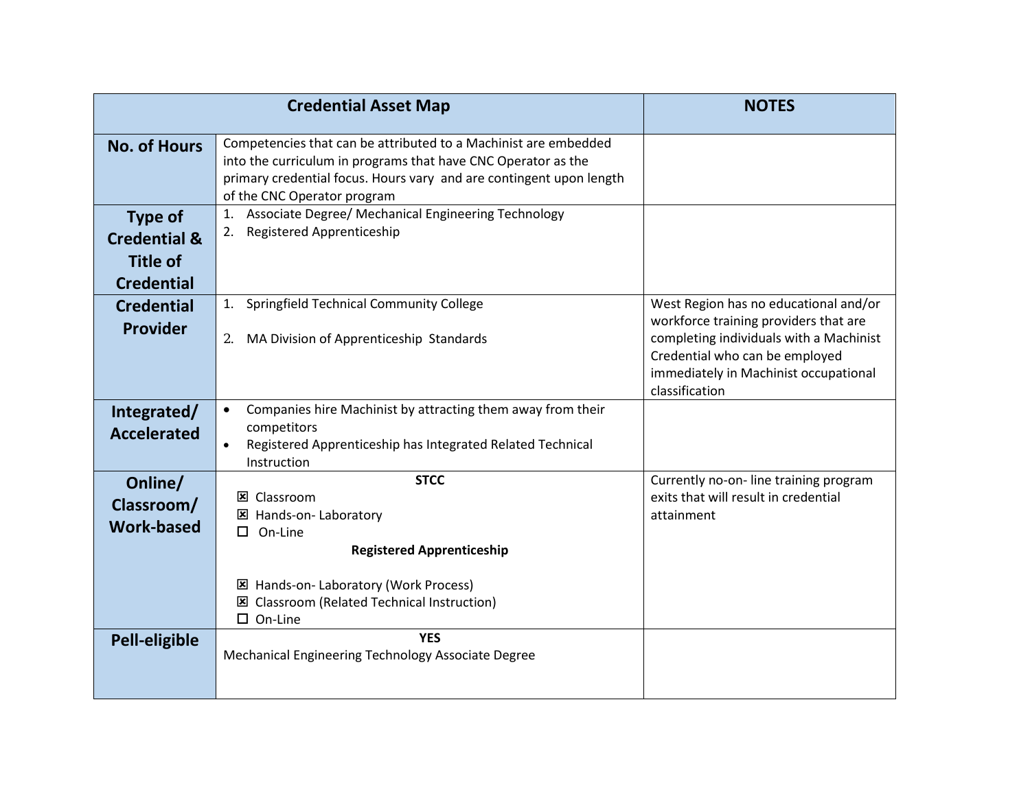| Credential Asset Map | | NOTES |
|---|---|---|
| **No. of Hours** | Competencies that can be attributed to a Machinist are embedded into the curriculum in programs that have CNC Operator as the primary credential focus. Hours vary and are contingent upon length of the CNC Operator program | |
| **Type of Credential & Title of Credential** | 1. Associate Degree/ Mechanical Engineering Technology<br>2. Registered Apprenticeship | |
| **Credential Provider** | 1. Springfield Technical Community College<br><br>2. MA Division of Apprenticeship Standards | West Region has no educational and/or workforce training providers that are completing individuals with a Machinist Credential who can be employed immediately in Machinist occupational classification |
| **Integrated/ Accelerated** | • Companies hire Machinist by attracting them away from their competitors<br>• Registered Apprenticeship has Integrated Related Technical Instruction | |
| **Online/ Classroom/ Work-based** | **STCC**<br>☒ Classroom<br>☒ Hands-on- Laboratory<br>☐ On-Line<br>**Registered Apprenticeship**<br><br>☒ Hands-on- Laboratory (Work Process)<br>☒ Classroom (Related Technical Instruction)<br>☐ On-Line | Currently no-on- line training program exits that will result in credential attainment |
| **Pell-eligible** | **YES**<br>Mechanical Engineering Technology Associate Degree | |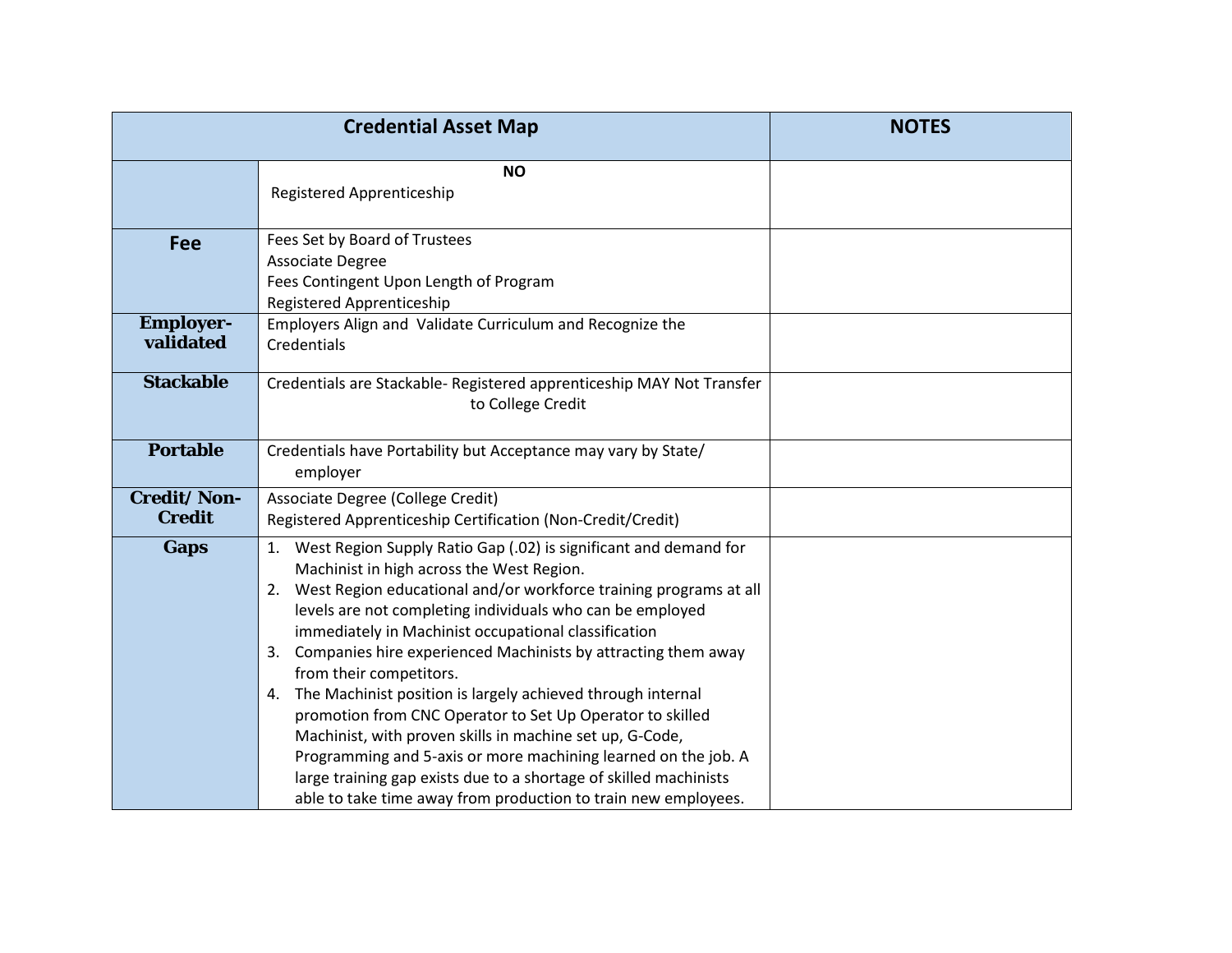| Credential Asset Map | | NOTES |
|---|---|---|
| | **NO**<br>Registered Apprenticeship | |
| **Fee** | Fees Set by Board of Trustees<br>Associate Degree<br>Fees Contingent Upon Length of Program<br>Registered Apprenticeship | |
| **Employer-validated** | Employers Align and Validate Curriculum and Recognize the Credentials | |
| **Stackable** | Credentials are Stackable- Registered apprenticeship MAY Not Transfer to College Credit | |
| **Portable** | Credentials have Portability but Acceptance may vary by State/ employer | |
| **Credit/ Non-Credit** | Associate Degree (College Credit)<br>Registered Apprenticeship Certification (Non-Credit/Credit) | |
| **Gaps** | 1. West Region Supply Ratio Gap (.02) is significant and demand for Machinist in high across the West Region.<br>2. West Region educational and/or workforce training programs at all levels are not completing individuals who can be employed immediately in Machinist occupational classification<br>3. Companies hire experienced Machinists by attracting them away from their competitors.<br>4. The Machinist position is largely achieved through internal promotion from CNC Operator to Set Up Operator to skilled Machinist, with proven skills in machine set up, G-Code, Programming and 5-axis or more machining learned on the job. A large training gap exists due to a shortage of skilled machinists able to take time away from production to train new employees. | |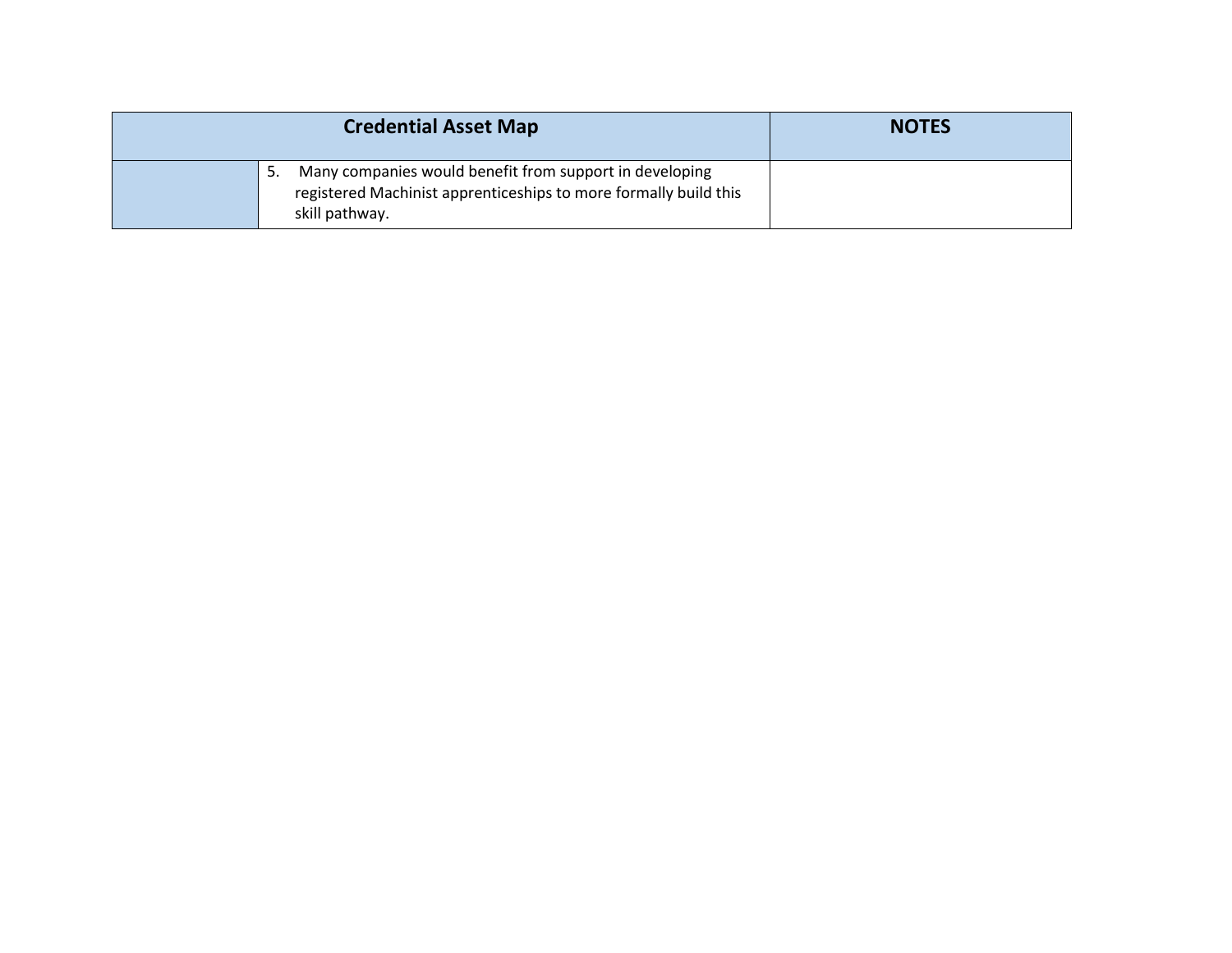| Credential Asset Map | | NOTES |
| --- | --- | --- |
| | 5. Many companies would benefit from support in developing registered Machinist apprenticeships to more formally build this skill pathway. | |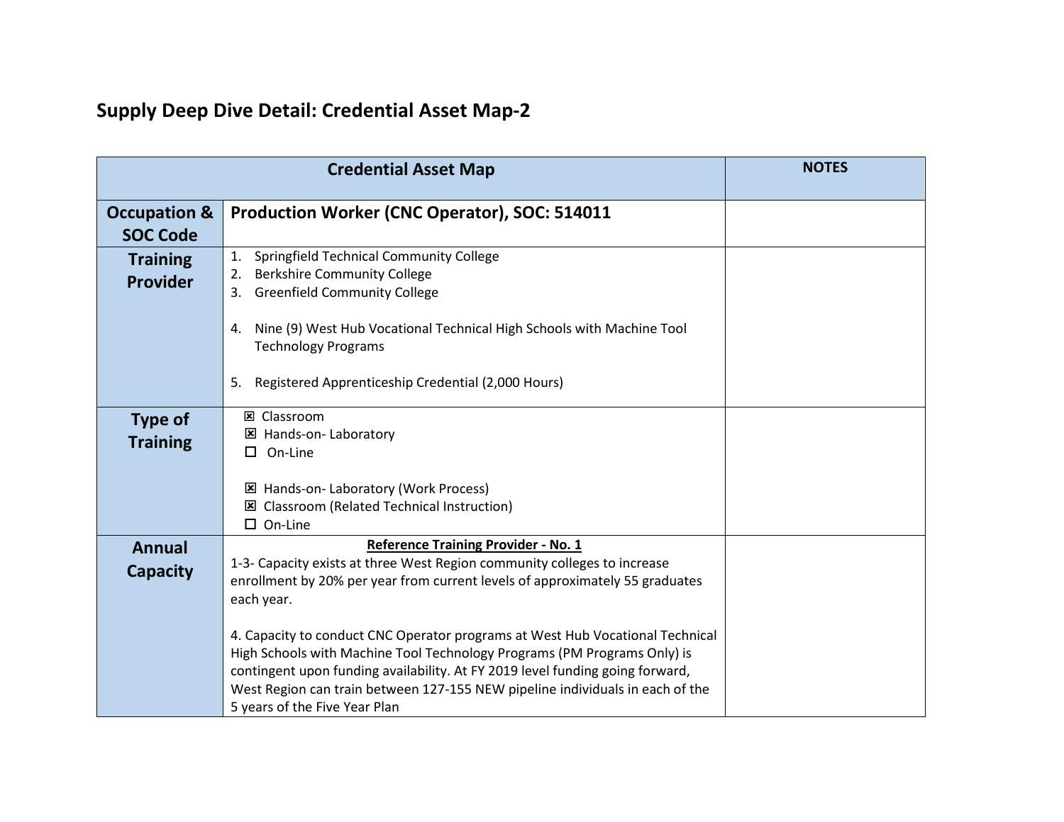## Supply Deep Dive Detail: Credential Asset Map-2

| Credential Asset Map | | NOTES |
|---|---|---|
| **Occupation & SOC Code** | **Production Worker (CNC Operator), SOC: 514011** | |
| **Training Provider** | 1. Springfield Technical Community College<br>2. Berkshire Community College<br>3. Greenfield Community College<br><br>4. Nine (9) West Hub Vocational Technical High Schools with Machine Tool Technology Programs<br><br>5. Registered Apprenticeship Credential (2,000 Hours) | |
| **Type of Training** | ☒ Classroom<br>☒ Hands-on- Laboratory<br>☐ On-Line<br><br>☒ Hands-on- Laboratory (Work Process)<br>☒ Classroom (Related Technical Instruction)<br>☐ On-Line | |
| **Annual Capacity** | **<u>Reference Training Provider - No. 1</u>**<br>1-3- Capacity exists at three West Region community colleges to increase enrollment by 20% per year from current levels of approximately 55 graduates each year.<br><br>4. Capacity to conduct CNC Operator programs at West Hub Vocational Technical High Schools with Machine Tool Technology Programs (PM Programs Only) is contingent upon funding availability. At FY 2019 level funding going forward, West Region can train between 127-155 NEW pipeline individuals in each of the 5 years of the Five Year Plan | |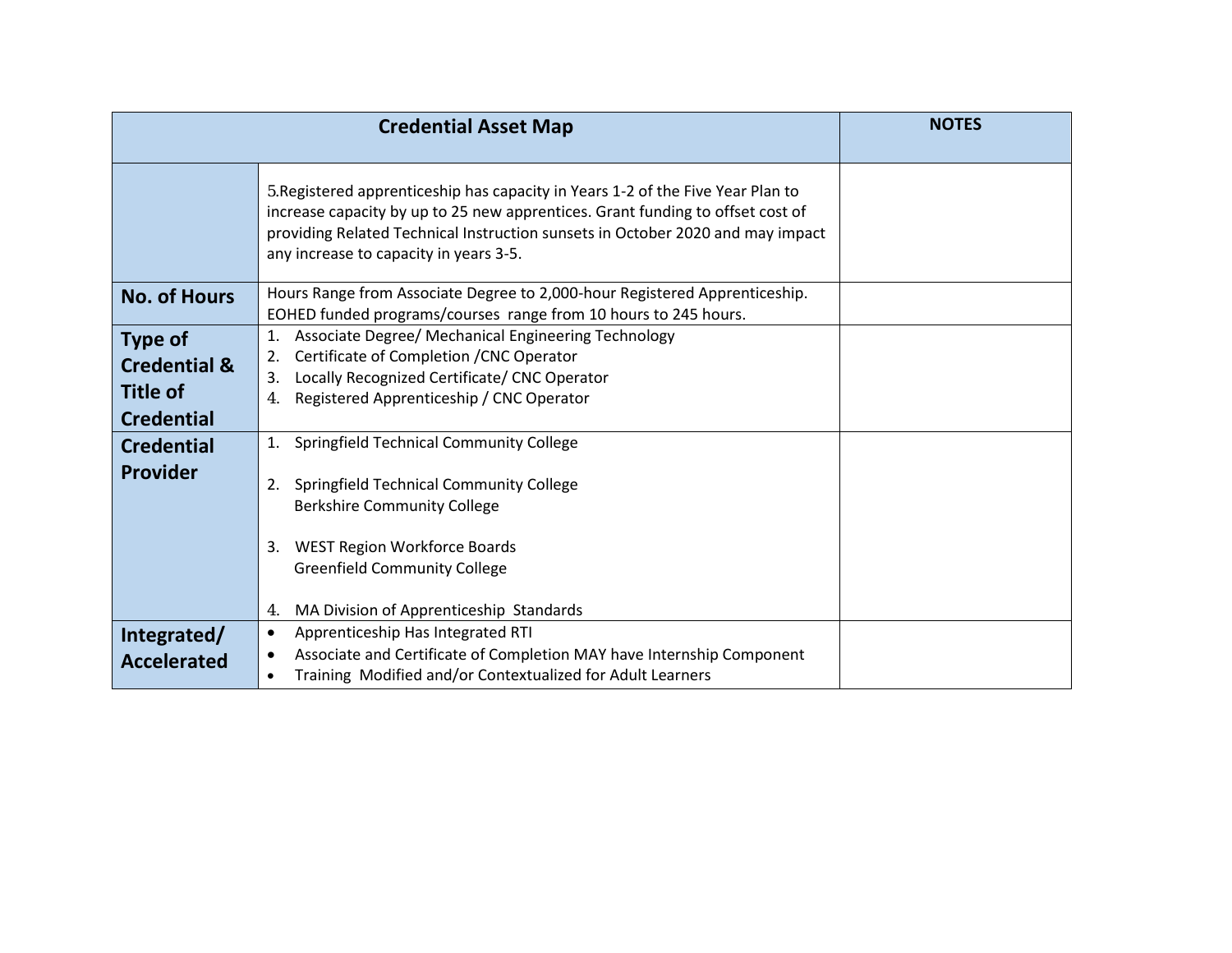| Credential Asset Map | | NOTES |
|---|---|---|
| | 5.Registered apprenticeship has capacity in Years 1-2 of the Five Year Plan to increase capacity by up to 25 new apprentices. Grant funding to offset cost of providing Related Technical Instruction sunsets in October 2020 and may impact any increase to capacity in years 3-5. | |
| **No. of Hours** | Hours Range from Associate Degree to 2,000-hour Registered Apprenticeship. EOHED funded programs/courses range from 10 hours to 245 hours. | |
| **Type of Credential & Title of Credential** | 1. Associate Degree/ Mechanical Engineering Technology<br>2. Certificate of Completion /CNC Operator<br>3. Locally Recognized Certificate/ CNC Operator<br>4. Registered Apprenticeship / CNC Operator | |
| **Credential Provider** | 1. Springfield Technical Community College<br><br>2. Springfield Technical Community College<br>Berkshire Community College<br><br>3. WEST Region Workforce Boards<br>Greenfield Community College<br><br>4. MA Division of Apprenticeship Standards | |
| **Integrated/ Accelerated** | • Apprenticeship Has Integrated RTI<br>• Associate and Certificate of Completion MAY have Internship Component<br>• Training Modified and/or Contextualized for Adult Learners | |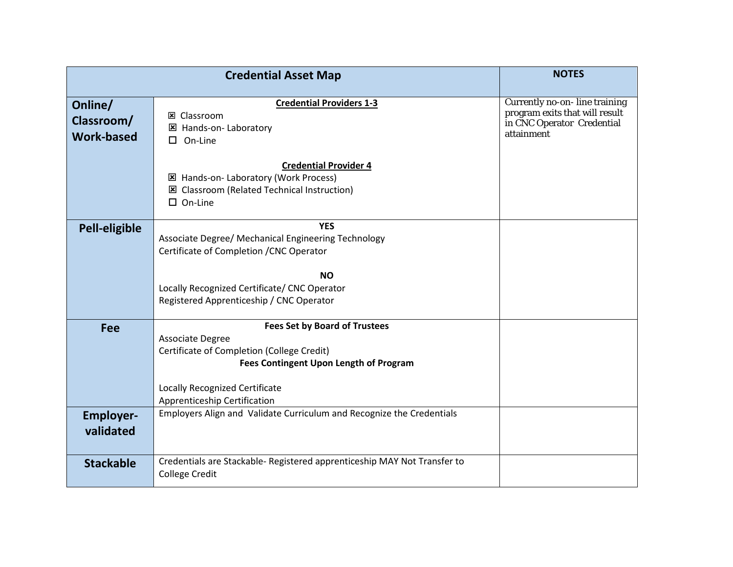| Credential Asset Map | | NOTES |
|---|---|---|
| **Online/ Classroom/ Work-based** | **Credential Providers 1-3**<br>☒ Classroom<br>☒ Hands-on- Laboratory<br>☐ On-Line<br><br>**Credential Provider 4**<br>☒ Hands-on- Laboratory (Work Process)<br>☒ Classroom (Related Technical Instruction)<br>☐ On-Line | Currently no-on- line training program exits that will result in CNC Operator Credential attainment |
| **Pell-eligible** | **YES**<br>Associate Degree/ Mechanical Engineering Technology<br>Certificate of Completion /CNC Operator<br><br>**NO**<br>Locally Recognized Certificate/ CNC Operator<br>Registered Apprenticeship / CNC Operator | |
| **Fee** | **Fees Set by Board of Trustees**<br>Associate Degree<br>Certificate of Completion (College Credit)<br>**Fees Contingent Upon Length of Program**<br><br>Locally Recognized Certificate<br>Apprenticeship Certification | |
| **Employer-validated** | Employers Align and Validate Curriculum and Recognize the Credentials | |
| **Stackable** | Credentials are Stackable- Registered apprenticeship MAY Not Transfer to College Credit | |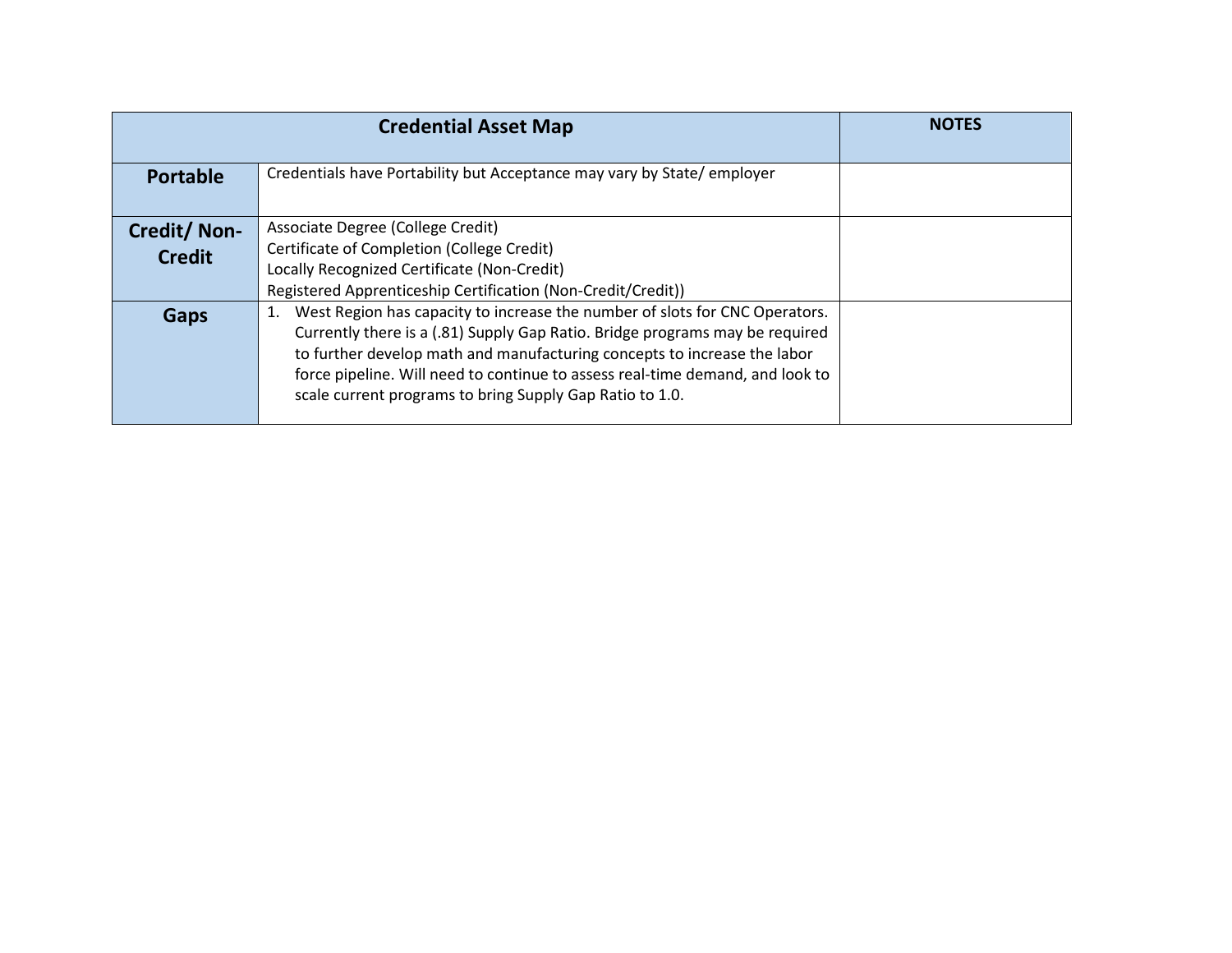| Credential Asset Map | | NOTES |
|---|---|---|
| **Portable** | Credentials have Portability but Acceptance may vary by State/ employer | |
| **Credit/ Non-Credit** | Associate Degree (College Credit)<br>Certificate of Completion (College Credit)<br>Locally Recognized Certificate (Non-Credit)<br>Registered Apprenticeship Certification (Non-Credit/Credit)) | |
| **Gaps** | 1. West Region has capacity to increase the number of slots for CNC Operators. Currently there is a (.81) Supply Gap Ratio. Bridge programs may be required to further develop math and manufacturing concepts to increase the labor force pipeline. Will need to continue to assess real-time demand, and look to scale current programs to bring Supply Gap Ratio to 1.0. | |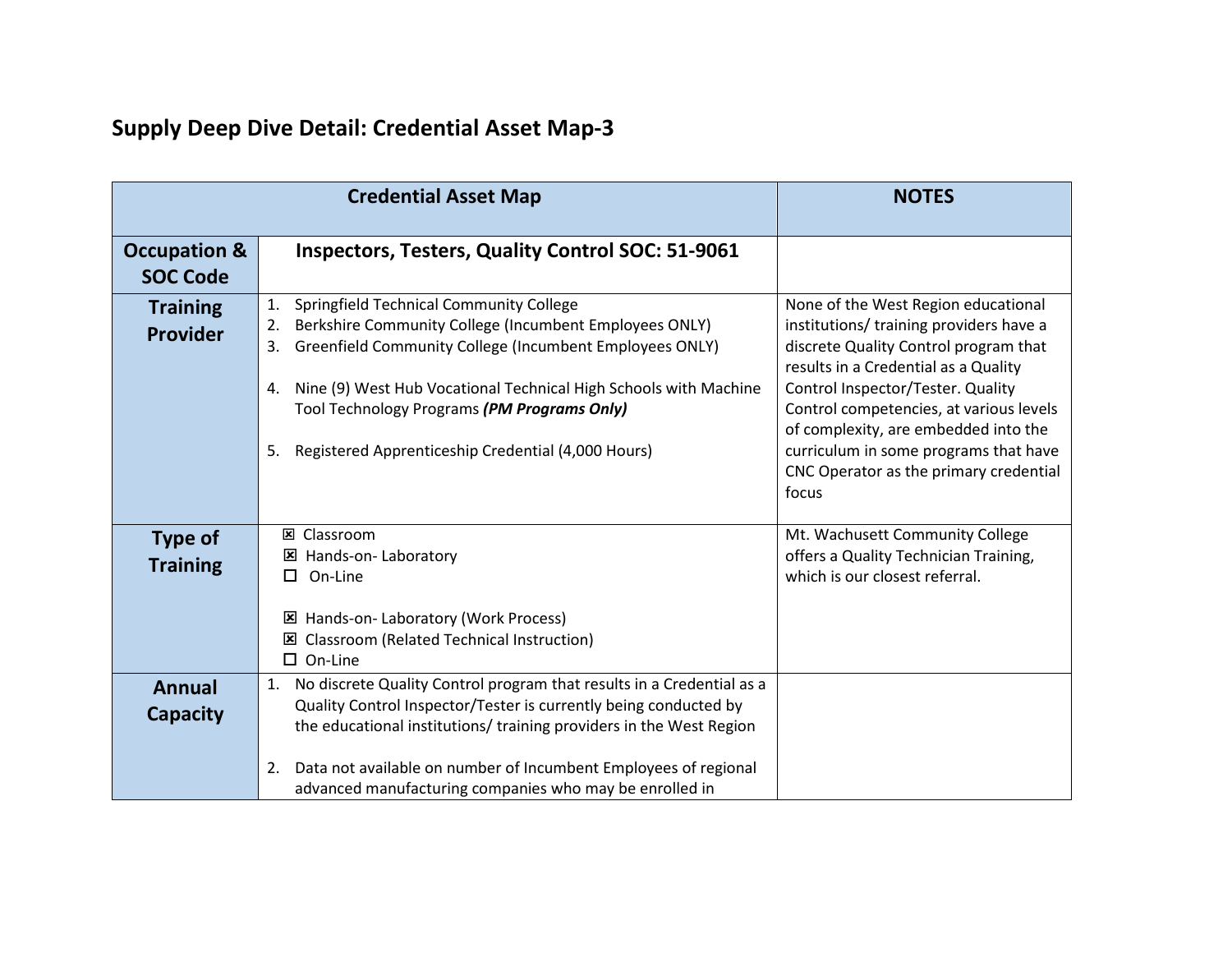## Supply Deep Dive Detail: Credential Asset Map-3

| Credential Asset Map | | NOTES |
|---|---|---|
| **Occupation & SOC Code** | **Inspectors, Testers, Quality Control SOC: 51-9061** | |
| **Training Provider** | 1. Springfield Technical Community College<br>2. Berkshire Community College (Incumbent Employees ONLY)<br>3. Greenfield Community College (Incumbent Employees ONLY)<br><br>4. Nine (9) West Hub Vocational Technical High Schools with Machine Tool Technology Programs ***(PM Programs Only)***<br><br>5. Registered Apprenticeship Credential (4,000 Hours) | None of the West Region educational institutions/ training providers have a discrete Quality Control program that results in a Credential as a Quality Control Inspector/Tester. Quality Control competencies, at various levels of complexity, are embedded into the curriculum in some programs that have CNC Operator as the primary credential focus |
| **Type of Training** | ☒ Classroom<br>☒ Hands-on- Laboratory<br>☐ On-Line<br><br>☒ Hands-on- Laboratory (Work Process)<br>☒ Classroom (Related Technical Instruction)<br>☐ On-Line | Mt. Wachusett Community College offers a Quality Technician Training, which is our closest referral. |
| **Annual Capacity** | 1. No discrete Quality Control program that results in a Credential as a Quality Control Inspector/Tester is currently being conducted by the educational institutions/ training providers in the West Region<br><br>2. Data not available on number of Incumbent Employees of regional advanced manufacturing companies who may be enrolled in | |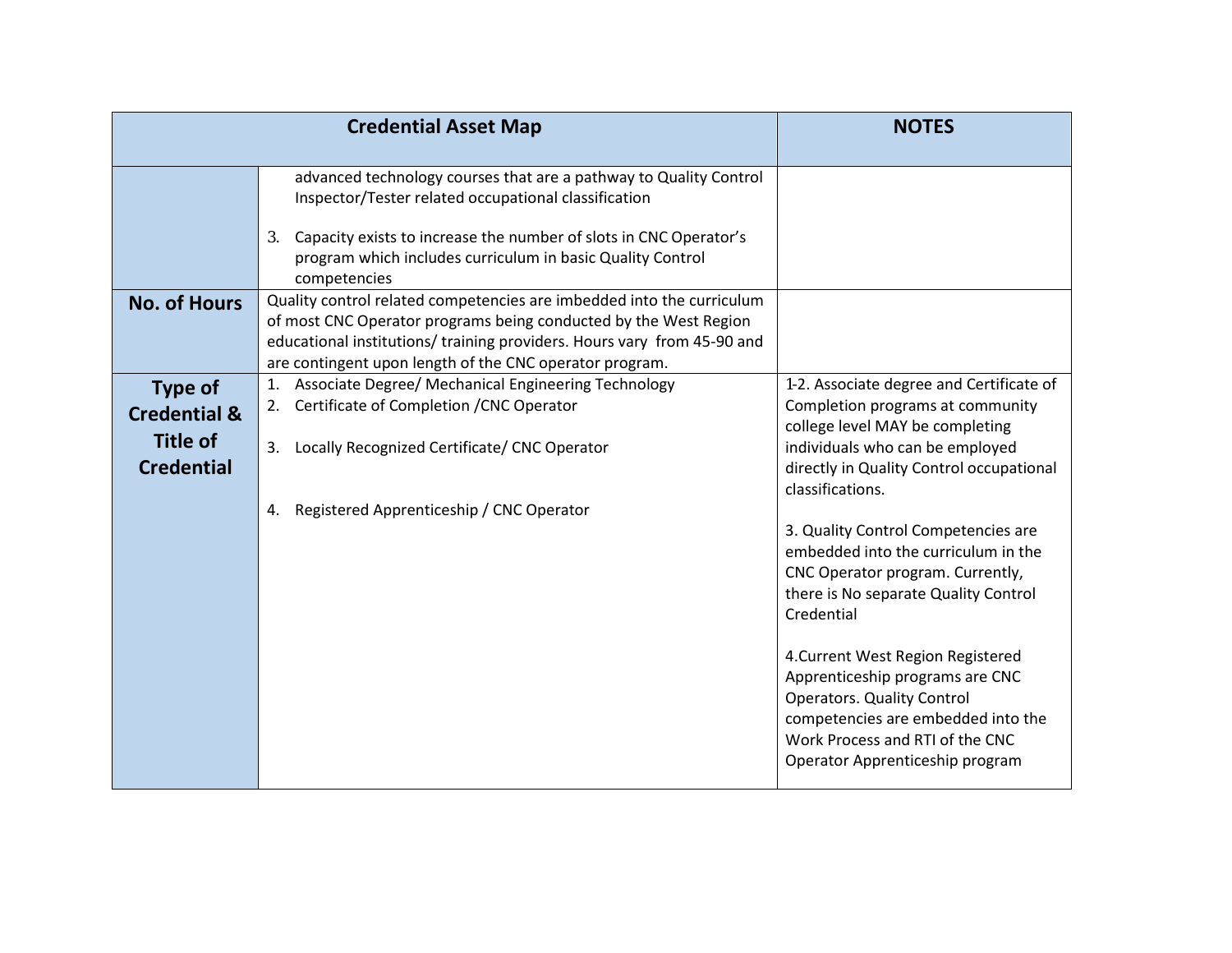| Credential Asset Map | | NOTES |
|---|---|---|
| | advanced technology courses that are a pathway to Quality Control Inspector/Tester related occupational classification<br><br>3. Capacity exists to increase the number of slots in CNC Operator's program which includes curriculum in basic Quality Control competencies | |
| **No. of Hours** | Quality control related competencies are imbedded into the curriculum of most CNC Operator programs being conducted by the West Region educational institutions/ training providers. Hours vary from 45-90 and are contingent upon length of the CNC operator program. | |
| **Type of Credential & Title of Credential** | 1. Associate Degree/ Mechanical Engineering Technology<br>2. Certificate of Completion /CNC Operator<br><br>3. Locally Recognized Certificate/ CNC Operator<br><br>4. Registered Apprenticeship / CNC Operator | 1-2. Associate degree and Certificate of Completion programs at community college level MAY be completing individuals who can be employed directly in Quality Control occupational classifications.<br><br>3. Quality Control Competencies are embedded into the curriculum in the CNC Operator program. Currently, there is No separate Quality Control Credential<br><br>4.Current West Region Registered Apprenticeship programs are CNC Operators. Quality Control competencies are embedded into the Work Process and RTI of the CNC Operator Apprenticeship program |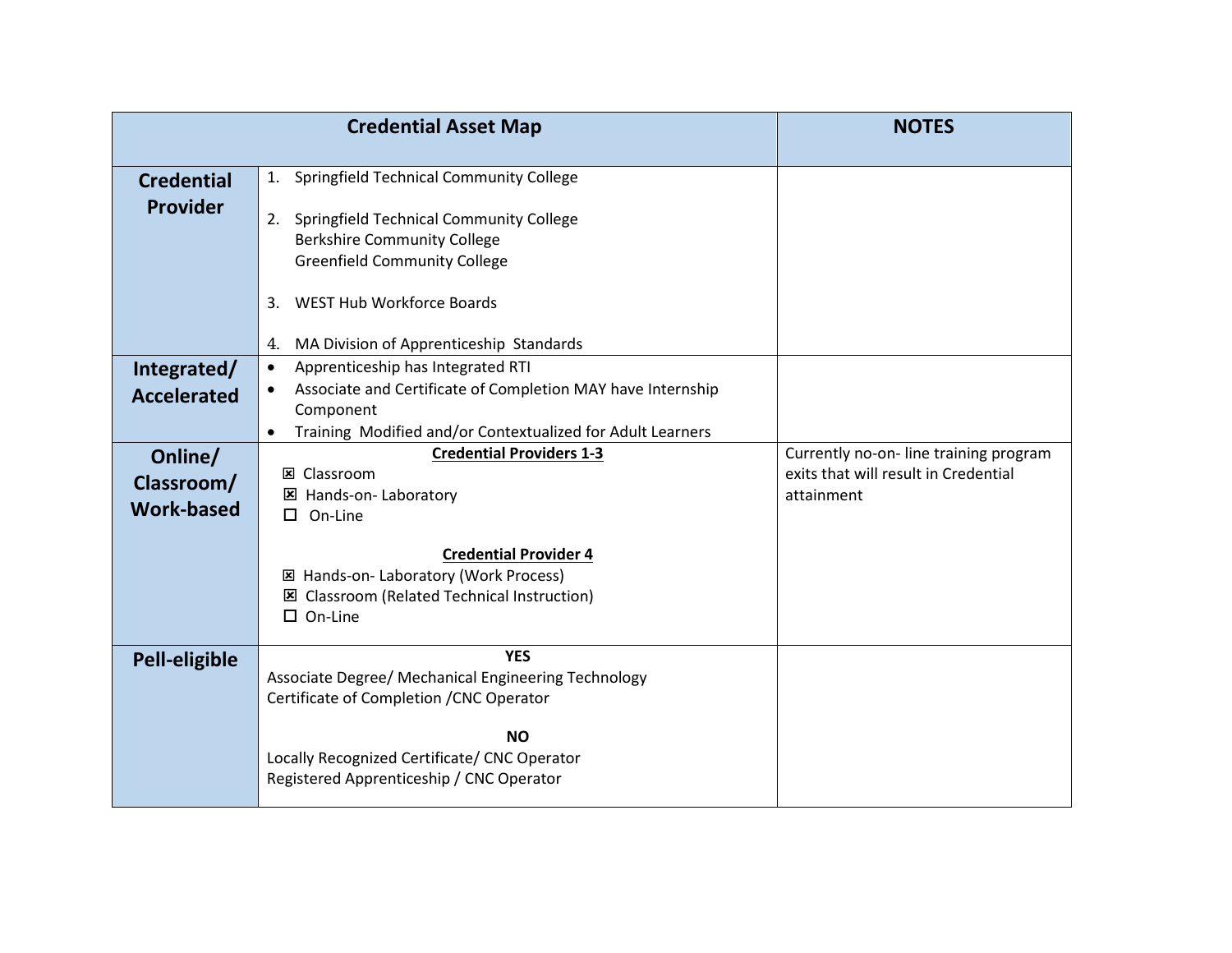| Credential Asset Map | | NOTES |
|---|---|---|
| **Credential Provider** | 1. Springfield Technical Community College<br><br>2. Springfield Technical Community College<br>Berkshire Community College<br>Greenfield Community College<br><br>3. WEST Hub Workforce Boards<br><br>4. MA Division of Apprenticeship Standards | |
| **Integrated/ Accelerated** | • Apprenticeship has Integrated RTI<br>• Associate and Certificate of Completion MAY have Internship Component<br>• Training Modified and/or Contextualized for Adult Learners | |
| **Online/ Classroom/ Work-based** | **Credential Providers 1-3**<br>☒ Classroom<br>☒ Hands-on- Laboratory<br>☐ On-Line<br><br>**Credential Provider 4**<br>☒ Hands-on- Laboratory (Work Process)<br>☒ Classroom (Related Technical Instruction)<br>☐ On-Line | Currently no-on- line training program exits that will result in Credential attainment |
| **Pell-eligible** | **YES**<br>Associate Degree/ Mechanical Engineering Technology<br>Certificate of Completion /CNC Operator<br><br>**NO**<br>Locally Recognized Certificate/ CNC Operator<br>Registered Apprenticeship / CNC Operator | |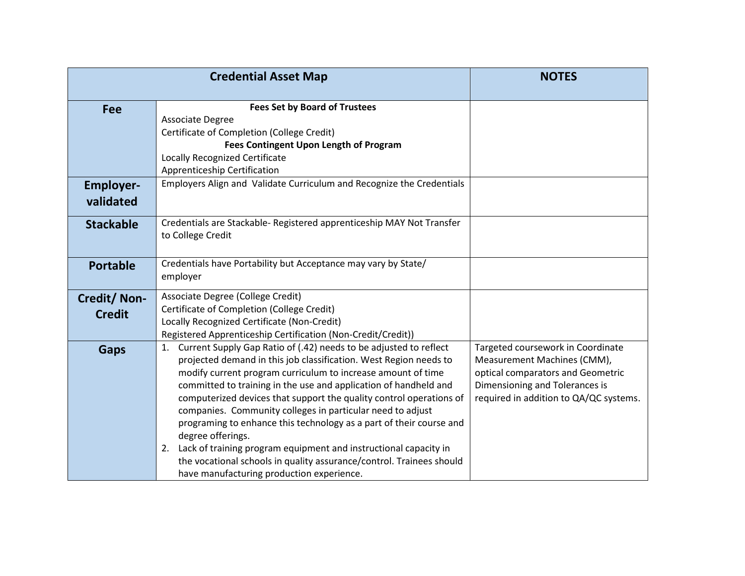| Credential Asset Map | | NOTES |
|---|---|---|
| **Fee** | **Fees Set by Board of Trustees**<br>Associate Degree<br>Certificate of Completion (College Credit)<br>**Fees Contingent Upon Length of Program**<br>Locally Recognized Certificate<br>Apprenticeship Certification | |
| **Employer-validated** | Employers Align and Validate Curriculum and Recognize the Credentials | |
| **Stackable** | Credentials are Stackable- Registered apprenticeship MAY Not Transfer to College Credit | |
| **Portable** | Credentials have Portability but Acceptance may vary by State/ employer | |
| **Credit/ Non-Credit** | Associate Degree (College Credit)<br>Certificate of Completion (College Credit)<br>Locally Recognized Certificate (Non-Credit)<br>Registered Apprenticeship Certification (Non-Credit/Credit)) | |
| **Gaps** | 1. Current Supply Gap Ratio of (.42) needs to be adjusted to reflect projected demand in this job classification. West Region needs to modify current program curriculum to increase amount of time committed to training in the use and application of handheld and computerized devices that support the quality control operations of companies. Community colleges in particular need to adjust programing to enhance this technology as a part of their course and degree offerings.<br>2. Lack of training program equipment and instructional capacity in the vocational schools in quality assurance/control. Trainees should have manufacturing production experience. | Targeted coursework in Coordinate Measurement Machines (CMM), optical comparators and Geometric Dimensioning and Tolerances is required in addition to QA/QC systems. |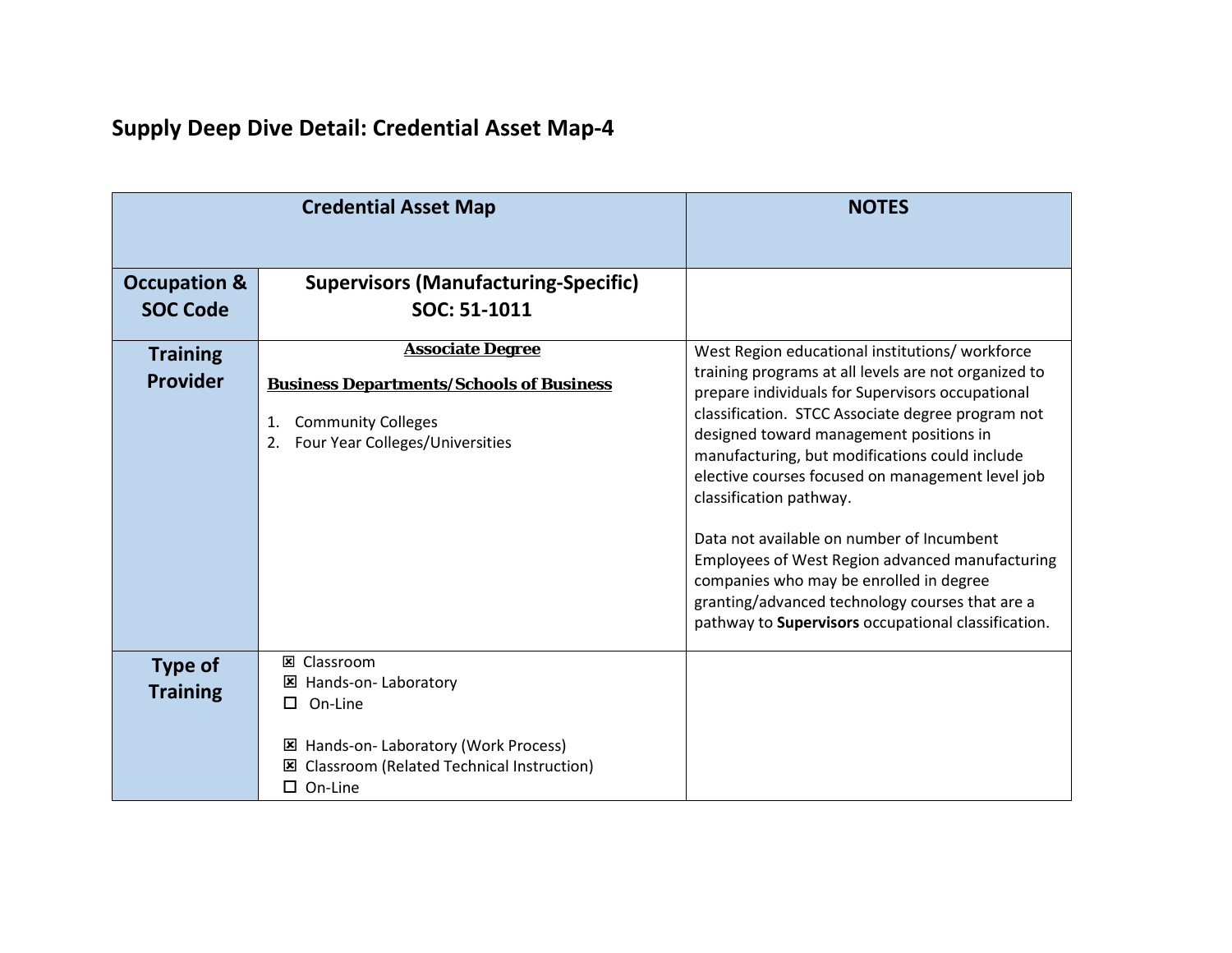## Supply Deep Dive Detail: Credential Asset Map-4

| Credential Asset Map | | NOTES |
|---|---|---|
| **Occupation & SOC Code** | **Supervisors (Manufacturing-Specific)**<br>**SOC: 51-1011** | |
| **Training Provider** | **Associate Degree**<br><br>**Business Departments/Schools of Business**<br><br>1. Community Colleges<br>2. Four Year Colleges/Universities | West Region educational institutions/ workforce training programs at all levels are not organized to prepare individuals for Supervisors occupational classification. STCC Associate degree program not designed toward management positions in manufacturing, but modifications could include elective courses focused on management level job classification pathway.<br><br>Data not available on number of Incumbent Employees of West Region advanced manufacturing companies who may be enrolled in degree granting/advanced technology courses that are a pathway to **Supervisors** occupational classification. |
| **Type of Training** | ☒ Classroom<br>☒ Hands-on- Laboratory<br>☐ On-Line<br><br>☒ Hands-on- Laboratory (Work Process)<br>☒ Classroom (Related Technical Instruction)<br>☐ On-Line | |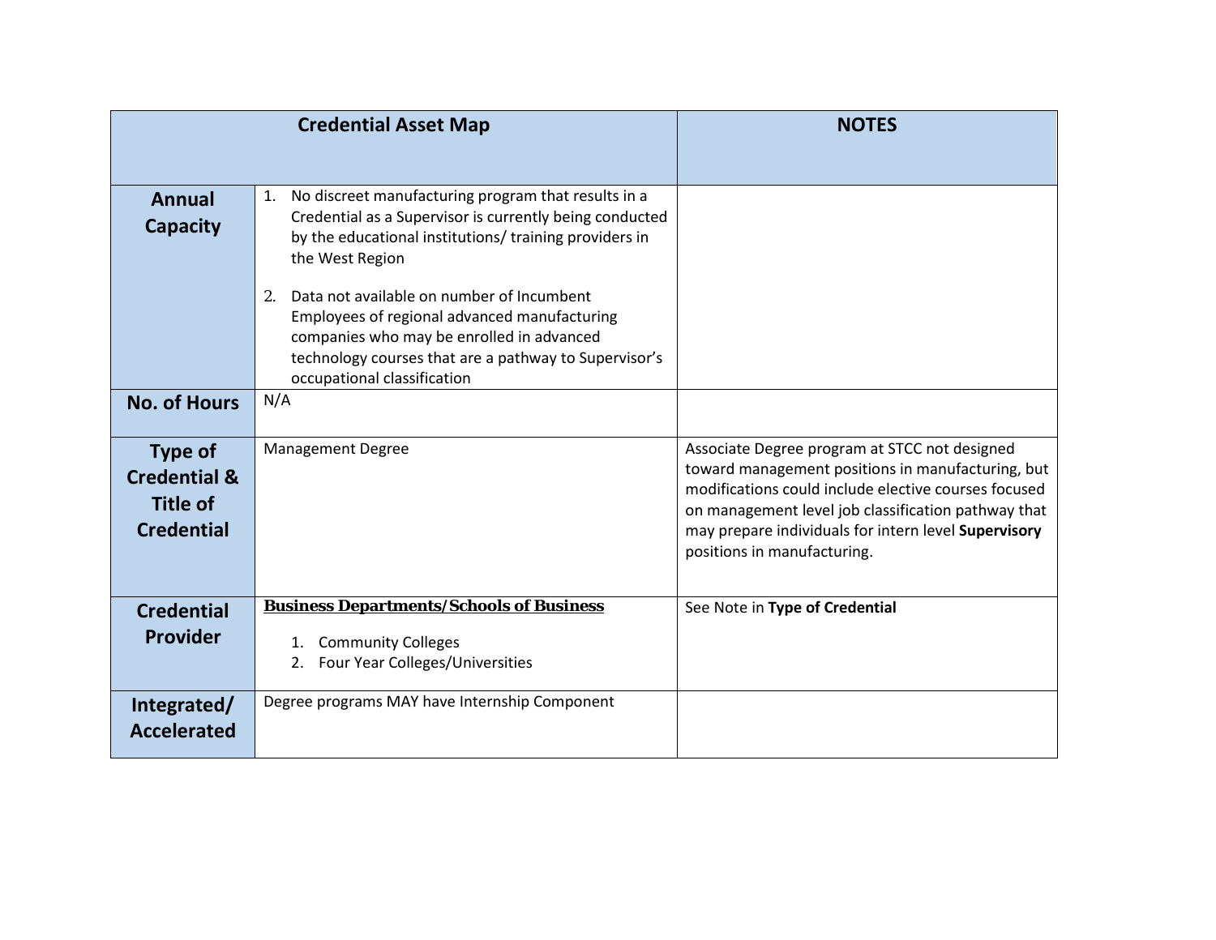| Credential Asset Map | | NOTES |
|---|---|---|
| **Annual Capacity** | 1. No discreet manufacturing program that results in a Credential as a Supervisor is currently being conducted by the educational institutions/ training providers in the West Region<br>2. Data not available on number of Incumbent Employees of regional advanced manufacturing companies who may be enrolled in advanced technology courses that are a pathway to Supervisor's occupational classification | |
| **No. of Hours** | N/A | |
| **Type of Credential & Title of Credential** | Management Degree | Associate Degree program at STCC not designed toward management positions in manufacturing, but modifications could include elective courses focused on management level job classification pathway that may prepare individuals for intern level **Supervisory** positions in manufacturing. |
| **Credential Provider** | **<u>Business Departments/Schools of Business</u>**<br>1. Community Colleges<br>2. Four Year Colleges/Universities | See Note in **Type of Credential** |
| **Integrated/ Accelerated** | Degree programs MAY have Internship Component | |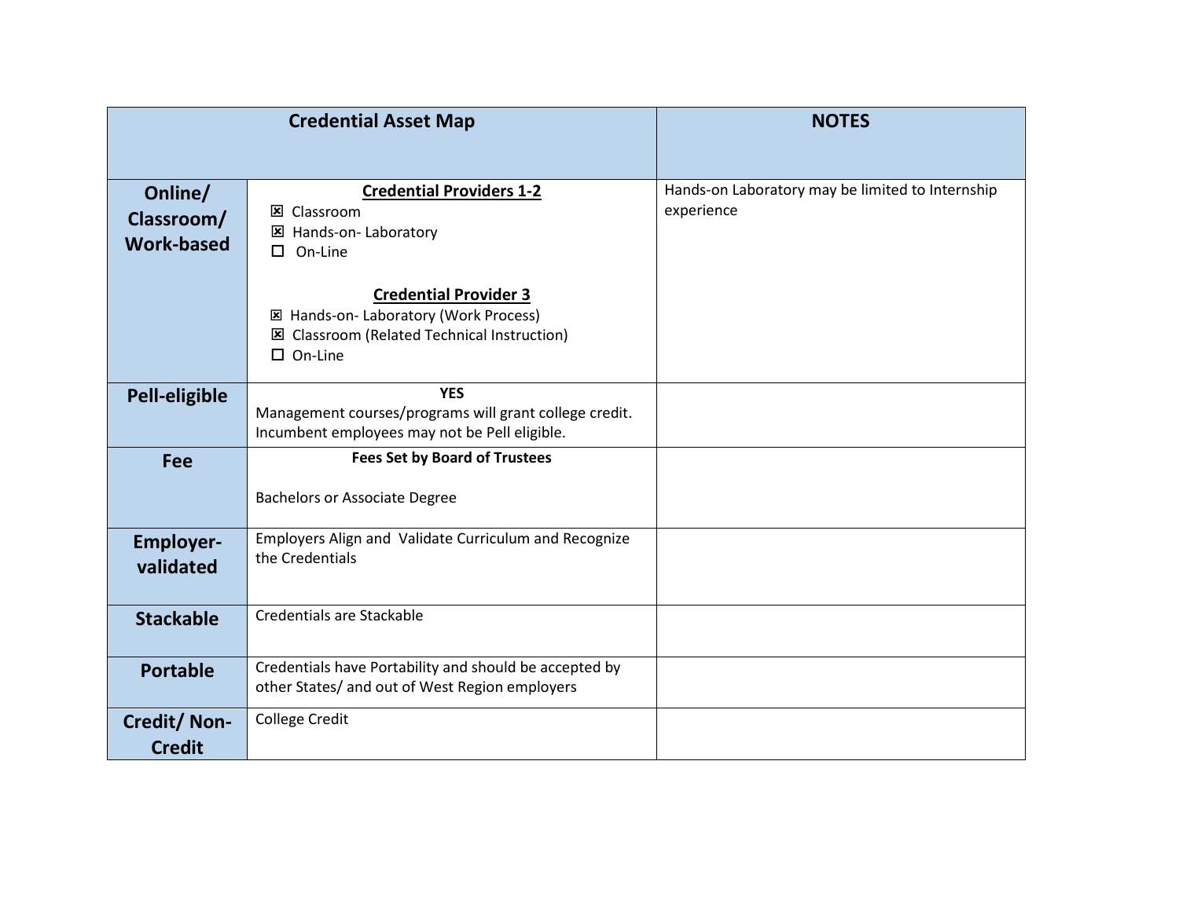| Credential Asset Map | | NOTES |
|---|---|---|
| **Online/ Classroom/ Work-based** | **Credential Providers 1-2**<br>☒ Classroom<br>☒ Hands-on- Laboratory<br>☐ On-Line<br><br>**Credential Provider 3**<br>☒ Hands-on- Laboratory (Work Process)<br>☒ Classroom (Related Technical Instruction)<br>☐ On-Line | Hands-on Laboratory may be limited to Internship experience |
| **Pell-eligible** | **YES**<br>Management courses/programs will grant college credit. Incumbent employees may not be Pell eligible. | |
| **Fee** | **Fees Set by Board of Trustees**<br><br>Bachelors or Associate Degree | |
| **Employer-validated** | Employers Align and Validate Curriculum and Recognize the Credentials | |
| **Stackable** | Credentials are Stackable | |
| **Portable** | Credentials have Portability and should be accepted by other States/ and out of West Region employers | |
| **Credit/ Non-Credit** | College Credit | |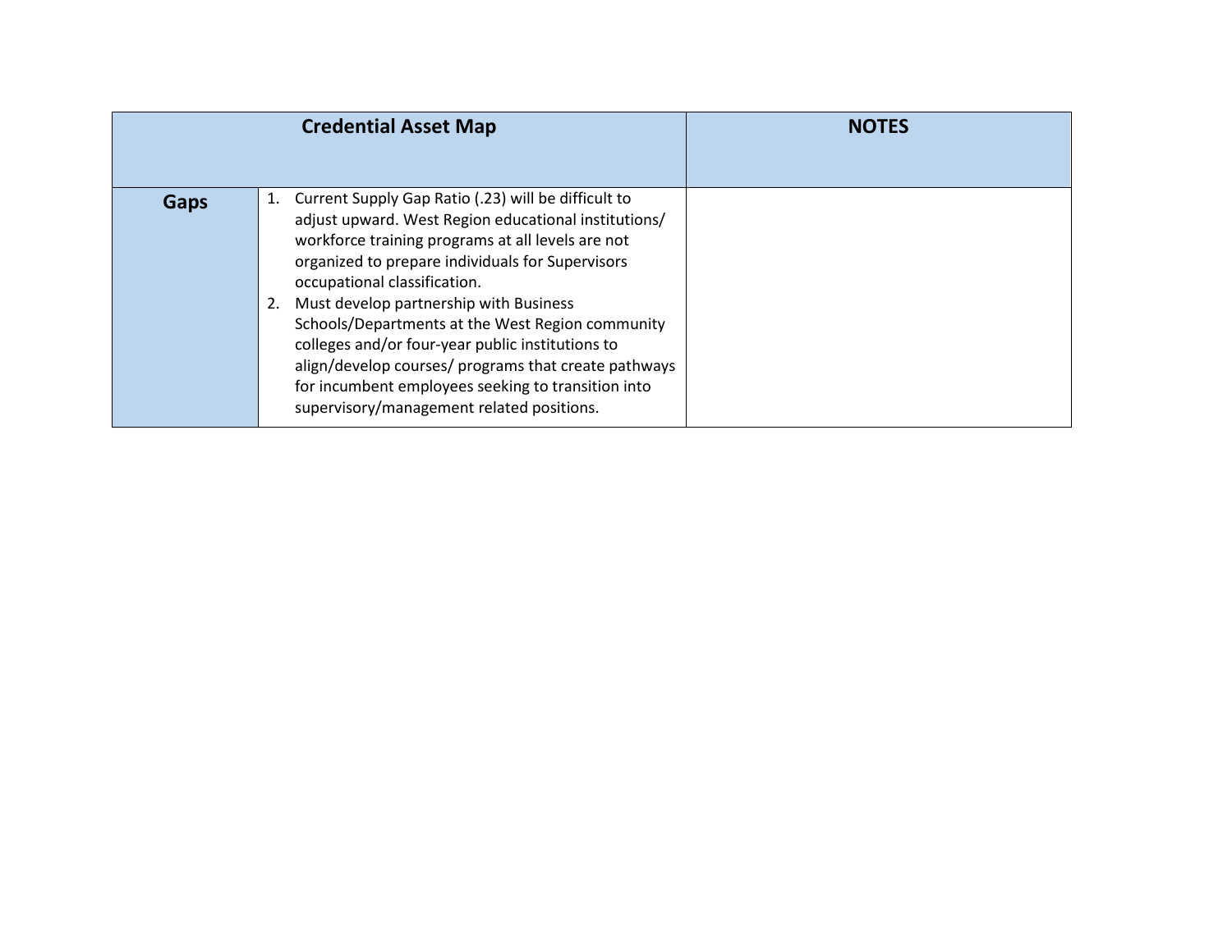| Credential Asset Map | | NOTES |
|---|---|---|
| **Gaps** | 1. Current Supply Gap Ratio (.23) will be difficult to adjust upward. West Region educational institutions/ workforce training programs at all levels are not organized to prepare individuals for Supervisors occupational classification.<br>2. Must develop partnership with Business Schools/Departments at the West Region community colleges and/or four-year public institutions to align/develop courses/ programs that create pathways for incumbent employees seeking to transition into supervisory/management related positions. | |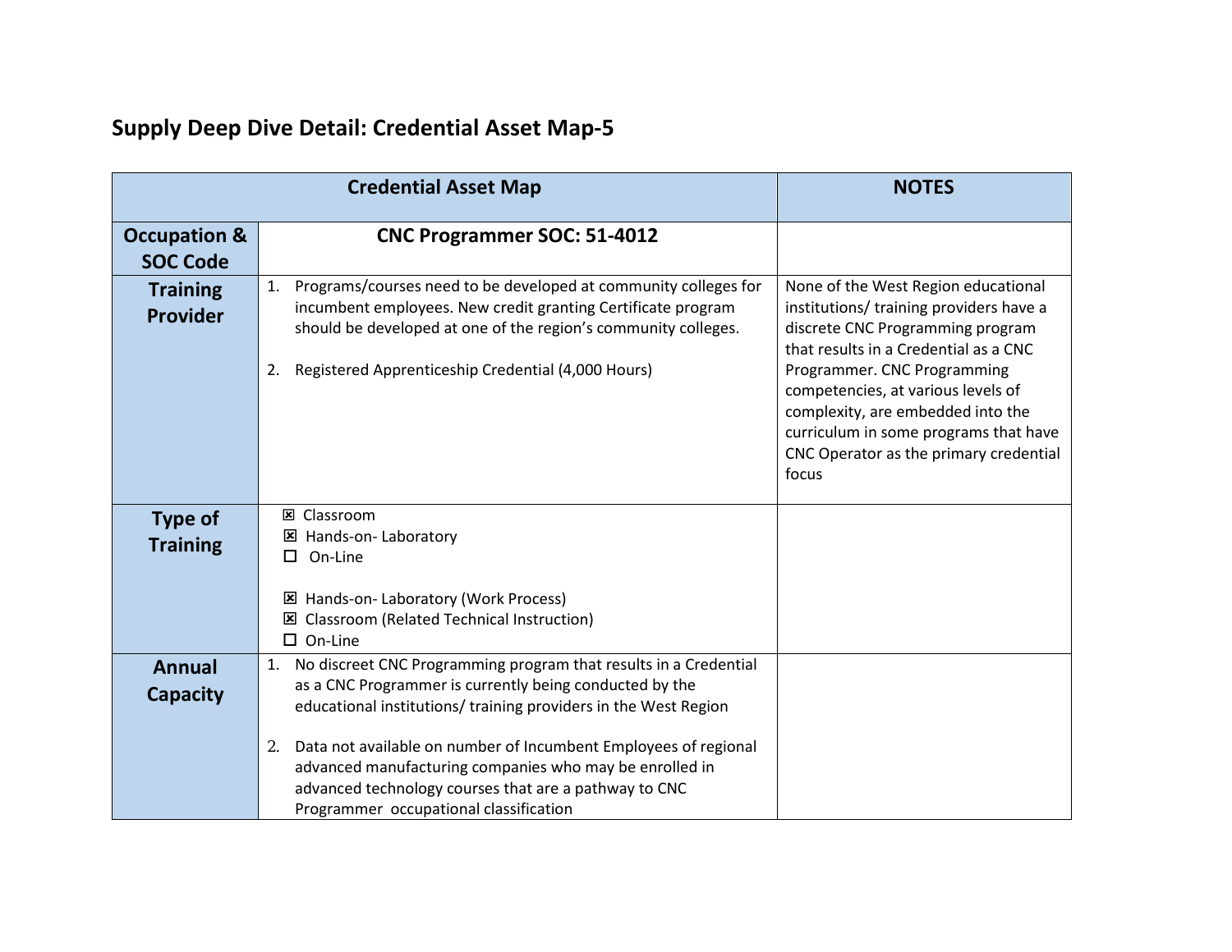## Supply Deep Dive Detail: Credential Asset Map-5

| Credential Asset Map | | NOTES |
|---|---|---|
| **Occupation & SOC Code** | **CNC Programmer SOC: 51-4012** | |
| **Training Provider** | 1. Programs/courses need to be developed at community colleges for incumbent employees. New credit granting Certificate program should be developed at one of the region's community colleges.<br><br>2. Registered Apprenticeship Credential (4,000 Hours) | None of the West Region educational institutions/ training providers have a discrete CNC Programming program that results in a Credential as a CNC Programmer. CNC Programming competencies, at various levels of complexity, are embedded into the curriculum in some programs that have CNC Operator as the primary credential focus |
| **Type of Training** | ☒ Classroom<br>☒ Hands-on- Laboratory<br>☐ On-Line<br><br>☒ Hands-on- Laboratory (Work Process)<br>☒ Classroom (Related Technical Instruction)<br>☐ On-Line | |
| **Annual Capacity** | 1. No discreet CNC Programming program that results in a Credential as a CNC Programmer is currently being conducted by the educational institutions/ training providers in the West Region<br><br>2. Data not available on number of Incumbent Employees of regional advanced manufacturing companies who may be enrolled in advanced technology courses that are a pathway to CNC Programmer occupational classification | |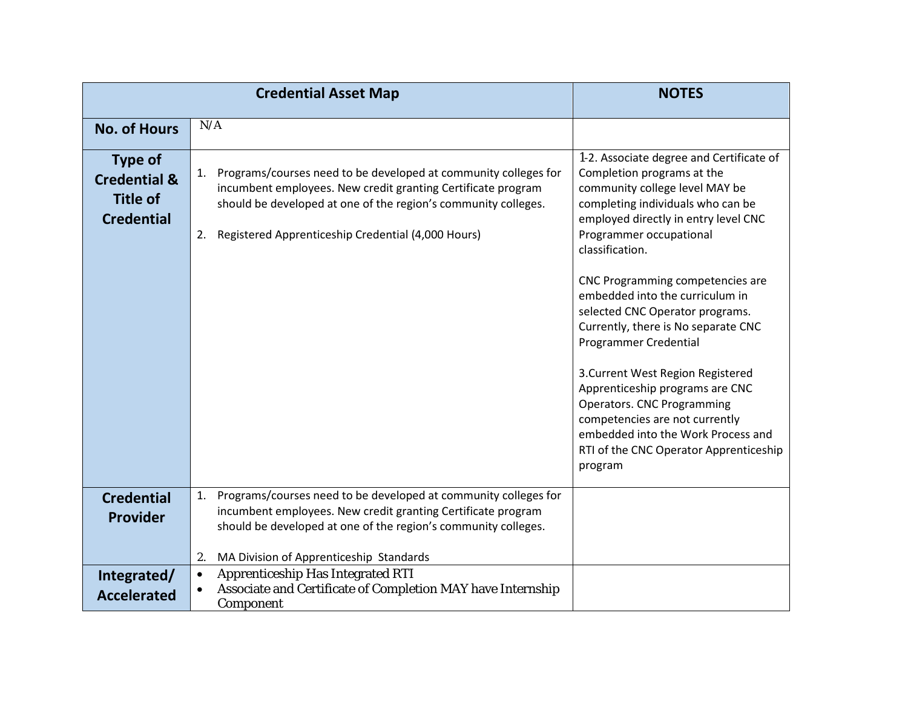| Credential Asset Map | | NOTES |
|---|---|---|
| **No. of Hours** | N/A | |
| **Type of Credential & Title of Credential** | 1. Programs/courses need to be developed at community colleges for incumbent employees. New credit granting Certificate program should be developed at one of the region's community colleges.<br><br>2. Registered Apprenticeship Credential (4,000 Hours) | 1-2. Associate degree and Certificate of Completion programs at the community college level MAY be completing individuals who can be employed directly in entry level CNC Programmer occupational classification.<br><br>CNC Programming competencies are embedded into the curriculum in selected CNC Operator programs. Currently, there is No separate CNC Programmer Credential<br><br>3.Current West Region Registered Apprenticeship programs are CNC Operators. CNC Programming competencies are not currently embedded into the Work Process and RTI of the CNC Operator Apprenticeship program |
| **Credential Provider** | 1. Programs/courses need to be developed at community colleges for incumbent employees. New credit granting Certificate program should be developed at one of the region's community colleges.<br><br>2. MA Division of Apprenticeship Standards | |
| **Integrated/ Accelerated** | • Apprenticeship Has Integrated RTI<br>• Associate and Certificate of Completion MAY have Internship Component | |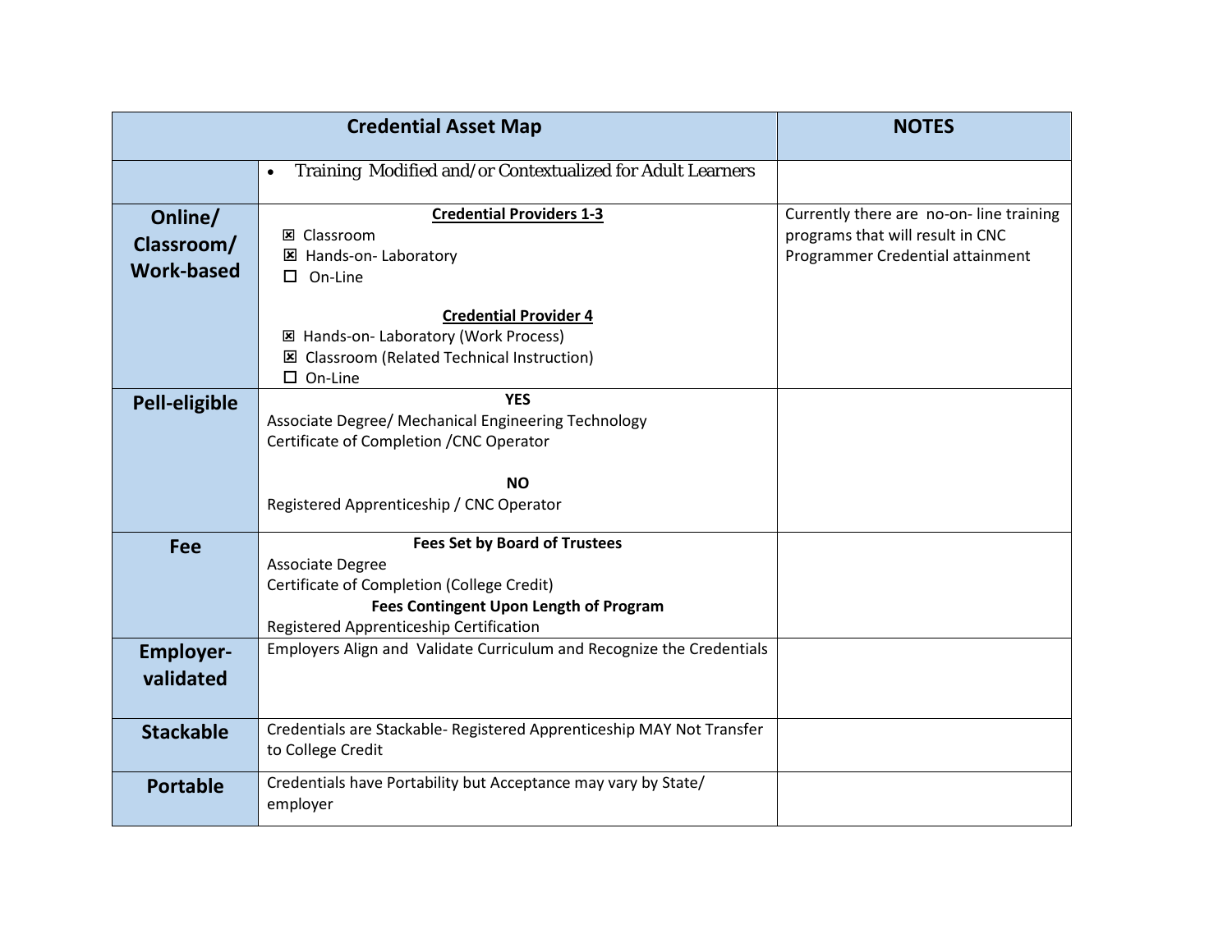| Credential Asset Map | | NOTES |
|---|---|---|
| | • Training Modified and/or Contextualized for Adult Learners | |
| **Online/ Classroom/ Work-based** | **Credential Providers 1-3**<br>☒ Classroom<br>☒ Hands-on- Laboratory<br>☐ On-Line<br><br>**Credential Provider 4**<br>☒ Hands-on- Laboratory (Work Process)<br>☒ Classroom (Related Technical Instruction)<br>☐ On-Line | Currently there are no-on- line training programs that will result in CNC Programmer Credential attainment |
| **Pell-eligible** | **YES**<br>Associate Degree/ Mechanical Engineering Technology<br>Certificate of Completion /CNC Operator<br><br>**NO**<br>Registered Apprenticeship / CNC Operator | |
| **Fee** | **Fees Set by Board of Trustees**<br>Associate Degree<br>Certificate of Completion (College Credit)<br>**Fees Contingent Upon Length of Program**<br>Registered Apprenticeship Certification | |
| **Employer-validated** | Employers Align and Validate Curriculum and Recognize the Credentials | |
| **Stackable** | Credentials are Stackable- Registered Apprenticeship MAY Not Transfer to College Credit | |
| **Portable** | Credentials have Portability but Acceptance may vary by State/ employer | |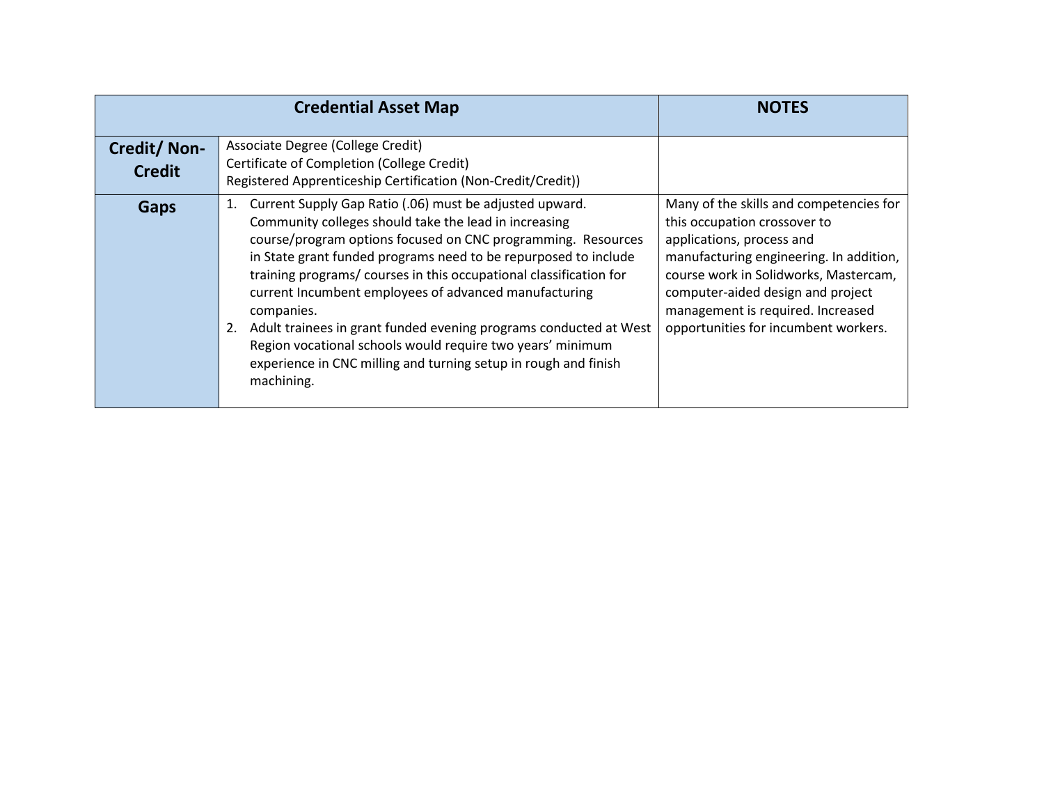| Credential Asset Map | | NOTES |
|---|---|---|
| **Credit/ Non-Credit** | Associate Degree (College Credit)<br>Certificate of Completion (College Credit)<br>Registered Apprenticeship Certification (Non-Credit/Credit)) | |
| **Gaps** | 1. Current Supply Gap Ratio (.06) must be adjusted upward. Community colleges should take the lead in increasing course/program options focused on CNC programming. Resources in State grant funded programs need to be repurposed to include training programs/ courses in this occupational classification for current Incumbent employees of advanced manufacturing companies.<br>2. Adult trainees in grant funded evening programs conducted at West Region vocational schools would require two years' minimum experience in CNC milling and turning setup in rough and finish machining. | Many of the skills and competencies for this occupation crossover to applications, process and manufacturing engineering. In addition, course work in Solidworks, Mastercam, computer-aided design and project management is required. Increased opportunities for incumbent workers. |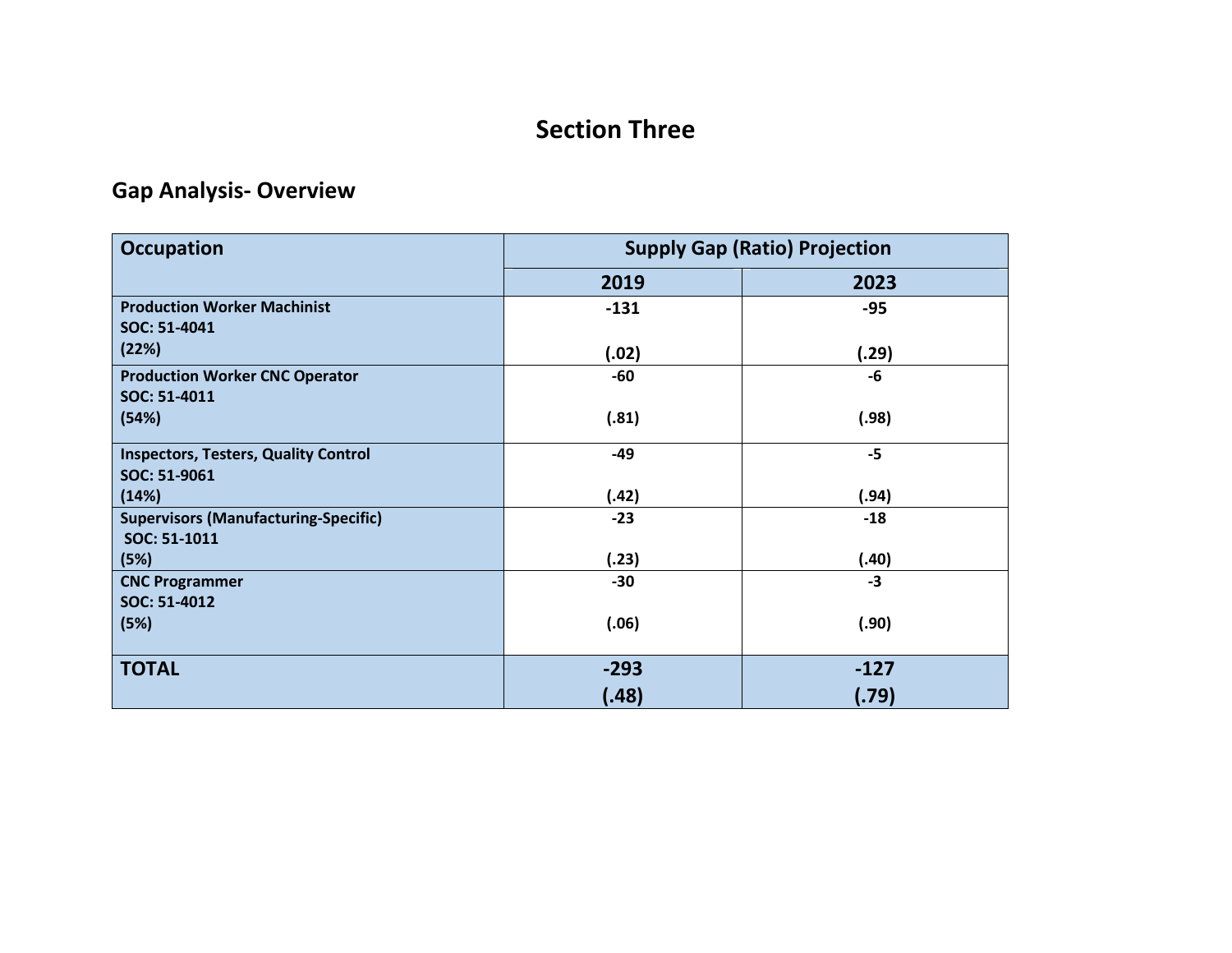# Section Three

## Gap Analysis- Overview

| Occupation | Supply Gap (Ratio) Projection | |
|---|---|---|
| | 2019 | 2023 |
| **Production Worker Machinist**<br>**SOC: 51-4041**<br>**(22%)** | **-131**<br>**(.02)** | **-95**<br>**(.29)** |
| **Production Worker CNC Operator**<br>**SOC: 51-4011**<br>**(54%)** | **-60**<br>**(.81)** | **-6**<br>**(.98)** |
| **Inspectors, Testers, Quality Control**<br>**SOC: 51-9061**<br>**(14%)** | **-49**<br>**(.42)** | **-5**<br>**(.94)** |
| **Supervisors (Manufacturing-Specific)**<br>**SOC: 51-1011**<br>**(5%)** | **-23**<br>**(.23)** | **-18**<br>**(.40)** |
| **CNC Programmer**<br>**SOC: 51-4012**<br>**(5%)** | **-30**<br>**(.06)** | **-3**<br>**(.90)** |
| **TOTAL** | **-293**<br>**(.48)** | **-127**<br>**(.79)** |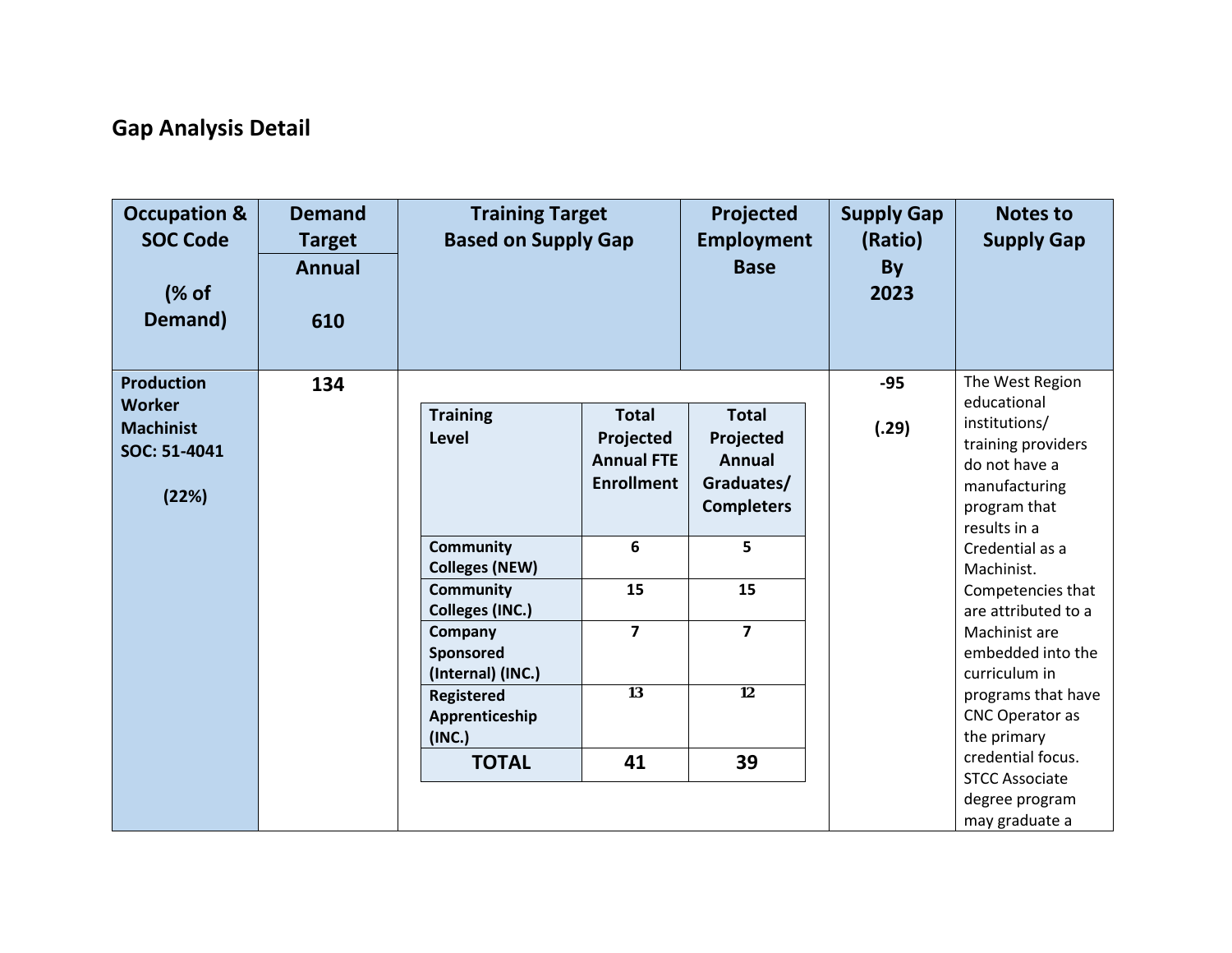## Gap Analysis Detail

| Occupation & SOC Code (% of Demand) | Demand Target Annual 610 | Training Target Based on Supply Gap | Projected Employment Base | Supply Gap (Ratio) By 2023 | Notes to Supply Gap |
|---|---|---|---|---|---|
| **Production Worker Machinist SOC: 51-4041 (22%)** | **134** | (see training table below) | | **-95 (.29)** | The West Region educational institutions/ training providers do not have a manufacturing program that results in a Credential as a Machinist. Competencies that are attributed to a Machinist are embedded into the curriculum in programs that have CNC Operator as the primary credential focus. STCC Associate degree program may graduate a |

| Training Level | Total Projected Annual FTE Enrollment | Total Projected Annual Graduates/ Completers |
|---|---|---|
| **Community Colleges (NEW)** | **6** | **5** |
| **Community Colleges (INC.)** | **15** | **15** |
| **Company Sponsored (Internal) (INC.)** | **7** | **7** |
| **Registered Apprenticeship (INC.)** | **13** | **12** |
| **TOTAL** | **41** | **39** |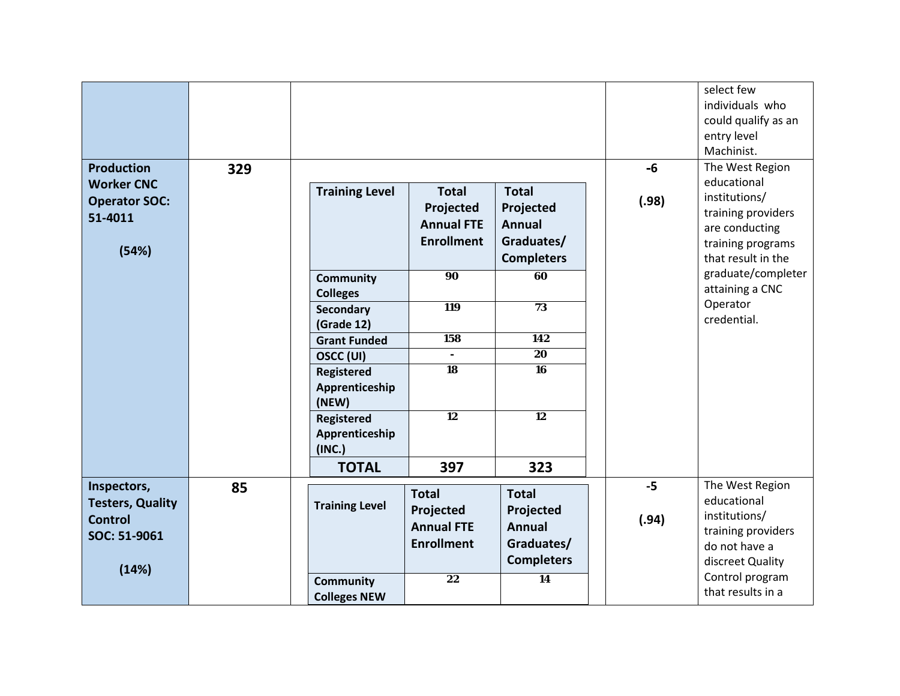| | | | | |
|---|---|---|---|---|
| | | | | select few individuals who could qualify as an entry level Machinist. |
| **Production Worker CNC Operator SOC: 51-4011** **(54%)** | **329** | **Training Level** / **Total Projected Annual FTE Enrollment** / **Total Projected Annual Graduates/ Completers**<br>**Community Colleges**: 90 / 60<br>**Secondary (Grade 12)**: 119 / 73<br>**Grant Funded**: 158 / 142<br>**OSCC (UI)**: - / 20<br>**Registered Apprenticeship (NEW)**: 18 / 16<br>**Registered Apprenticeship (INC.)**: 12 / 12<br>**TOTAL**: 397 / 323 | **-6** **(.98)** | The West Region educational institutions/ training providers are conducting training programs that result in the graduate/completer attaining a CNC Operator credential. |
| **Inspectors, Testers, Quality Control SOC: 51-9061** **(14%)** | **85** | **Training Level** / **Total Projected Annual FTE Enrollment** / **Total Projected Annual Graduates/ Completers**<br>**Community Colleges NEW**: 22 / 14 | **-5** **(.94)** | The West Region educational institutions/ training providers do not have a discreet Quality Control program that results in a |

| Training Level | Total Projected Annual FTE Enrollment | Total Projected Annual Graduates/ Completers |
|---|---|---|
| **Community Colleges** | 90 | 60 |
| **Secondary (Grade 12)** | 119 | 73 |
| **Grant Funded** | 158 | 142 |
| **OSCC (UI)** | - | 20 |
| **Registered Apprenticeship (NEW)** | 18 | 16 |
| **Registered Apprenticeship (INC.)** | 12 | 12 |
| **TOTAL** | **397** | **323** |

| Training Level | Total Projected Annual FTE Enrollment | Total Projected Annual Graduates/ Completers |
|---|---|---|
| **Community Colleges NEW** | 22 | 14 |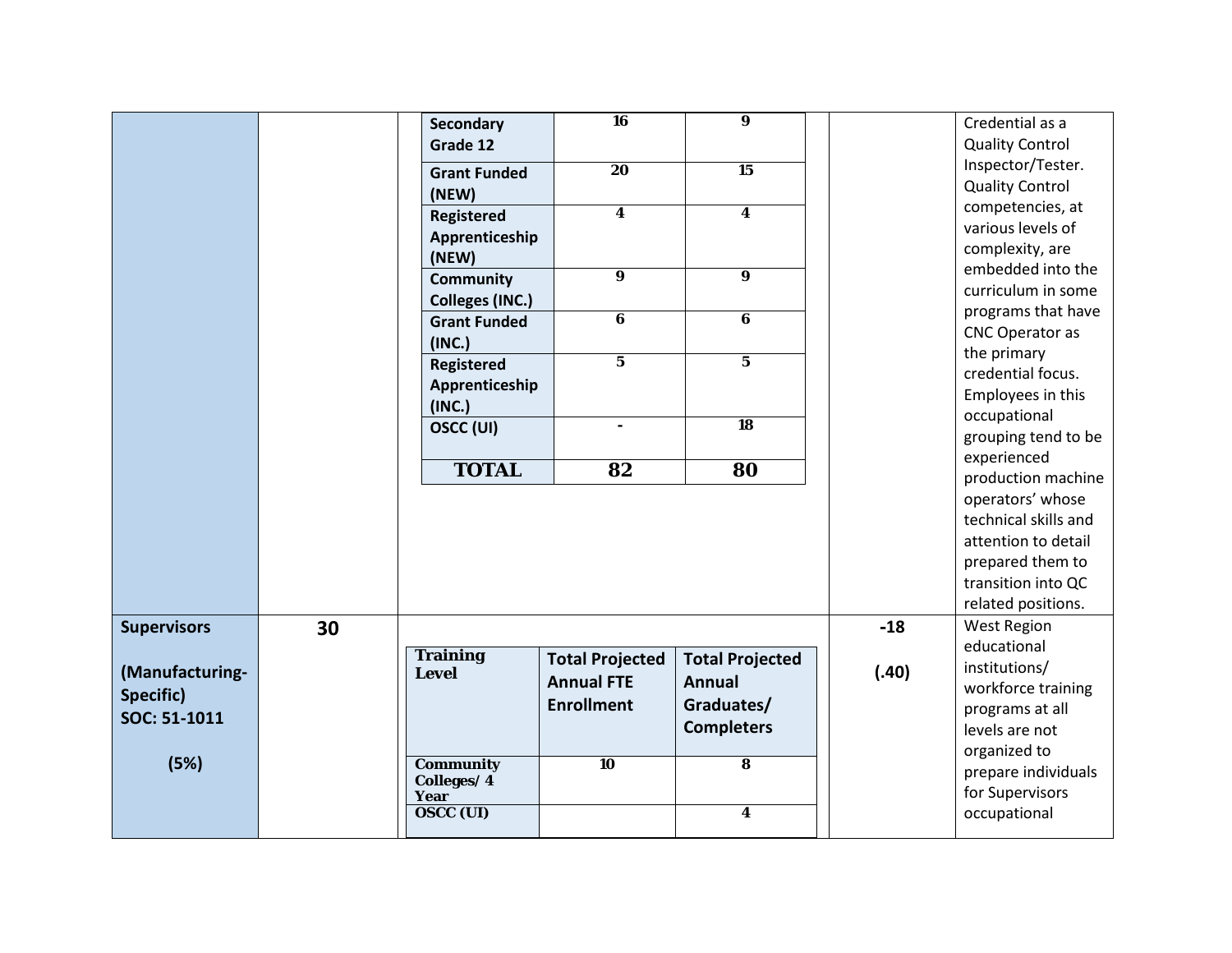| | | | | |
|---|---|---|---|---|
| | | <table><tr><td>**Secondary Grade 12**</td><td>16</td><td>9</td></tr><tr><td>**Grant Funded (NEW)**</td><td>20</td><td>15</td></tr><tr><td>**Registered Apprenticeship (NEW)**</td><td>4</td><td>4</td></tr><tr><td>**Community Colleges (INC.)**</td><td>9</td><td>9</td></tr><tr><td>**Grant Funded (INC.)**</td><td>6</td><td>6</td></tr><tr><td>**Registered Apprenticeship (INC.)**</td><td>5</td><td>5</td></tr><tr><td>**OSCC (UI)**</td><td>-</td><td>18</td></tr><tr><td>**TOTAL**</td><td>**82**</td><td>**80**</td></tr></table> | | Credential as a Quality Control Inspector/Tester. Quality Control competencies, at various levels of complexity, are embedded into the curriculum in some programs that have CNC Operator as the primary credential focus. Employees in this occupational grouping tend to be experienced production machine operators' whose technical skills and attention to detail prepared them to transition into QC related positions. |
| **Supervisors**<br><br>**(Manufacturing-Specific)**<br>**SOC: 51-1011**<br><br>**(5%)** | **30** | <table><tr><th>Training Level</th><th>Total Projected Annual FTE Enrollment</th><th>Total Projected Annual Graduates/ Completers</th></tr><tr><td>**Community Colleges/ 4 Year**</td><td>10</td><td>8</td></tr><tr><td>**OSCC (UI)**</td><td></td><td>4</td></tr></table> | -18<br><br>(.40) | West Region educational institutions/ workforce training programs at all levels are not organized to prepare individuals for Supervisors occupational |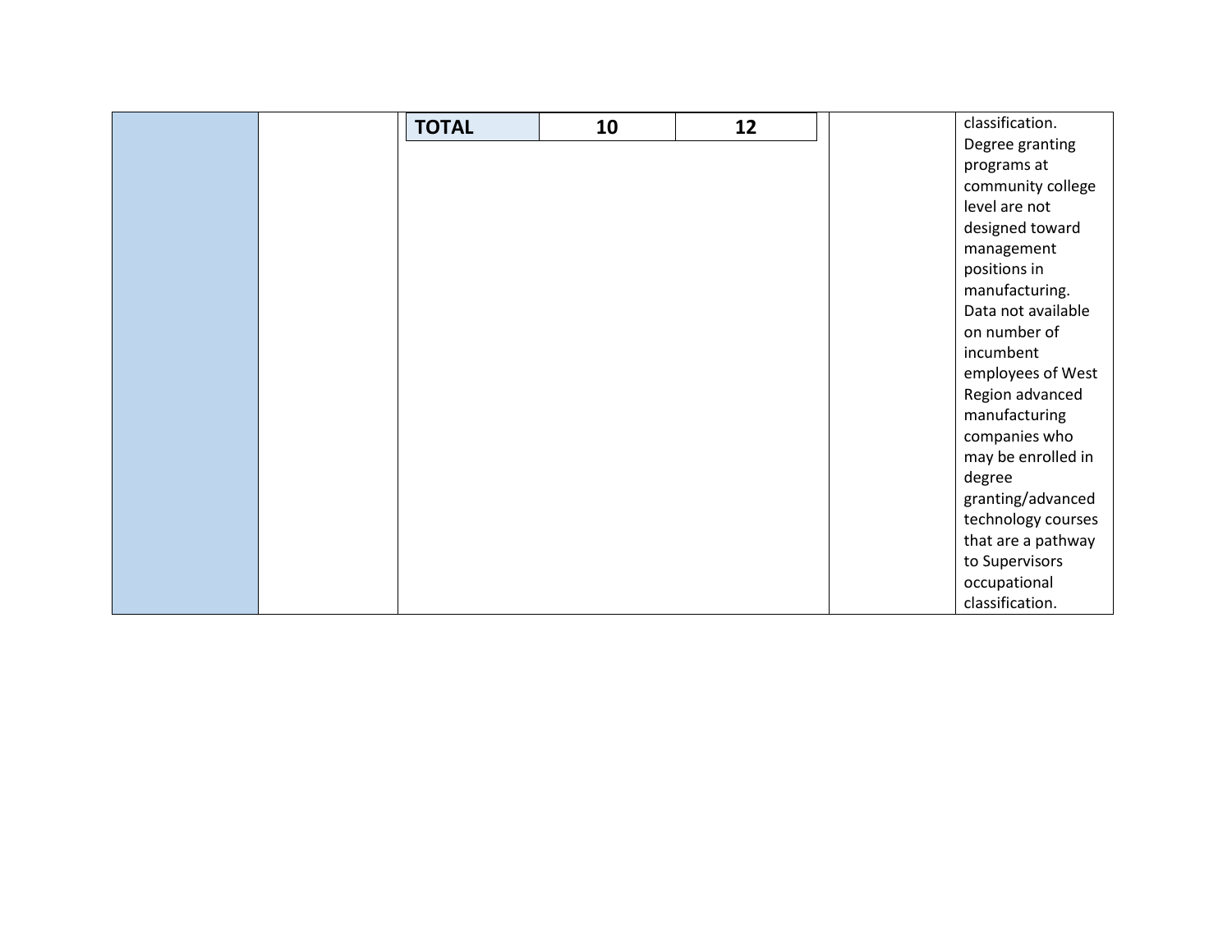| | | | | | | |
|---|---|---|---|---|---|---|
| | | **TOTAL** | **10** | **12** | | classification. Degree granting programs at community college level are not designed toward management positions in manufacturing. Data not available on number of incumbent employees of West Region advanced manufacturing companies who may be enrolled in degree granting/advanced technology courses that are a pathway to Supervisors occupational classification. |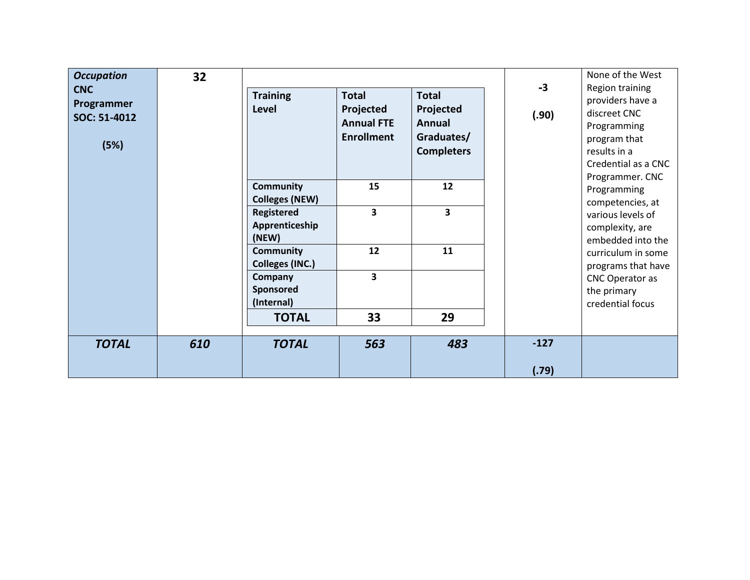| | | | | | | |
|---|---|---|---|---|---|---|
| ***Occupation* CNC Programmer SOC: 51-4012 (5%)** | **32** | **Training Level** | **Total Projected Annual FTE Enrollment** | **Total Projected Annual Graduates/ Completers** | **-3 (.90)** | None of the West Region training providers have a discreet CNC Programming program that results in a Credential as a CNC Programmer. CNC Programming competencies, at various levels of complexity, are embedded into the curriculum in some programs that have CNC Operator as the primary credential focus |
| | | **Community Colleges (NEW)** | **15** | **12** | | |
| | | **Registered Apprenticeship (NEW)** | **3** | **3** | | |
| | | **Community Colleges (INC.)** | **12** | **11** | | |
| | | **Company Sponsored (Internal)** | **3** | | | |
| | | **TOTAL** | **33** | **29** | | |
| ***TOTAL*** | ***610*** | ***TOTAL*** | ***563*** | ***483*** | **-127 (.79)** | |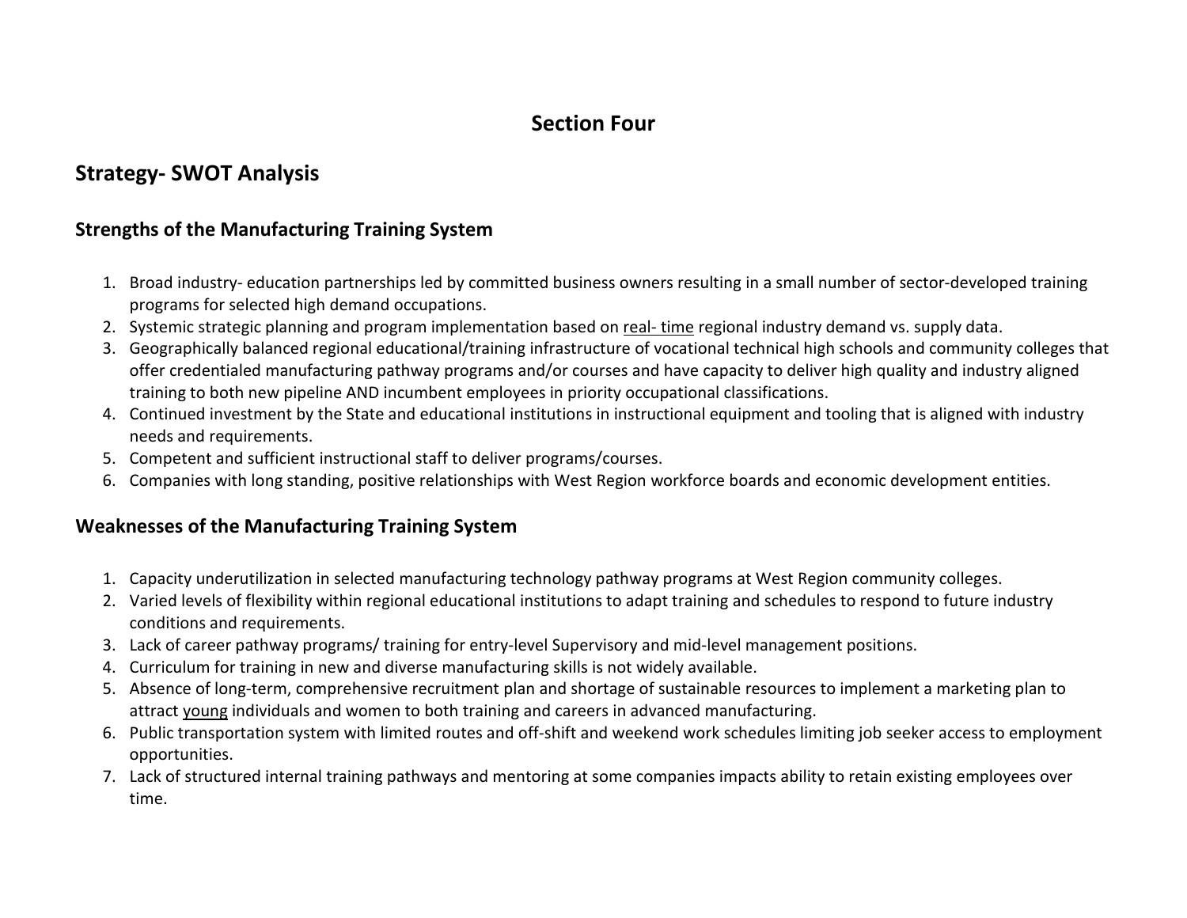# Section Four

## Strategy- SWOT Analysis

### Strengths of the Manufacturing Training System

1. Broad industry- education partnerships led by committed business owners resulting in a small number of sector-developed training programs for selected high demand occupations.
2. Systemic strategic planning and program implementation based on real- time regional industry demand vs. supply data.
3. Geographically balanced regional educational/training infrastructure of vocational technical high schools and community colleges that offer credentialed manufacturing pathway programs and/or courses and have capacity to deliver high quality and industry aligned training to both new pipeline AND incumbent employees in priority occupational classifications.
4. Continued investment by the State and educational institutions in instructional equipment and tooling that is aligned with industry needs and requirements.
5. Competent and sufficient instructional staff to deliver programs/courses.
6. Companies with long standing, positive relationships with West Region workforce boards and economic development entities.

### Weaknesses of the Manufacturing Training System

1. Capacity underutilization in selected manufacturing technology pathway programs at West Region community colleges.
2. Varied levels of flexibility within regional educational institutions to adapt training and schedules to respond to future industry conditions and requirements.
3. Lack of career pathway programs/ training for entry-level Supervisory and mid-level management positions.
4. Curriculum for training in new and diverse manufacturing skills is not widely available.
5. Absence of long-term, comprehensive recruitment plan and shortage of sustainable resources to implement a marketing plan to attract young individuals and women to both training and careers in advanced manufacturing.
6. Public transportation system with limited routes and off-shift and weekend work schedules limiting job seeker access to employment opportunities.
7. Lack of structured internal training pathways and mentoring at some companies impacts ability to retain existing employees over time.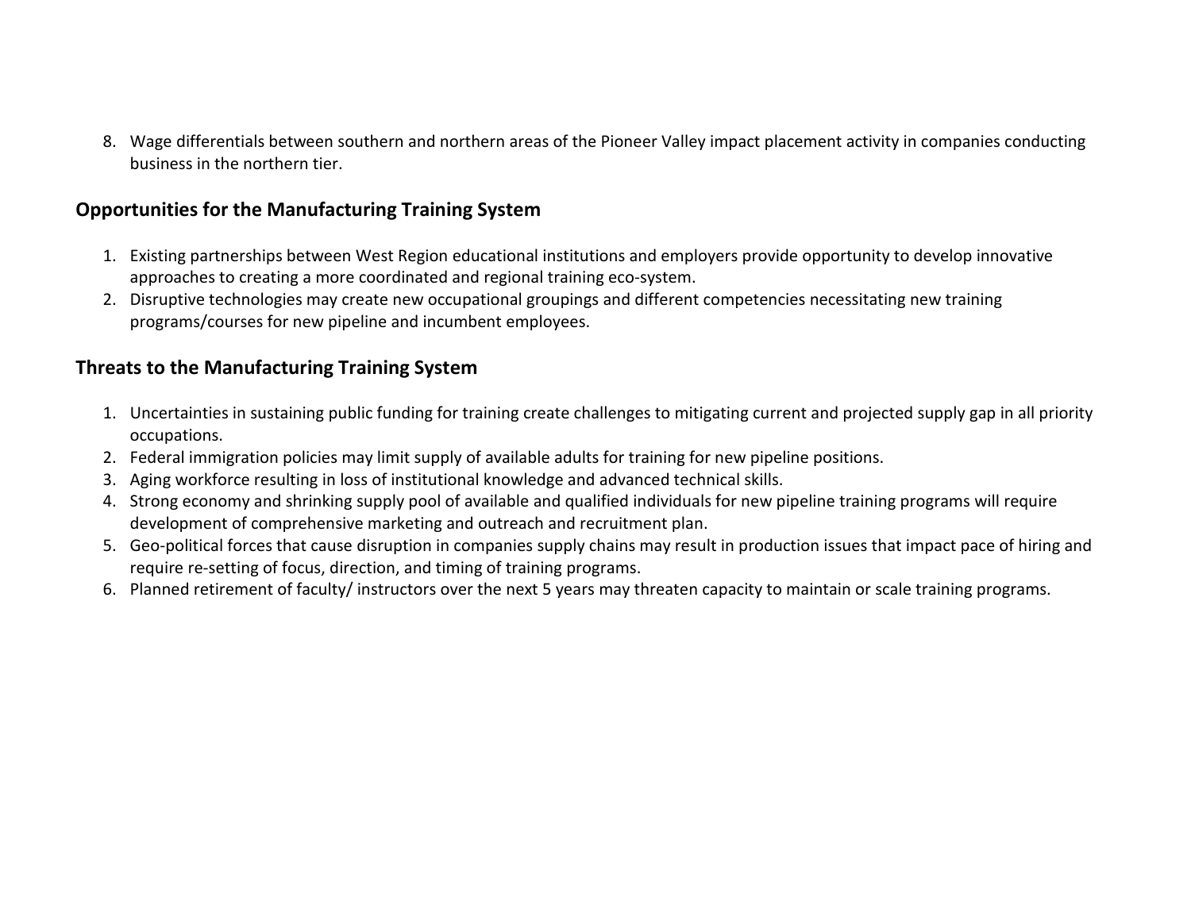8. Wage differentials between southern and northern areas of the Pioneer Valley impact placement activity in companies conducting business in the northern tier.

## Opportunities for the Manufacturing Training System

1. Existing partnerships between West Region educational institutions and employers provide opportunity to develop innovative approaches to creating a more coordinated and regional training eco-system.
2. Disruptive technologies may create new occupational groupings and different competencies necessitating new training programs/courses for new pipeline and incumbent employees.

## Threats to the Manufacturing Training System

1. Uncertainties in sustaining public funding for training create challenges to mitigating current and projected supply gap in all priority occupations.
2. Federal immigration policies may limit supply of available adults for training for new pipeline positions.
3. Aging workforce resulting in loss of institutional knowledge and advanced technical skills.
4. Strong economy and shrinking supply pool of available and qualified individuals for new pipeline training programs will require development of comprehensive marketing and outreach and recruitment plan.
5. Geo-political forces that cause disruption in companies supply chains may result in production issues that impact pace of hiring and require re-setting of focus, direction, and timing of training programs.
6. Planned retirement of faculty/ instructors over the next 5 years may threaten capacity to maintain or scale training programs.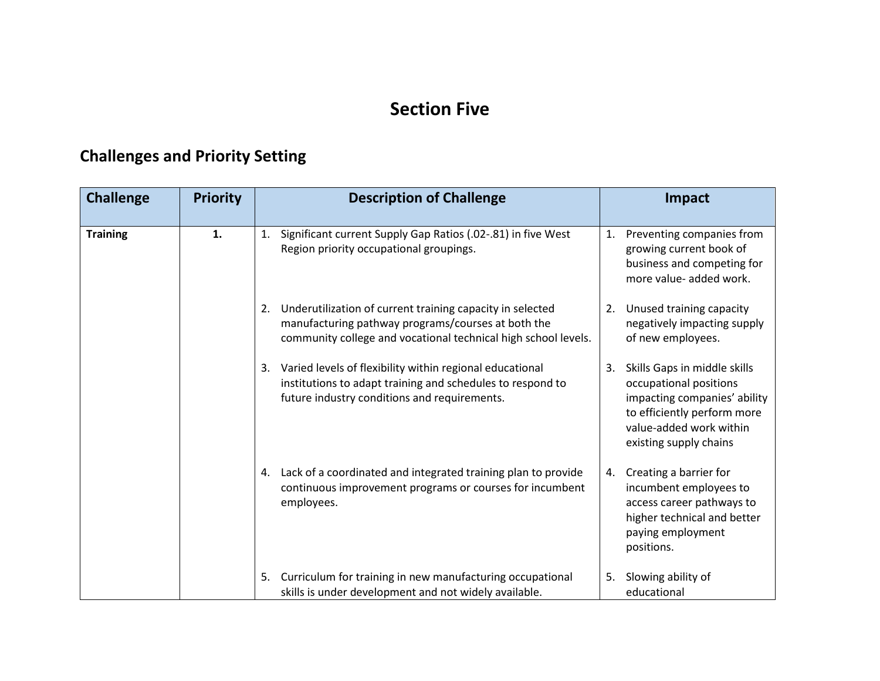# Section Five

## Challenges and Priority Setting

| Challenge | Priority | Description of Challenge | Impact |
|---|---|---|---|
| **Training** | **1.** | 1. Significant current Supply Gap Ratios (.02-.81) in five West Region priority occupational groupings. | 1. Preventing companies from growing current book of business and competing for more value- added work. |
| | | 2. Underutilization of current training capacity in selected manufacturing pathway programs/courses at both the community college and vocational technical high school levels. | 2. Unused training capacity negatively impacting supply of new employees. |
| | | 3. Varied levels of flexibility within regional educational institutions to adapt training and schedules to respond to future industry conditions and requirements. | 3. Skills Gaps in middle skills occupational positions impacting companies' ability to efficiently perform more value-added work within existing supply chains |
| | | 4. Lack of a coordinated and integrated training plan to provide continuous improvement programs or courses for incumbent employees. | 4. Creating a barrier for incumbent employees to access career pathways to higher technical and better paying employment positions. |
| | | 5. Curriculum for training in new manufacturing occupational skills is under development and not widely available. | 5. Slowing ability of educational |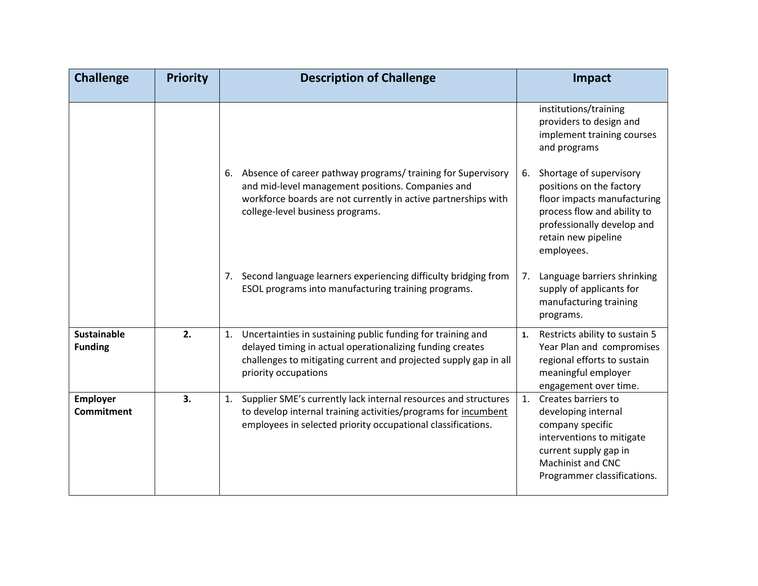| Challenge | Priority | Description of Challenge | Impact |
|---|---|---|---|
| | | | institutions/training providers to design and implement training courses and programs |
| | | 6. Absence of career pathway programs/ training for Supervisory and mid-level management positions. Companies and workforce boards are not currently in active partnerships with college-level business programs. | 6. Shortage of supervisory positions on the factory floor impacts manufacturing process flow and ability to professionally develop and retain new pipeline employees. |
| | | 7. Second language learners experiencing difficulty bridging from ESOL programs into manufacturing training programs. | 7. Language barriers shrinking supply of applicants for manufacturing training programs. |
| **Sustainable Funding** | **2.** | 1. Uncertainties in sustaining public funding for training and delayed timing in actual operationalizing funding creates challenges to mitigating current and projected supply gap in all priority occupations | 1. Restricts ability to sustain 5 Year Plan and compromises regional efforts to sustain meaningful employer engagement over time. |
| **Employer Commitment** | **3.** | 1. Supplier SME's currently lack internal resources and structures to develop internal training activities/programs for <u>incumbent</u> employees in selected priority occupational classifications. | 1. Creates barriers to developing internal company specific interventions to mitigate current supply gap in Machinist and CNC Programmer classifications. |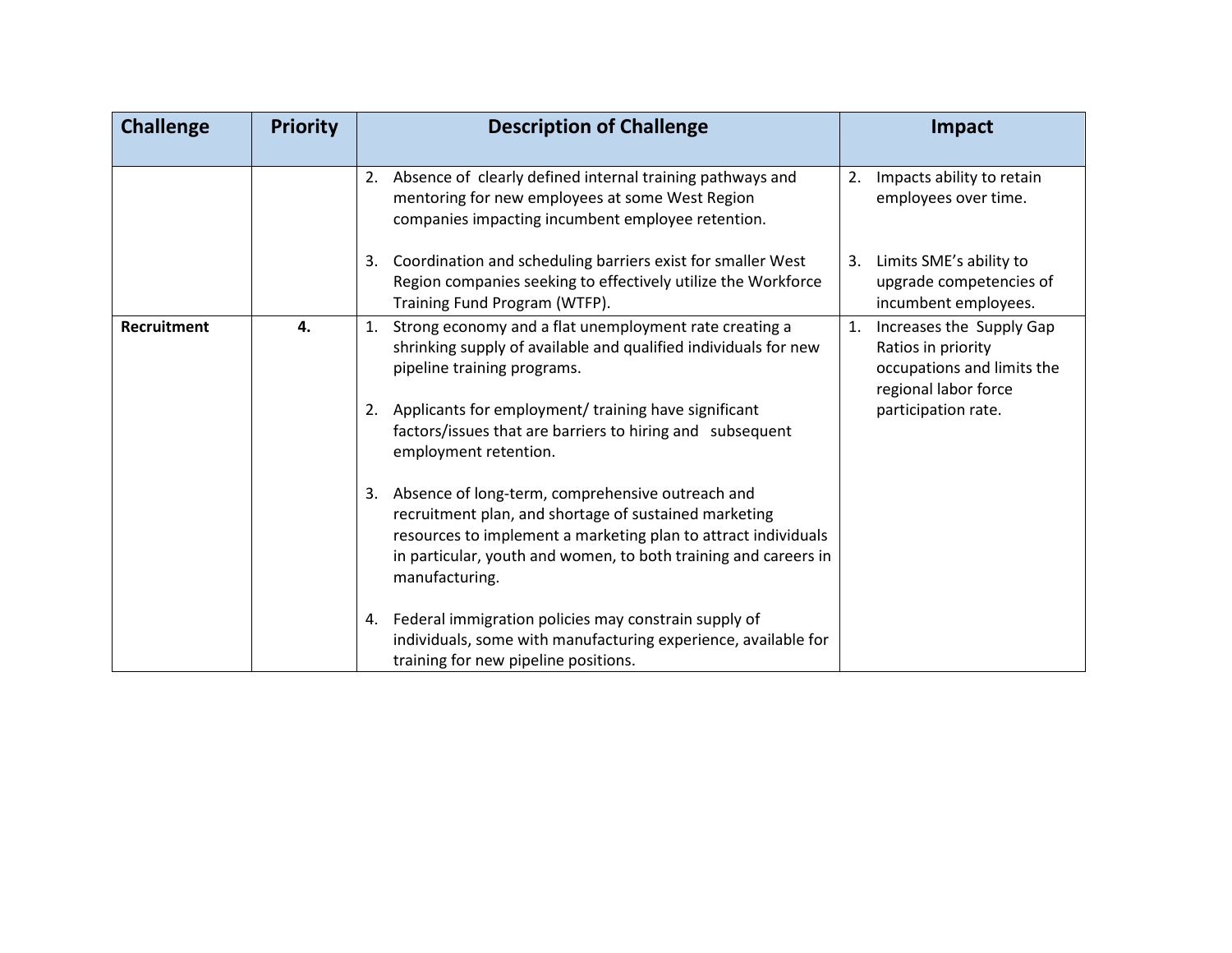| Challenge | Priority | Description of Challenge | Impact |
|---|---|---|---|
| | | 2. Absence of clearly defined internal training pathways and mentoring for new employees at some West Region companies impacting incumbent employee retention.<br><br>3. Coordination and scheduling barriers exist for smaller West Region companies seeking to effectively utilize the Workforce Training Fund Program (WTFP). | 2. Impacts ability to retain employees over time.<br><br>3. Limits SME's ability to upgrade competencies of incumbent employees. |
| **Recruitment** | **4.** | 1. Strong economy and a flat unemployment rate creating a shrinking supply of available and qualified individuals for new pipeline training programs.<br><br>2. Applicants for employment/ training have significant factors/issues that are barriers to hiring and subsequent employment retention.<br><br>3. Absence of long-term, comprehensive outreach and recruitment plan, and shortage of sustained marketing resources to implement a marketing plan to attract individuals in particular, youth and women, to both training and careers in manufacturing.<br><br>4. Federal immigration policies may constrain supply of individuals, some with manufacturing experience, available for training for new pipeline positions. | 1. Increases the Supply Gap Ratios in priority occupations and limits the regional labor force participation rate. |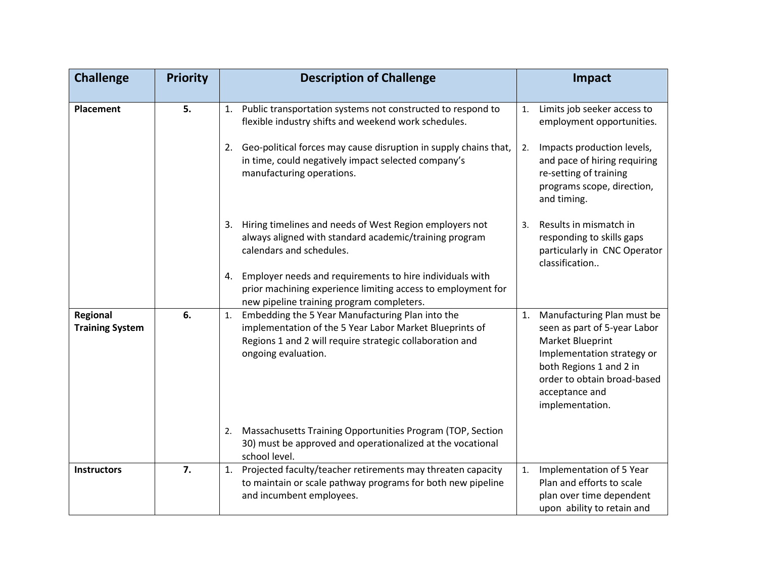| Challenge | Priority | Description of Challenge | Impact |
|---|---|---|---|
| **Placement** | **5.** | 1. Public transportation systems not constructed to respond to flexible industry shifts and weekend work schedules.<br><br>2. Geo-political forces may cause disruption in supply chains that, in time, could negatively impact selected company's manufacturing operations.<br><br>3. Hiring timelines and needs of West Region employers not always aligned with standard academic/training program calendars and schedules.<br><br>4. Employer needs and requirements to hire individuals with prior machining experience limiting access to employment for new pipeline training program completers. | 1. Limits job seeker access to employment opportunities.<br><br>2. Impacts production levels, and pace of hiring requiring re-setting of training programs scope, direction, and timing.<br><br>3. Results in mismatch in responding to skills gaps particularly in CNC Operator classification.. |
| **Regional Training System** | **6.** | 1. Embedding the 5 Year Manufacturing Plan into the implementation of the 5 Year Labor Market Blueprints of Regions 1 and 2 will require strategic collaboration and ongoing evaluation.<br><br>2. Massachusetts Training Opportunities Program (TOP, Section 30) must be approved and operationalized at the vocational school level. | 1. Manufacturing Plan must be seen as part of 5-year Labor Market Blueprint Implementation strategy or both Regions 1 and 2 in order to obtain broad-based acceptance and implementation. |
| **Instructors** | **7.** | 1. Projected faculty/teacher retirements may threaten capacity to maintain or scale pathway programs for both new pipeline and incumbent employees. | 1. Implementation of 5 Year Plan and efforts to scale plan over time dependent upon ability to retain and |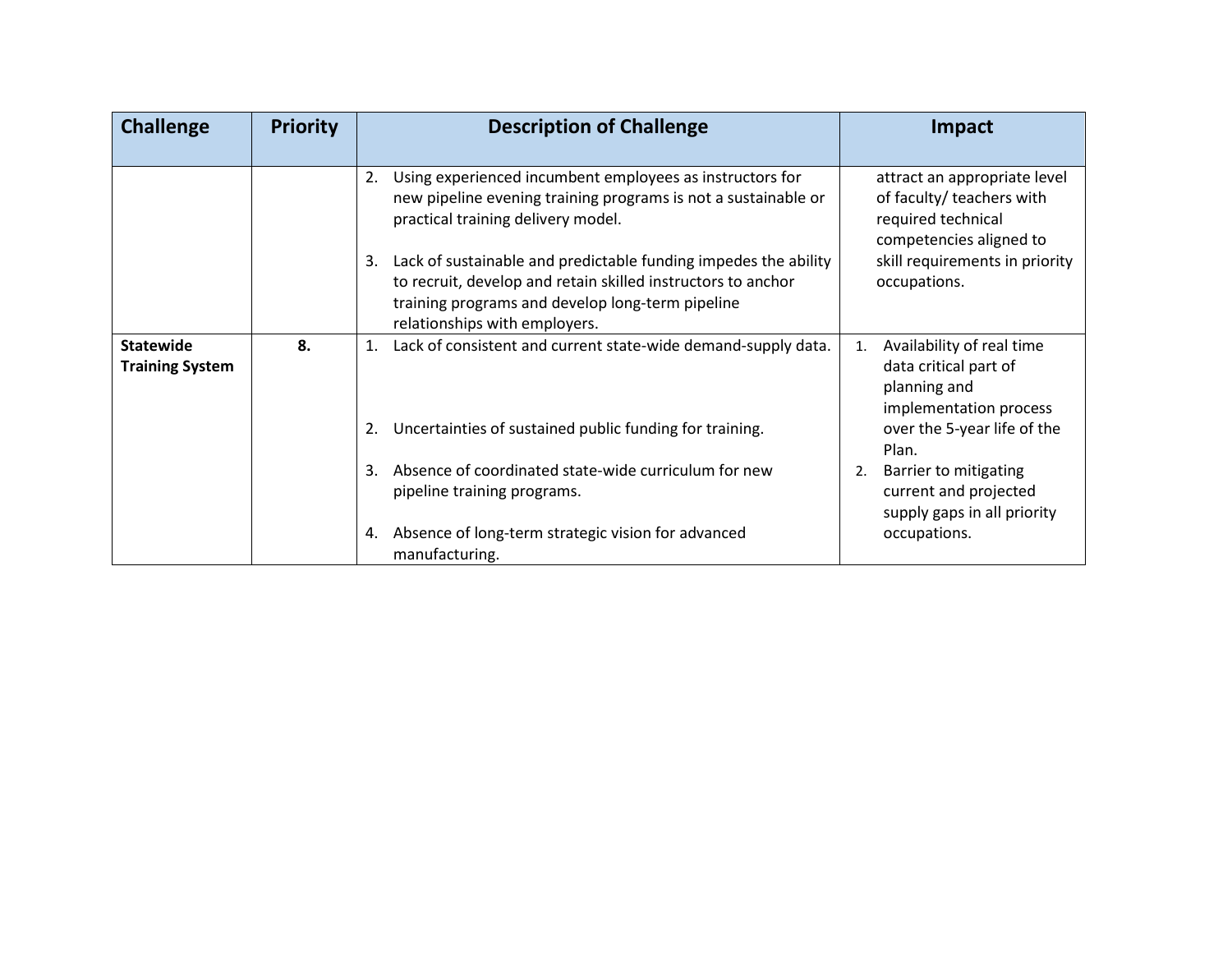| Challenge | Priority | Description of Challenge | Impact |
|---|---|---|---|
| | | 2. Using experienced incumbent employees as instructors for new pipeline evening training programs is not a sustainable or practical training delivery model.<br><br>3. Lack of sustainable and predictable funding impedes the ability to recruit, develop and retain skilled instructors to anchor training programs and develop long-term pipeline relationships with employers. | attract an appropriate level of faculty/ teachers with required technical competencies aligned to skill requirements in priority occupations. |
| **Statewide Training System** | **8.** | 1. Lack of consistent and current state-wide demand-supply data.<br><br>2. Uncertainties of sustained public funding for training.<br><br>3. Absence of coordinated state-wide curriculum for new pipeline training programs.<br><br>4. Absence of long-term strategic vision for advanced manufacturing. | 1. Availability of real time data critical part of planning and implementation process over the 5-year life of the Plan.<br>2. Barrier to mitigating current and projected supply gaps in all priority occupations. |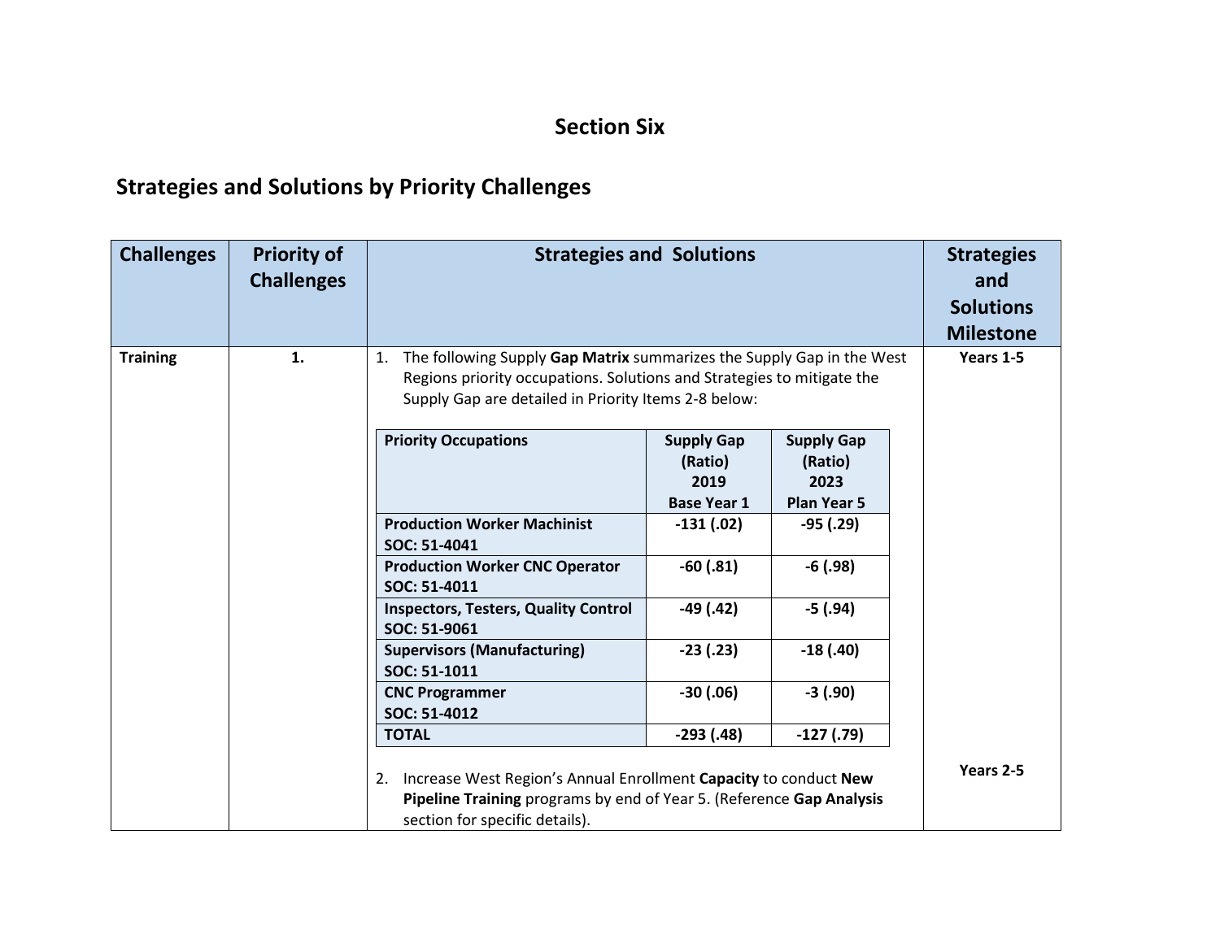# Section Six

## Strategies and Solutions by Priority Challenges

| Challenges | Priority of Challenges | Strategies and Solutions | Strategies and Solutions Milestone |
|---|---|---|---|
| **Training** | **1.** | 1. The following Supply **Gap Matrix** summarizes the Supply Gap in the West Regions priority occupations. Solutions and Strategies to mitigate the Supply Gap are detailed in Priority Items 2-8 below: | **Years 1-5** |
| | | 2. Increase West Region's Annual Enrollment **Capacity** to conduct **New Pipeline Training** programs by end of Year 5. (Reference **Gap Analysis** section for specific details). | **Years 2-5** |

| Priority Occupations | Supply Gap (Ratio) 2019 Base Year 1 | Supply Gap (Ratio) 2023 Plan Year 5 |
|---|---|---|
| **Production Worker Machinist SOC: 51-4041** | **-131 (.02)** | **-95 (.29)** |
| **Production Worker CNC Operator SOC: 51-4011** | **-60 (.81)** | **-6 (.98)** |
| **Inspectors, Testers, Quality Control SOC: 51-9061** | **-49 (.42)** | **-5 (.94)** |
| **Supervisors (Manufacturing) SOC: 51-1011** | **-23 (.23)** | **-18 (.40)** |
| **CNC Programmer SOC: 51-4012** | **-30 (.06)** | **-3 (.90)** |
| **TOTAL** | **-293 (.48)** | **-127 (.79)** |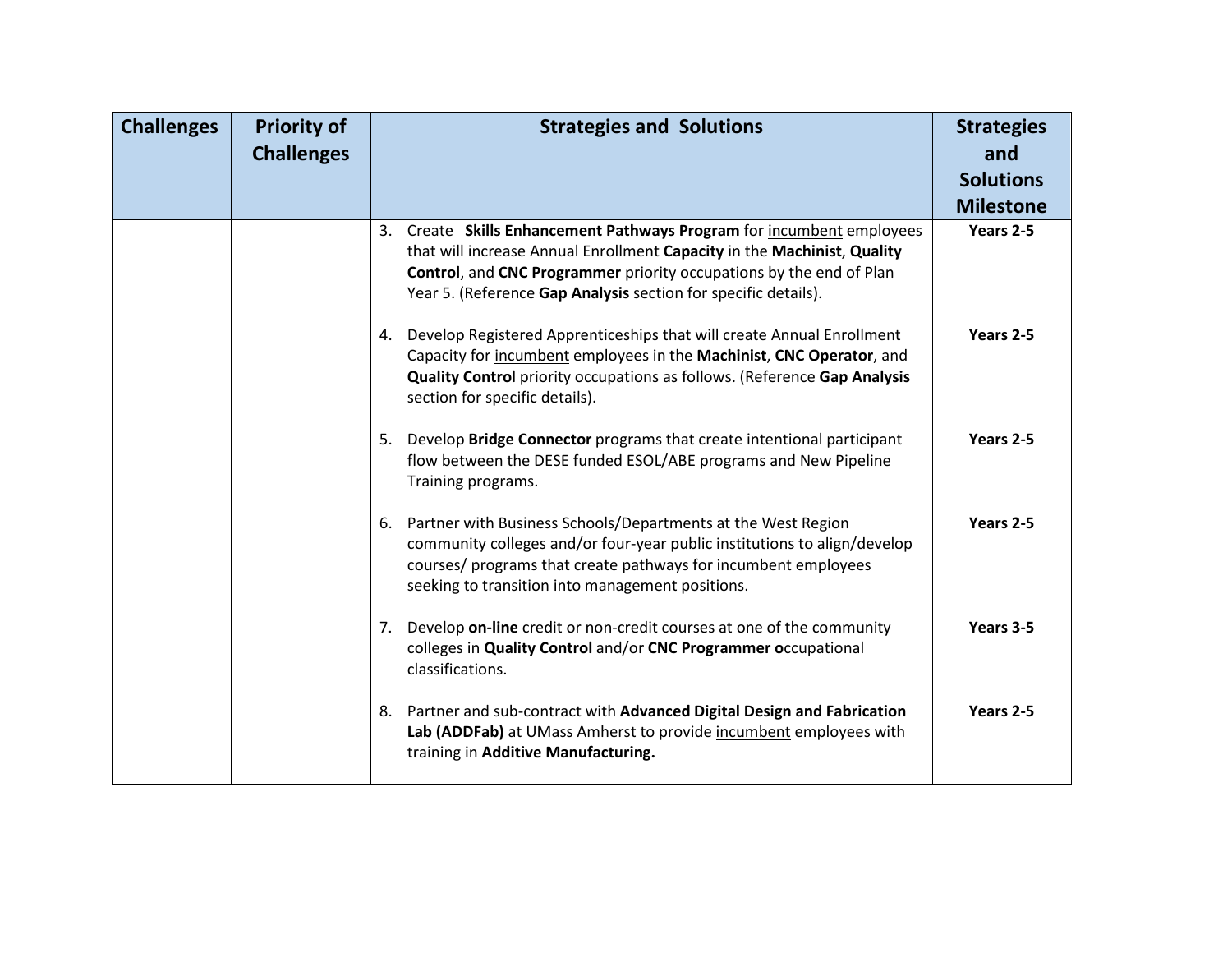| Challenges | Priority of Challenges | Strategies and Solutions | Strategies and Solutions Milestone |
|---|---|---|---|
| | | 3. Create **Skills Enhancement Pathways Program** for incumbent employees that will increase Annual Enrollment **Capacity** in the **Machinist**, **Quality Control**, and **CNC Programmer** priority occupations by the end of Plan Year 5. (Reference **Gap Analysis** section for specific details). | **Years 2-5** |
| | | 4. Develop Registered Apprenticeships that will create Annual Enrollment Capacity for incumbent employees in the **Machinist**, **CNC Operator**, and **Quality Control** priority occupations as follows. (Reference **Gap Analysis** section for specific details). | **Years 2-5** |
| | | 5. Develop **Bridge Connector** programs that create intentional participant flow between the DESE funded ESOL/ABE programs and New Pipeline Training programs. | **Years 2-5** |
| | | 6. Partner with Business Schools/Departments at the West Region community colleges and/or four-year public institutions to align/develop courses/ programs that create pathways for incumbent employees seeking to transition into management positions. | **Years 2-5** |
| | | 7. Develop **on-line** credit or non-credit courses at one of the community colleges in **Quality Control** and/or **CNC Programmer o**ccupational classifications. | **Years 3-5** |
| | | 8. Partner and sub-contract with **Advanced Digital Design and Fabrication Lab (ADDFab)** at UMass Amherst to provide incumbent employees with training in **Additive Manufacturing.** | **Years 2-5** |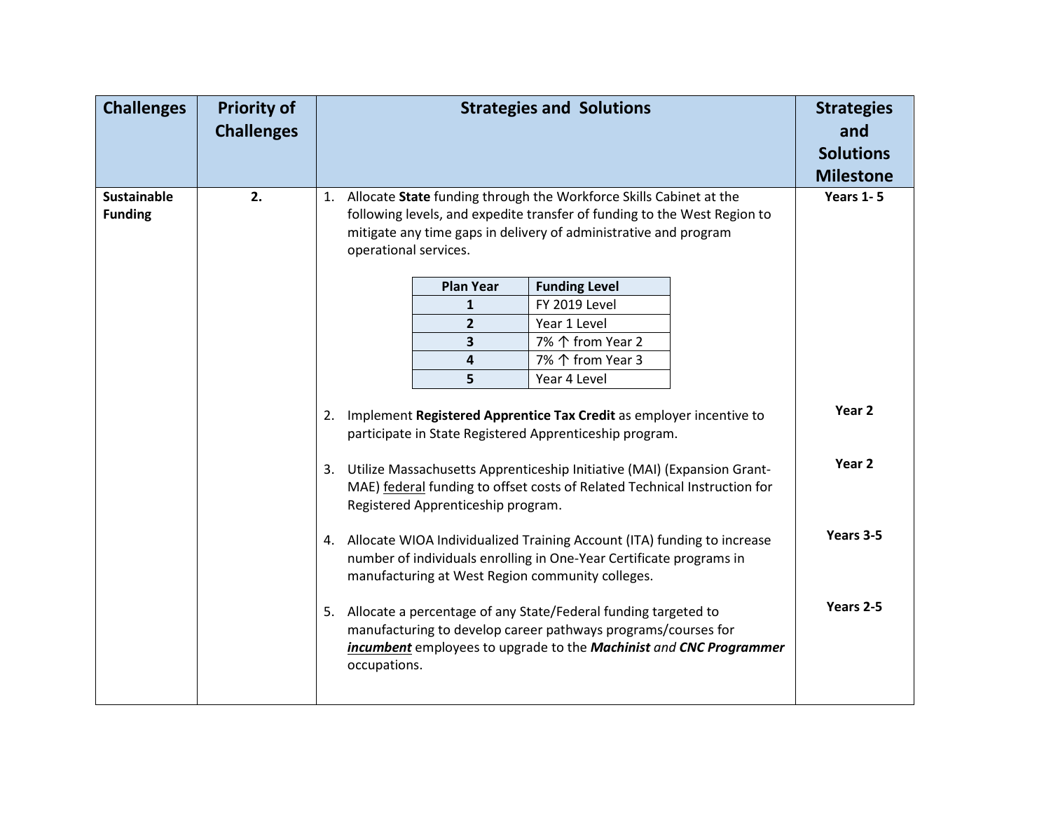| Challenges | Priority of Challenges | Strategies and Solutions | Strategies and Solutions Milestone |
|---|---|---|---|
| **Sustainable Funding** | **2.** | 1. Allocate **State** funding through the Workforce Skills Cabinet at the following levels, and expedite transfer of funding to the West Region to mitigate any time gaps in delivery of administrative and program operational services.<br><br>**Plan Year** / **Funding Level**:<br>**1** – FY 2019 Level<br>**2** – Year 1 Level<br>**3** – 7% ↑ from Year 2<br>**4** – 7% ↑ from Year 3<br>**5** – Year 4 Level | **Years 1- 5** |
| | | 2. Implement **Registered Apprentice Tax Credit** as employer incentive to participate in State Registered Apprenticeship program. | **Year 2** |
| | | 3. Utilize Massachusetts Apprenticeship Initiative (MAI) (Expansion Grant-MAE) <u>federal</u> funding to offset costs of Related Technical Instruction for Registered Apprenticeship program. | **Year 2** |
| | | 4. Allocate WIOA Individualized Training Account (ITA) funding to increase number of individuals enrolling in One-Year Certificate programs in manufacturing at West Region community colleges. | **Years 3-5** |
| | | 5. Allocate a percentage of any State/Federal funding targeted to manufacturing to develop career pathways programs/courses for <u>***incumbent***</u> employees to upgrade to the ***Machinist*** *and* ***CNC Programmer*** occupations. | **Years 2-5** |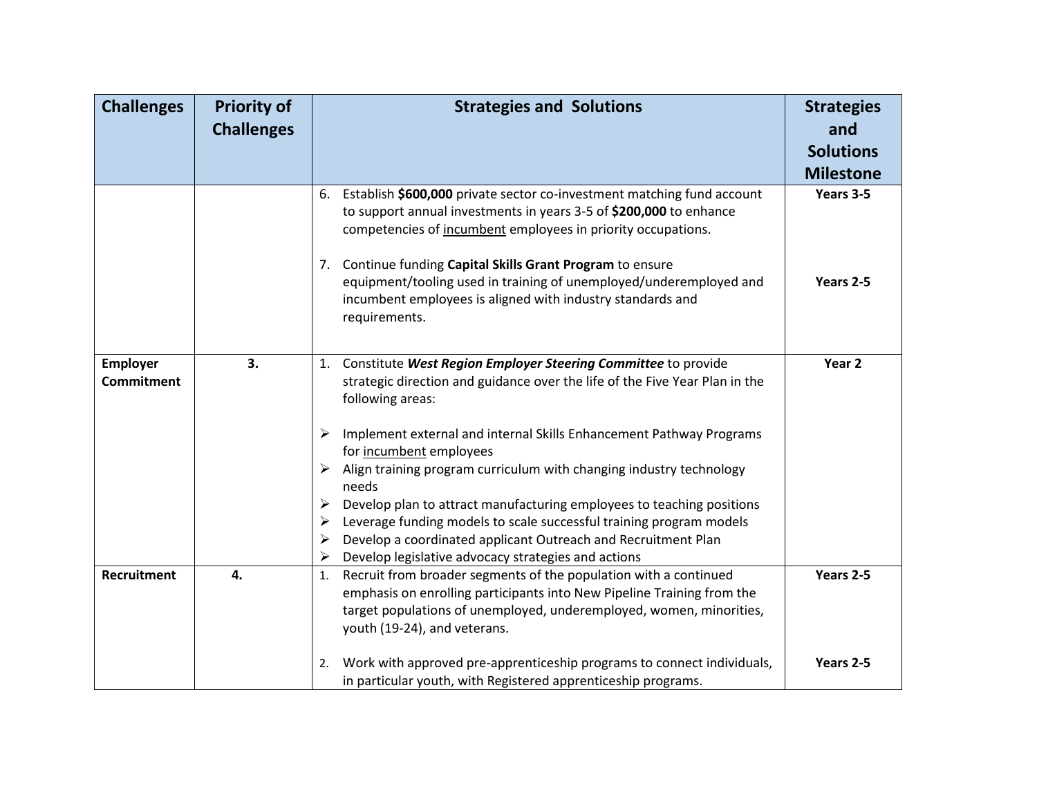| Challenges | Priority of Challenges | Strategies and Solutions | Strategies and Solutions Milestone |
|---|---|---|---|
| | | 6. Establish **$600,000** private sector co-investment matching fund account to support annual investments in years 3-5 of **$200,000** to enhance competencies of <u>incumbent</u> employees in priority occupations.<br><br>7. Continue funding **Capital Skills Grant Program** to ensure equipment/tooling used in training of unemployed/underemployed and incumbent employees is aligned with industry standards and requirements. | **Years 3-5**<br><br>**Years 2-5** |
| **Employer Commitment** | **3.** | 1. Constitute ***West Region Employer Steering Committee*** to provide strategic direction and guidance over the life of the Five Year Plan in the following areas:<br><br>➢ Implement external and internal Skills Enhancement Pathway Programs for <u>incumbent</u> employees<br>➢ Align training program curriculum with changing industry technology needs<br>➢ Develop plan to attract manufacturing employees to teaching positions<br>➢ Leverage funding models to scale successful training program models<br>➢ Develop a coordinated applicant Outreach and Recruitment Plan<br>➢ Develop legislative advocacy strategies and actions | **Year 2** |
| **Recruitment** | **4.** | 1. Recruit from broader segments of the population with a continued emphasis on enrolling participants into New Pipeline Training from the target populations of unemployed, underemployed, women, minorities, youth (19-24), and veterans.<br><br>2. Work with approved pre-apprenticeship programs to connect individuals, in particular youth, with Registered apprenticeship programs. | **Years 2-5**<br><br>**Years 2-5** |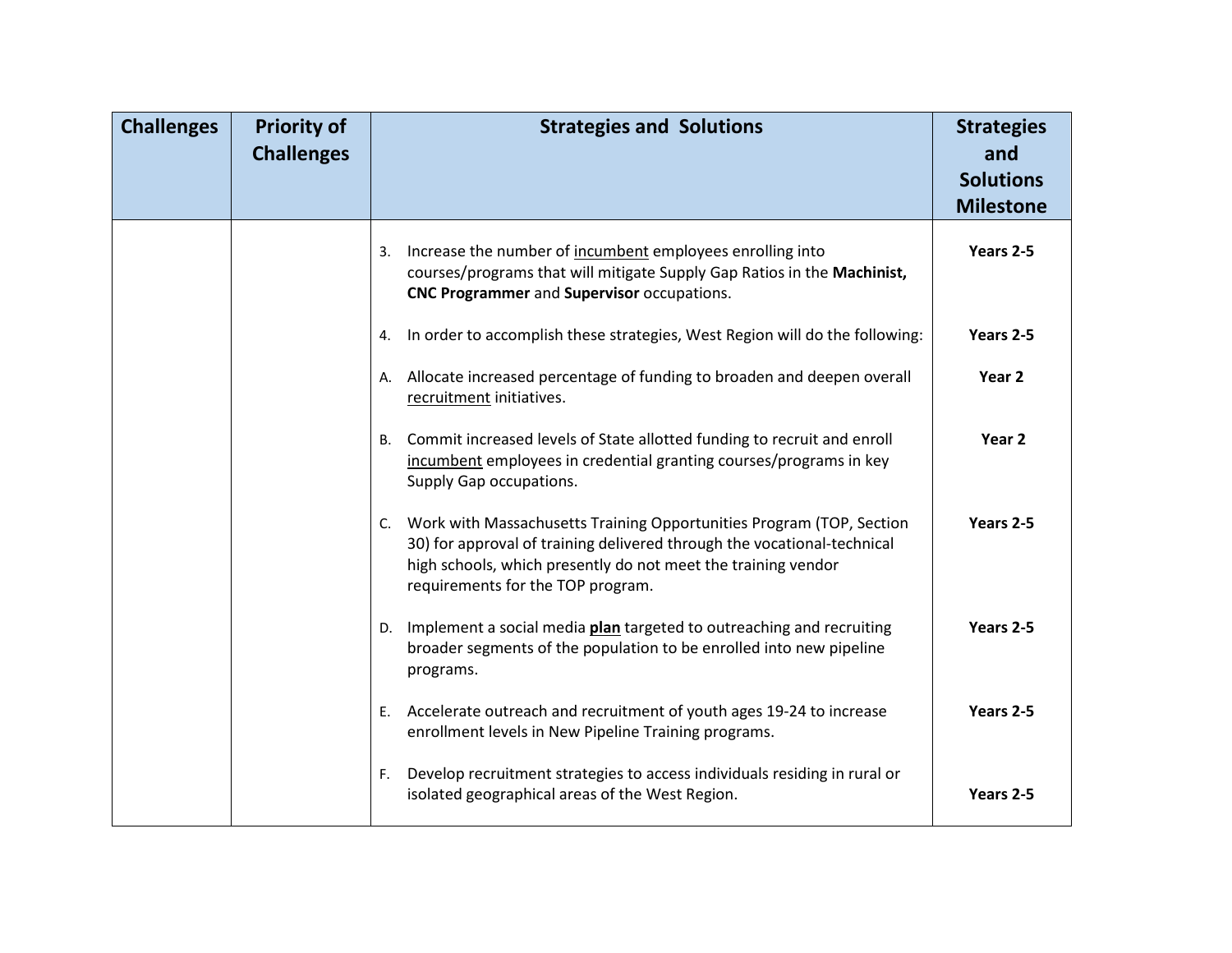| Challenges | Priority of Challenges | Strategies and Solutions | Strategies and Solutions Milestone |
|---|---|---|---|
| | | 3. Increase the number of <u>incumbent</u> employees enrolling into courses/programs that will mitigate Supply Gap Ratios in the **Machinist, CNC Programmer** and **Supervisor** occupations. | **Years 2-5** |
| | | 4. In order to accomplish these strategies, West Region will do the following: | **Years 2-5** |
| | | A. Allocate increased percentage of funding to broaden and deepen overall <u>recruitment</u> initiatives. | **Year 2** |
| | | B. Commit increased levels of State allotted funding to recruit and enroll <u>incumbent</u> employees in credential granting courses/programs in key Supply Gap occupations. | **Year 2** |
| | | C. Work with Massachusetts Training Opportunities Program (TOP, Section 30) for approval of training delivered through the vocational-technical high schools, which presently do not meet the training vendor requirements for the TOP program. | **Years 2-5** |
| | | D. Implement a social media **<u>plan</u>** targeted to outreaching and recruiting broader segments of the population to be enrolled into new pipeline programs. | **Years 2-5** |
| | | E. Accelerate outreach and recruitment of youth ages 19-24 to increase enrollment levels in New Pipeline Training programs. | **Years 2-5** |
| | | F. Develop recruitment strategies to access individuals residing in rural or isolated geographical areas of the West Region. | **Years 2-5** |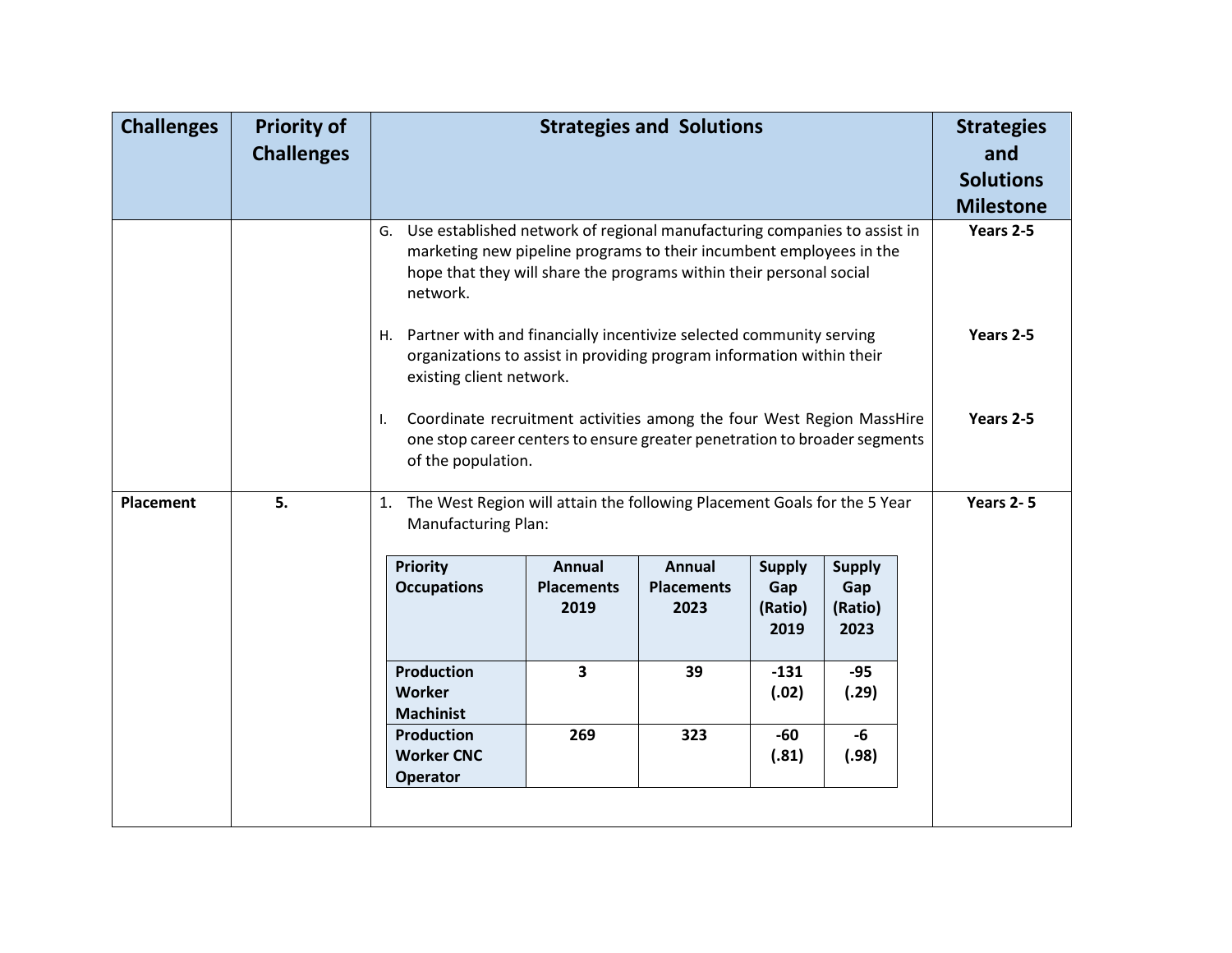| Challenges | Priority of Challenges | Strategies and Solutions | Strategies and Solutions Milestone |
|---|---|---|---|
| | | G. Use established network of regional manufacturing companies to assist in marketing new pipeline programs to their incumbent employees in the hope that they will share the programs within their personal social network. | **Years 2-5** |
| | | H. Partner with and financially incentivize selected community serving organizations to assist in providing program information within their existing client network. | **Years 2-5** |
| | | I. Coordinate recruitment activities among the four West Region MassHire one stop career centers to ensure greater penetration to broader segments of the population. | **Years 2-5** |
| **Placement** | **5.** | 1. The West Region will attain the following Placement Goals for the 5 Year Manufacturing Plan: (see table below) | **Years 2- 5** |

| Priority Occupations | Annual Placements 2019 | Annual Placements 2023 | Supply Gap (Ratio) 2019 | Supply Gap (Ratio) 2023 |
|---|---|---|---|---|
| **Production Worker Machinist** | **3** | **39** | **-131 (.02)** | **-95 (.29)** |
| **Production Worker CNC Operator** | **269** | **323** | **-60 (.81)** | **-6 (.98)** |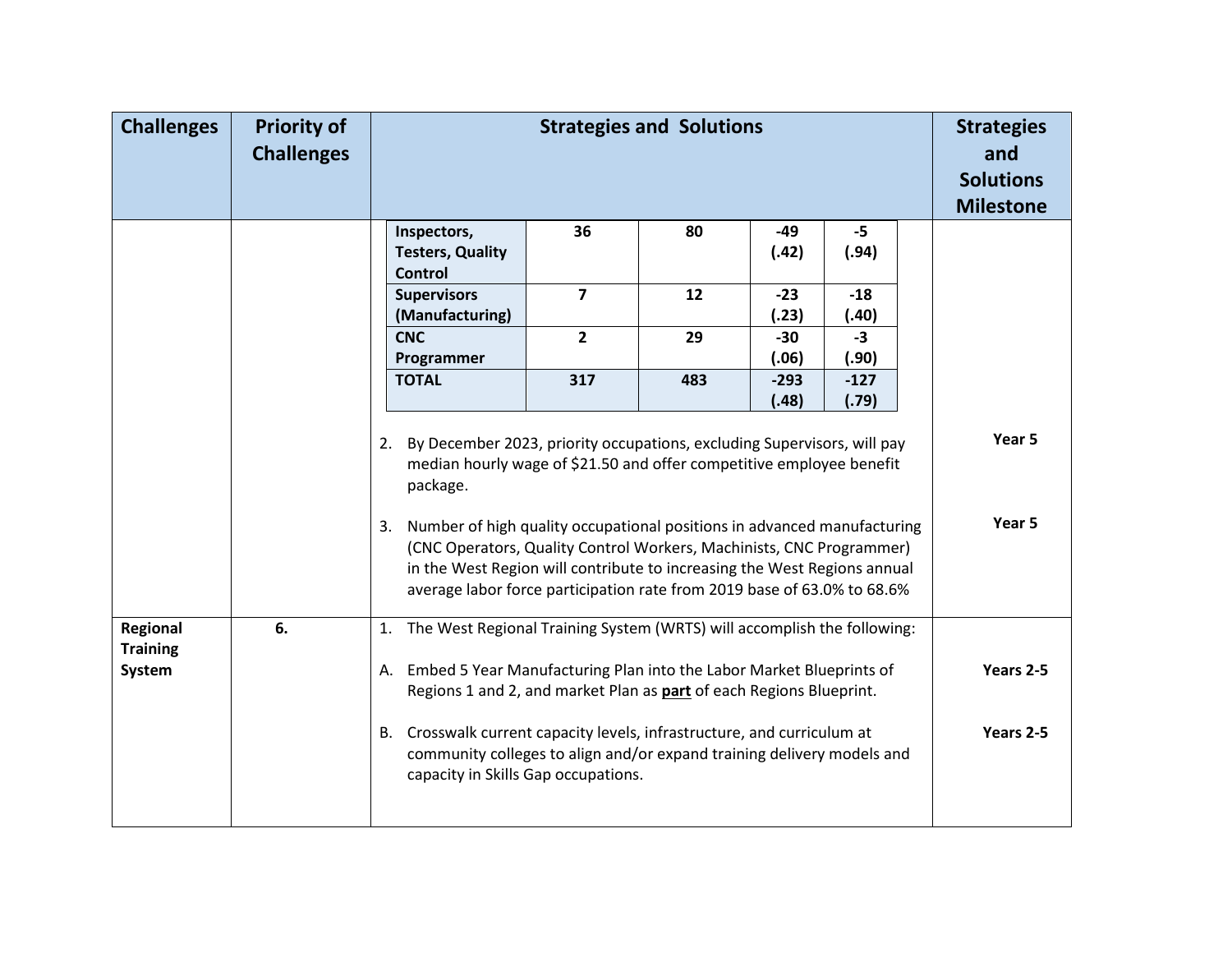| Challenges | Priority of Challenges | Strategies and Solutions | Strategies and Solutions Milestone |
|---|---|---|---|
| | | (table continued below) | |
| | | 2. By December 2023, priority occupations, excluding Supervisors, will pay median hourly wage of $21.50 and offer competitive employee benefit package. | Year 5 |
| | | 3. Number of high quality occupational positions in advanced manufacturing (CNC Operators, Quality Control Workers, Machinists, CNC Programmer) in the West Region will contribute to increasing the West Regions annual average labor force participation rate from 2019 base of 63.0% to 68.6% | Year 5 |
| **Regional Training System** | **6.** | 1. The West Regional Training System (WRTS) will accomplish the following: | |
| | | A. Embed 5 Year Manufacturing Plan into the Labor Market Blueprints of Regions 1 and 2, and market Plan as **part** of each Regions Blueprint. | **Years 2-5** |
| | | B. Crosswalk current capacity levels, infrastructure, and curriculum at community colleges to align and/or expand training delivery models and capacity in Skills Gap occupations. | **Years 2-5** |

| | | | | |
|---|---|---|---|---|
| **Inspectors, Testers, Quality Control** | **36** | **80** | **-49 (.42)** | **-5 (.94)** |
| **Supervisors (Manufacturing)** | **7** | **12** | **-23 (.23)** | **-18 (.40)** |
| **CNC Programmer** | **2** | **29** | **-30 (.06)** | **-3 (.90)** |
| **TOTAL** | **317** | **483** | **-293 (.48)** | **-127 (.79)** |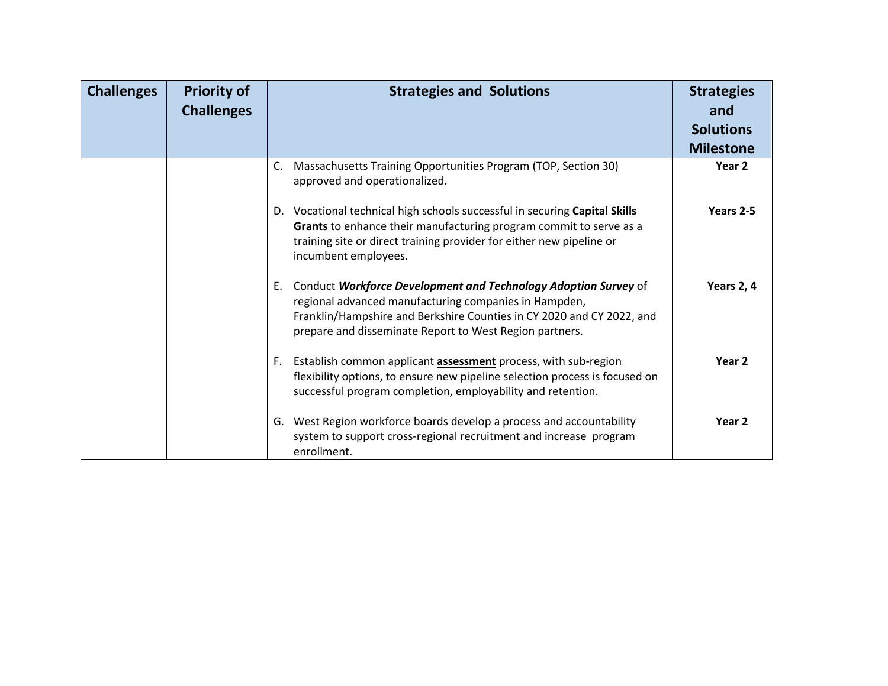| Challenges | Priority of Challenges | Strategies and Solutions | Strategies and Solutions Milestone |
| --- | --- | --- | --- |
| | | C. Massachusetts Training Opportunities Program (TOP, Section 30) approved and operationalized. | **Year 2** |
| | | D. Vocational technical high schools successful in securing **Capital Skills Grants** to enhance their manufacturing program commit to serve as a training site or direct training provider for either new pipeline or incumbent employees. | **Years 2-5** |
| | | E. Conduct ***Workforce Development and Technology Adoption Survey*** of regional advanced manufacturing companies in Hampden, Franklin/Hampshire and Berkshire Counties in CY 2020 and CY 2022, and prepare and disseminate Report to West Region partners. | **Years 2, 4** |
| | | F. Establish common applicant <u>**assessment**</u> process, with sub-region flexibility options, to ensure new pipeline selection process is focused on successful program completion, employability and retention. | **Year 2** |
| | | G. West Region workforce boards develop a process and accountability system to support cross-regional recruitment and increase program enrollment. | **Year 2** |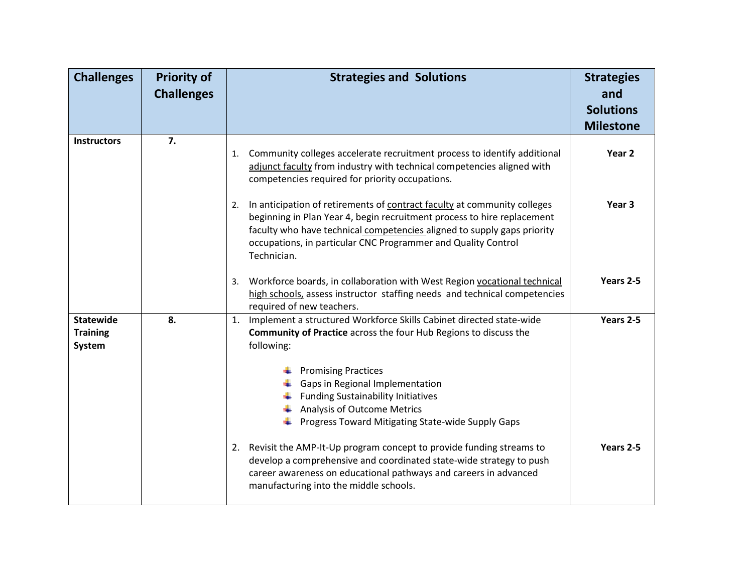| Challenges | Priority of Challenges | Strategies and Solutions | Strategies and Solutions Milestone |
|---|---|---|---|
| **Instructors** | **7.** | 1. Community colleges accelerate recruitment process to identify additional adjunct faculty from industry with technical competencies aligned with competencies required for priority occupations. | **Year 2** |
| | | 2. In anticipation of retirements of contract faculty at community colleges beginning in Plan Year 4, begin recruitment process to hire replacement faculty who have technical competencies aligned to supply gaps priority occupations, in particular CNC Programmer and Quality Control Technician. | **Year 3** |
| | | 3. Workforce boards, in collaboration with West Region vocational technical high schools, assess instructor staffing needs and technical competencies required of new teachers. | **Years 2-5** |
| **Statewide Training System** | **8.** | 1. Implement a structured Workforce Skills Cabinet directed state-wide **Community of Practice** across the four Hub Regions to discuss the following: <br> - Promising Practices <br> - Gaps in Regional Implementation <br> - Funding Sustainability Initiatives <br> - Analysis of Outcome Metrics <br> - Progress Toward Mitigating State-wide Supply Gaps | **Years 2-5** |
| | | 2. Revisit the AMP-It-Up program concept to provide funding streams to develop a comprehensive and coordinated state-wide strategy to push career awareness on educational pathways and careers in advanced manufacturing into the middle schools. | **Years 2-5** |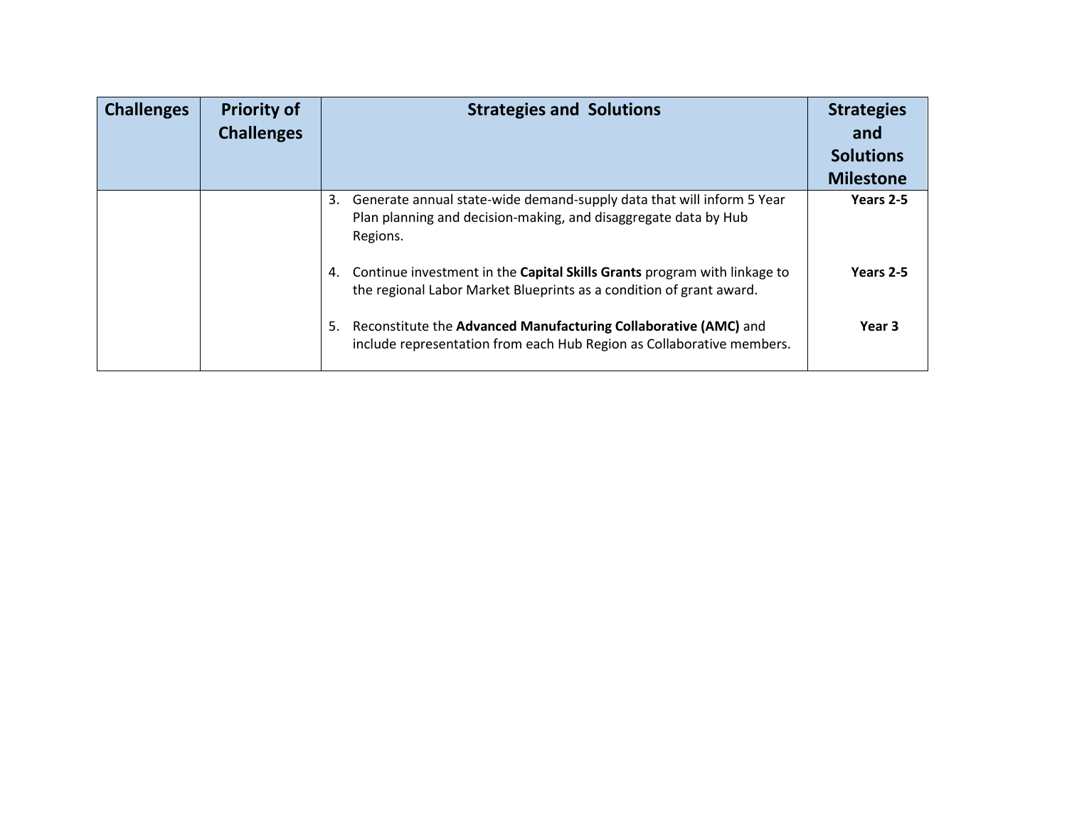| Challenges | Priority of Challenges | Strategies and Solutions | Strategies and Solutions Milestone |
|---|---|---|---|
| | | 3. Generate annual state-wide demand-supply data that will inform 5 Year Plan planning and decision-making, and disaggregate data by Hub Regions. | **Years 2-5** |
| | | 4. Continue investment in the **Capital Skills Grants** program with linkage to the regional Labor Market Blueprints as a condition of grant award. | **Years 2-5** |
| | | 5. Reconstitute the **Advanced Manufacturing Collaborative (AMC)** and include representation from each Hub Region as Collaborative members. | **Year 3** |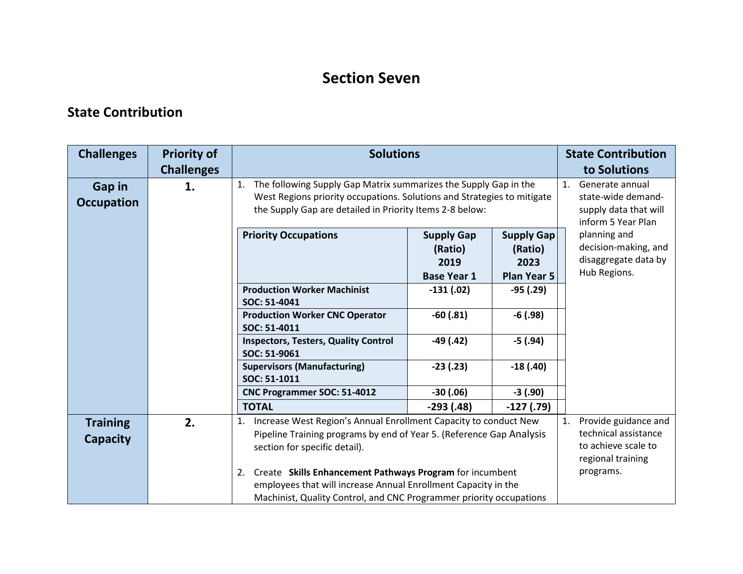# Section Seven

## State Contribution

<table>
<tr>
<th>Challenges</th>
<th>Priority of Challenges</th>
<th>Solutions</th>
<th>State Contribution to Solutions</th>
</tr>
<tr>
<td><strong>Gap in Occupation</strong></td>
<td><strong>1.</strong></td>
<td>
1. The following Supply Gap Matrix summarizes the Supply Gap in the West Regions priority occupations. Solutions and Strategies to mitigate the Supply Gap are detailed in Priority Items 2-8 below:
<table>
<tr><th>Priority Occupations</th><th>Supply Gap (Ratio) 2019 Base Year 1</th><th>Supply Gap (Ratio) 2023 Plan Year 5</th></tr>
<tr><td><strong>Production Worker Machinist SOC: 51-4041</strong></td><td><strong>-131 (.02)</strong></td><td><strong>-95 (.29)</strong></td></tr>
<tr><td><strong>Production Worker CNC Operator SOC: 51-4011</strong></td><td><strong>-60 (.81)</strong></td><td><strong>-6 (.98)</strong></td></tr>
<tr><td><strong>Inspectors, Testers, Quality Control SOC: 51-9061</strong></td><td><strong>-49 (.42)</strong></td><td><strong>-5 (.94)</strong></td></tr>
<tr><td><strong>Supervisors (Manufacturing) SOC: 51-1011</strong></td><td><strong>-23 (.23)</strong></td><td><strong>-18 (.40)</strong></td></tr>
<tr><td><strong>CNC Programmer SOC: 51-4012</strong></td><td><strong>-30 (.06)</strong></td><td><strong>-3 (.90)</strong></td></tr>
<tr><td><strong>TOTAL</strong></td><td><strong>-293 (.48)</strong></td><td><strong>-127 (.79)</strong></td></tr>
</table>
</td>
<td>1. Generate annual state-wide demand-supply data that will inform 5 Year Plan planning and decision-making, and disaggregate data by Hub Regions.</td>
</tr>
<tr>
<td><strong>Training Capacity</strong></td>
<td><strong>2.</strong></td>
<td>
1. Increase West Region's Annual Enrollment Capacity to conduct New Pipeline Training programs by end of Year 5. (Reference Gap Analysis section for specific detail).<br><br>
2. Create <strong>Skills Enhancement Pathways Program</strong> for incumbent employees that will increase Annual Enrollment Capacity in the Machinist, Quality Control, and CNC Programmer priority occupations
</td>
<td>1. Provide guidance and technical assistance to achieve scale to regional training programs.</td>
</tr>
</table>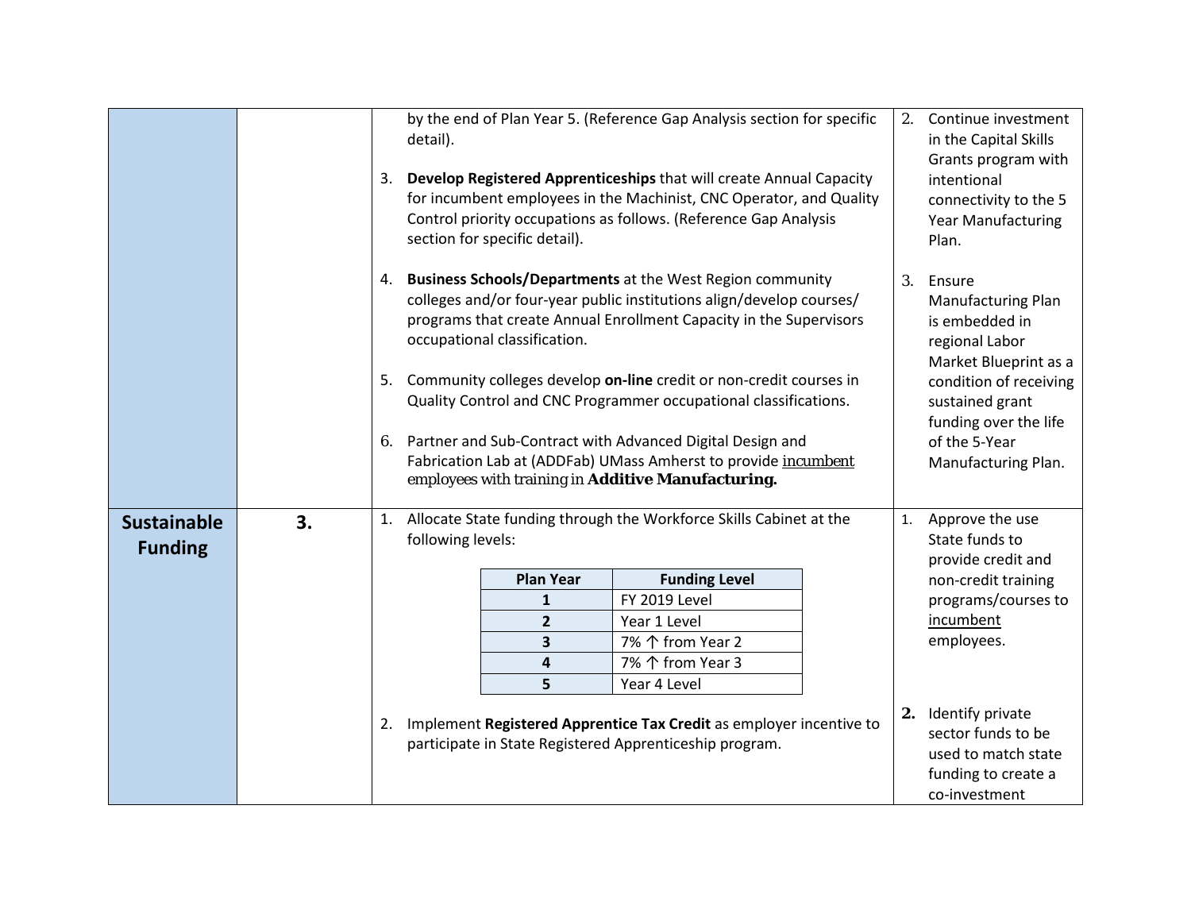| | | | |
|---|---|---|---|
| | | by the end of Plan Year 5. (Reference Gap Analysis section for specific detail).<br><br>3. **Develop Registered Apprenticeships** that will create Annual Capacity for incumbent employees in the Machinist, CNC Operator, and Quality Control priority occupations as follows. (Reference Gap Analysis section for specific detail).<br><br>4. **Business Schools/Departments** at the West Region community colleges and/or four-year public institutions align/develop courses/ programs that create Annual Enrollment Capacity in the Supervisors occupational classification.<br><br>5. Community colleges develop **on-line** credit or non-credit courses in Quality Control and CNC Programmer occupational classifications.<br><br>6. Partner and Sub-Contract with Advanced Digital Design and Fabrication Lab at (ADDFab) UMass Amherst to provide incumbent employees with training in **Additive Manufacturing.** | 2. Continue investment in the Capital Skills Grants program with intentional connectivity to the 5 Year Manufacturing Plan.<br><br>3. Ensure Manufacturing Plan is embedded in regional Labor Market Blueprint as a condition of receiving sustained grant funding over the life of the 5-Year Manufacturing Plan. |
| **Sustainable Funding** | **3.** | 1. Allocate State funding through the Workforce Skills Cabinet at the following levels:<br><br>**Plan Year** / **Funding Level**<br>**1** – FY 2019 Level<br>**2** – Year 1 Level<br>**3** – 7% ↑ from Year 2<br>**4** – 7% ↑ from Year 3<br>**5** – Year 4 Level<br><br>2. Implement **Registered Apprentice Tax Credit** as employer incentive to participate in State Registered Apprenticeship program. | 1. Approve the use State funds to provide credit and non-credit training programs/courses to incumbent employees.<br><br>**2.** Identify private sector funds to be used to match state funding to create a co-investment |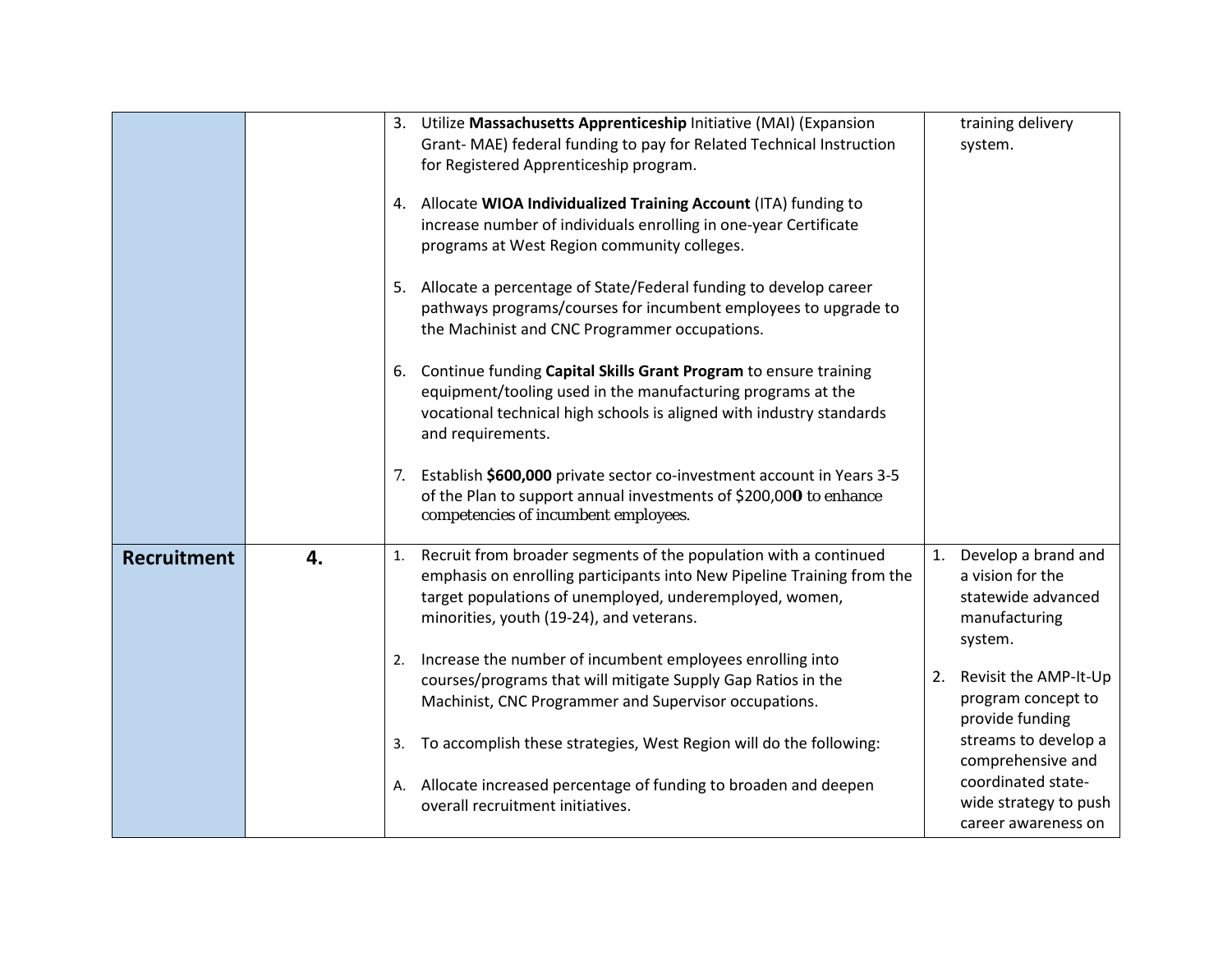| | | | |
|---|---|---|---|
| | | 3. Utilize **Massachusetts Apprenticeship** Initiative (MAI) (Expansion Grant- MAE) federal funding to pay for Related Technical Instruction for Registered Apprenticeship program.<br><br>4. Allocate **WIOA Individualized Training Account** (ITA) funding to increase number of individuals enrolling in one-year Certificate programs at West Region community colleges.<br><br>5. Allocate a percentage of State/Federal funding to develop career pathways programs/courses for incumbent employees to upgrade to the Machinist and CNC Programmer occupations.<br><br>6. Continue funding **Capital Skills Grant Program** to ensure training equipment/tooling used in the manufacturing programs at the vocational technical high schools is aligned with industry standards and requirements.<br><br>7. Establish **$600,000** private sector co-investment account in Years 3-5 of the Plan to support annual investments of $200,000 to enhance competencies of incumbent employees. | training delivery system. |
| **Recruitment** | **4.** | 1. Recruit from broader segments of the population with a continued emphasis on enrolling participants into New Pipeline Training from the target populations of unemployed, underemployed, women, minorities, youth (19-24), and veterans.<br><br>2. Increase the number of incumbent employees enrolling into courses/programs that will mitigate Supply Gap Ratios in the Machinist, CNC Programmer and Supervisor occupations.<br><br>3. To accomplish these strategies, West Region will do the following:<br><br>A. Allocate increased percentage of funding to broaden and deepen overall recruitment initiatives. | 1. Develop a brand and a vision for the statewide advanced manufacturing system.<br><br>2. Revisit the AMP-It-Up program concept to provide funding streams to develop a comprehensive and coordinated state-wide strategy to push career awareness on |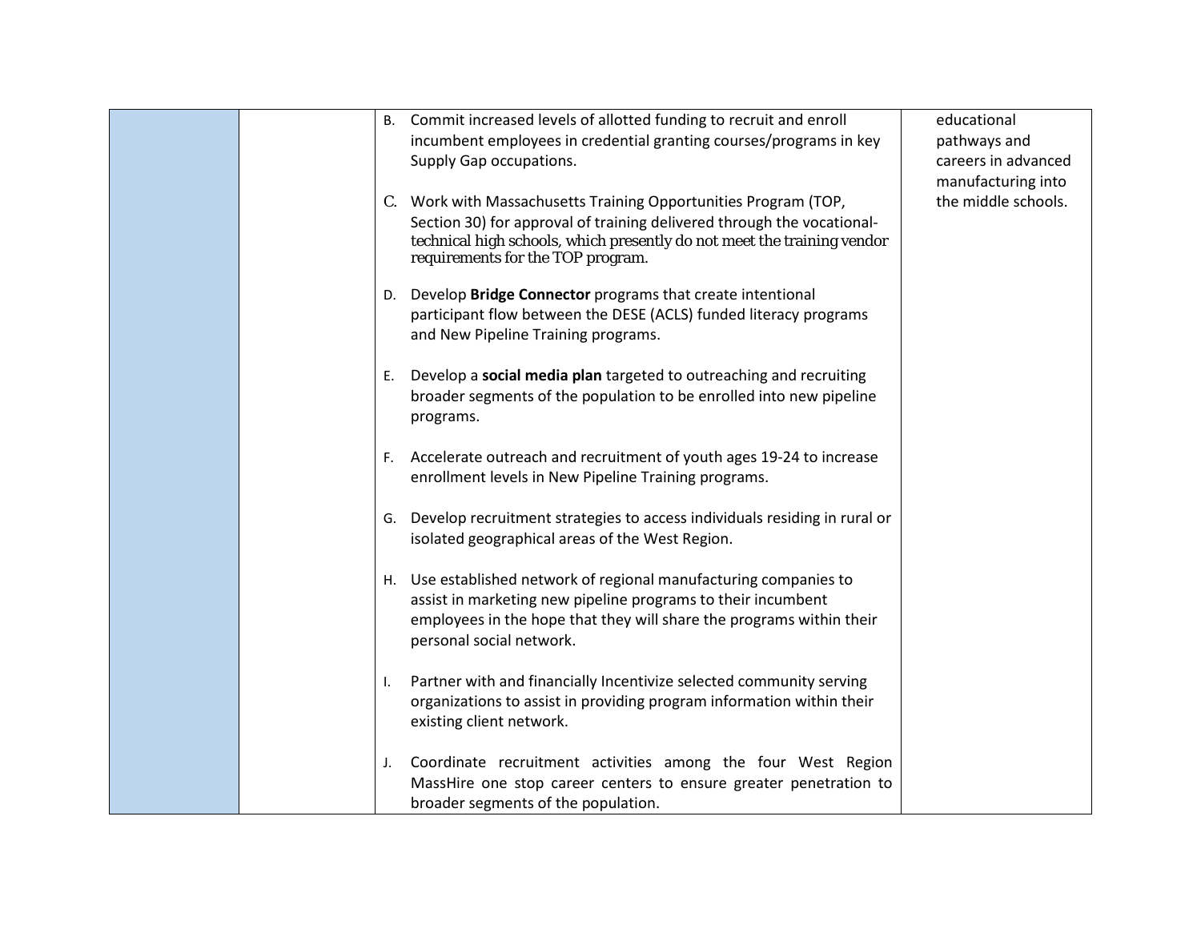| | | | |
|---|---|---|---|
| | | B. Commit increased levels of allotted funding to recruit and enroll incumbent employees in credential granting courses/programs in key Supply Gap occupations.<br><br>C. Work with Massachusetts Training Opportunities Program (TOP, Section 30) for approval of training delivered through the vocational-technical high schools, which presently do not meet the training vendor requirements for the TOP program.<br><br>D. Develop **Bridge Connector** programs that create intentional participant flow between the DESE (ACLS) funded literacy programs and New Pipeline Training programs.<br><br>E. Develop a **social media plan** targeted to outreaching and recruiting broader segments of the population to be enrolled into new pipeline programs.<br><br>F. Accelerate outreach and recruitment of youth ages 19-24 to increase enrollment levels in New Pipeline Training programs.<br><br>G. Develop recruitment strategies to access individuals residing in rural or isolated geographical areas of the West Region.<br><br>H. Use established network of regional manufacturing companies to assist in marketing new pipeline programs to their incumbent employees in the hope that they will share the programs within their personal social network.<br><br>I. Partner with and financially Incentivize selected community serving organizations to assist in providing program information within their existing client network.<br><br>J. Coordinate recruitment activities among the four West Region MassHire one stop career centers to ensure greater penetration to broader segments of the population. | educational pathways and careers in advanced manufacturing into the middle schools. |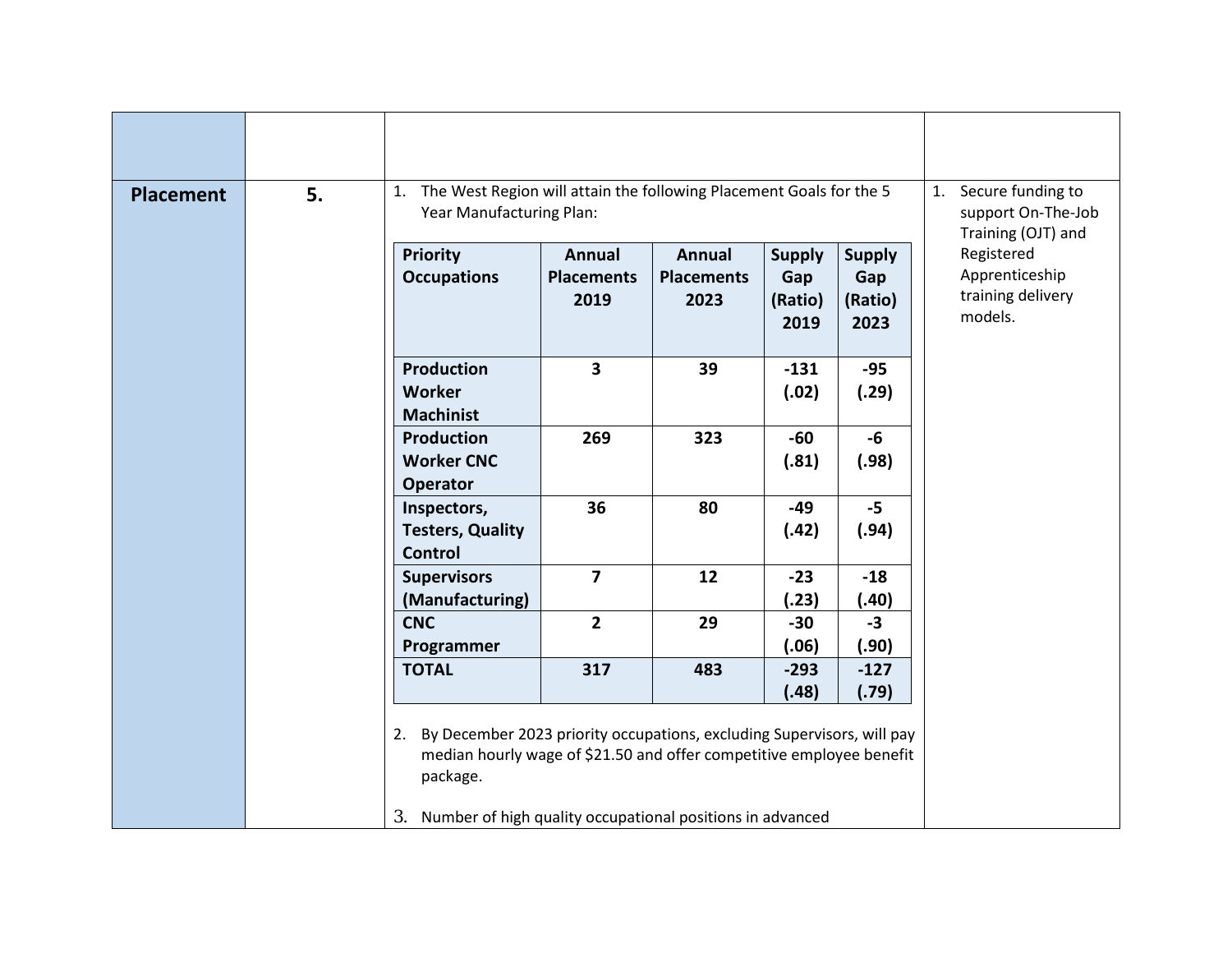| | | | |
|---|---|---|---|
| | | | |
| **Placement** | **5.** | 1. The West Region will attain the following Placement Goals for the 5 Year Manufacturing Plan: | 1. Secure funding to support On-The-Job Training (OJT) and Registered Apprenticeship training delivery models. |

| Priority Occupations | Annual Placements 2019 | Annual Placements 2023 | Supply Gap (Ratio) 2019 | Supply Gap (Ratio) 2023 |
|---|---|---|---|---|
| **Production Worker Machinist** | **3** | **39** | **-131 (.02)** | **-95 (.29)** |
| **Production Worker CNC Operator** | **269** | **323** | **-60 (.81)** | **-6 (.98)** |
| **Inspectors, Testers, Quality Control** | **36** | **80** | **-49 (.42)** | **-5 (.94)** |
| **Supervisors (Manufacturing)** | **7** | **12** | **-23 (.23)** | **-18 (.40)** |
| **CNC Programmer** | **2** | **29** | **-30 (.06)** | **-3 (.90)** |
| **TOTAL** | **317** | **483** | **-293 (.48)** | **-127 (.79)** |

2. By December 2023 priority occupations, excluding Supervisors, will pay median hourly wage of $21.50 and offer competitive employee benefit package.

3. Number of high quality occupational positions in advanced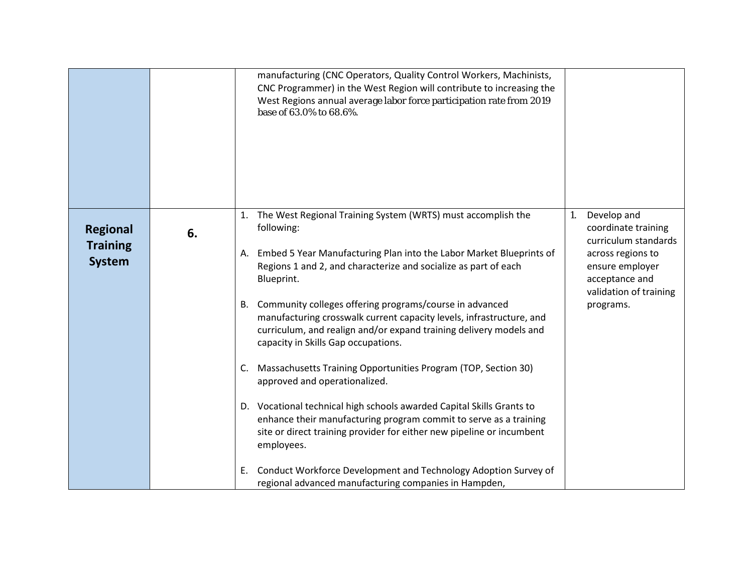| | | | |
|---|---|---|---|
| | | manufacturing (CNC Operators, Quality Control Workers, Machinists, CNC Programmer) in the West Region will contribute to increasing the West Regions annual average labor force participation rate from 2019 base of 63.0% to 68.6%. | |
| **Regional Training System** | **6.** | 1. The West Regional Training System (WRTS) must accomplish the following:<br><br>A. Embed 5 Year Manufacturing Plan into the Labor Market Blueprints of Regions 1 and 2, and characterize and socialize as part of each Blueprint.<br><br>B. Community colleges offering programs/course in advanced manufacturing crosswalk current capacity levels, infrastructure, and curriculum, and realign and/or expand training delivery models and capacity in Skills Gap occupations.<br><br>C. Massachusetts Training Opportunities Program (TOP, Section 30) approved and operationalized.<br><br>D. Vocational technical high schools awarded Capital Skills Grants to enhance their manufacturing program commit to serve as a training site or direct training provider for either new pipeline or incumbent employees.<br><br>E. Conduct Workforce Development and Technology Adoption Survey of regional advanced manufacturing companies in Hampden, | 1. Develop and coordinate training curriculum standards across regions to ensure employer acceptance and validation of training programs. |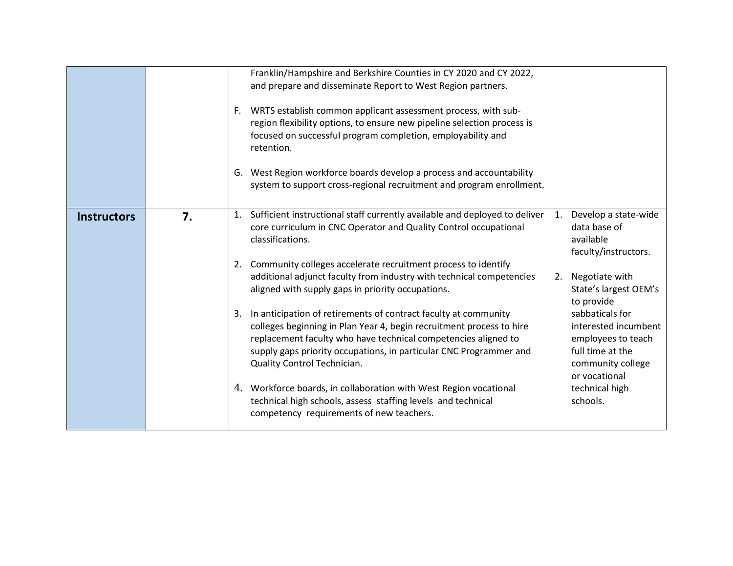| | | | |
|---|---|---|---|
| | | Franklin/Hampshire and Berkshire Counties in CY 2020 and CY 2022, and prepare and disseminate Report to West Region partners.<br><br>F. WRTS establish common applicant assessment process, with sub-region flexibility options, to ensure new pipeline selection process is focused on successful program completion, employability and retention.<br><br>G. West Region workforce boards develop a process and accountability system to support cross-regional recruitment and program enrollment. | |
| **Instructors** | **7.** | 1. Sufficient instructional staff currently available and deployed to deliver core curriculum in CNC Operator and Quality Control occupational classifications.<br><br>2. Community colleges accelerate recruitment process to identify additional adjunct faculty from industry with technical competencies aligned with supply gaps in priority occupations.<br><br>3. In anticipation of retirements of contract faculty at community colleges beginning in Plan Year 4, begin recruitment process to hire replacement faculty who have technical competencies aligned to supply gaps priority occupations, in particular CNC Programmer and Quality Control Technician.<br><br>4. Workforce boards, in collaboration with West Region vocational technical high schools, assess staffing levels and technical competency requirements of new teachers. | 1. Develop a state-wide data base of available faculty/instructors.<br><br>2. Negotiate with State's largest OEM's to provide sabbaticals for interested incumbent employees to teach full time at the community college or vocational technical high schools. |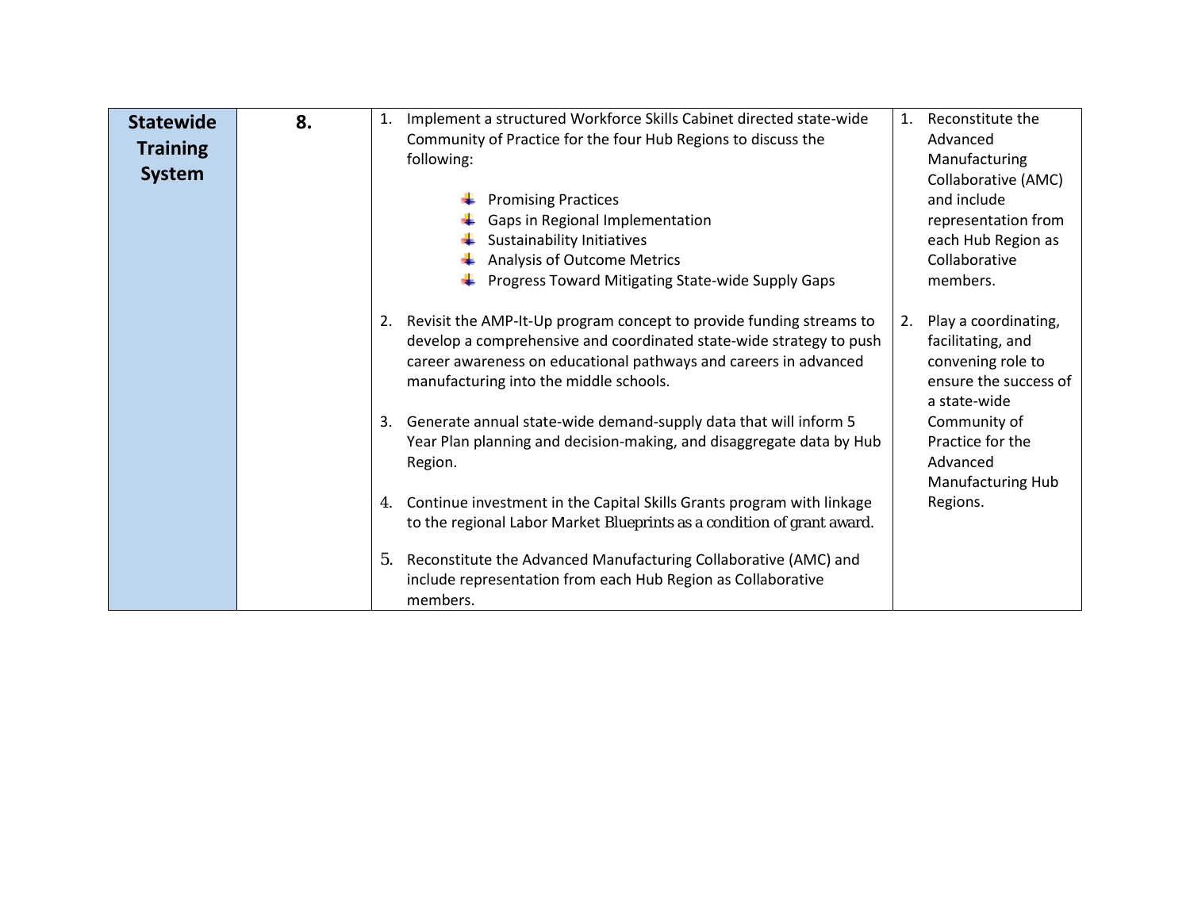| Statewide Training System | 8. | 1. Implement a structured Workforce Skills Cabinet directed state-wide Community of Practice for the four Hub Regions to discuss the following:<br><br>- Promising Practices<br>- Gaps in Regional Implementation<br>- Sustainability Initiatives<br>- Analysis of Outcome Metrics<br>- Progress Toward Mitigating State-wide Supply Gaps<br><br>2. Revisit the AMP-It-Up program concept to provide funding streams to develop a comprehensive and coordinated state-wide strategy to push career awareness on educational pathways and careers in advanced manufacturing into the middle schools.<br><br>3. Generate annual state-wide demand-supply data that will inform 5 Year Plan planning and decision-making, and disaggregate data by Hub Region.<br><br>4. Continue investment in the Capital Skills Grants program with linkage to the regional Labor Market Blueprints as a condition of grant award.<br><br>5. Reconstitute the Advanced Manufacturing Collaborative (AMC) and include representation from each Hub Region as Collaborative members. | 1. Reconstitute the Advanced Manufacturing Collaborative (AMC) and include representation from each Hub Region as Collaborative members.<br><br>2. Play a coordinating, facilitating, and convening role to ensure the success of a state-wide Community of Practice for the Advanced Manufacturing Hub Regions. |
|---|---|---|---|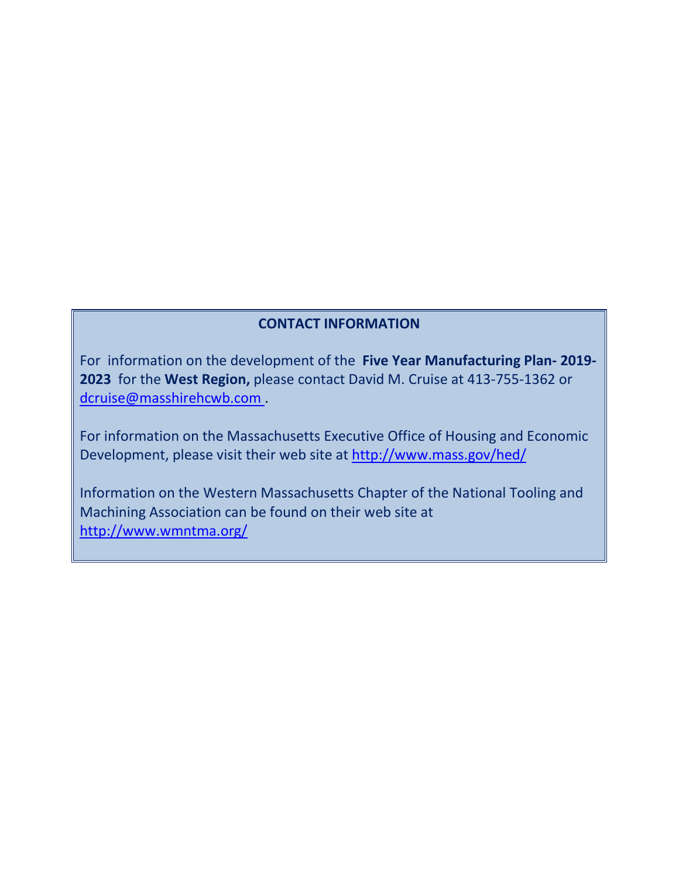## CONTACT INFORMATION

For information on the development of the **Five Year Manufacturing Plan- 2019-2023** for the **West Region,** please contact David M. Cruise at 413-755-1362 or dcruise@masshirehcwb.com .

For information on the Massachusetts Executive Office of Housing and Economic Development, please visit their web site at http://www.mass.gov/hed/

Information on the Western Massachusetts Chapter of the National Tooling and Machining Association can be found on their web site at http://www.wmntma.org/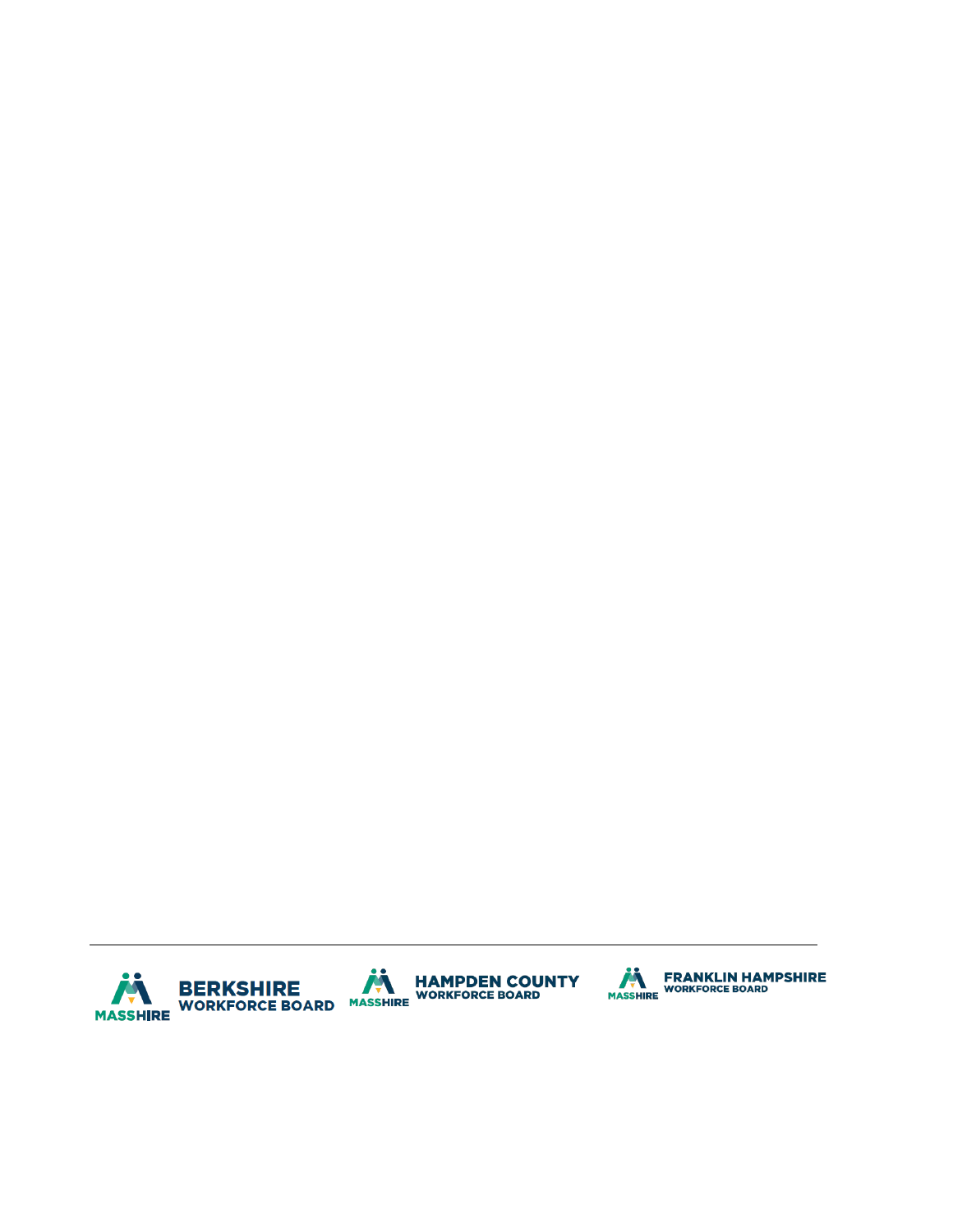MASSHIRE BERKSHIRE WORKFORCE BOARD

MASSHIRE HAMPDEN COUNTY WORKFORCE BOARD

MASSHIRE FRANKLIN HAMPSHIRE WORKFORCE BOARD